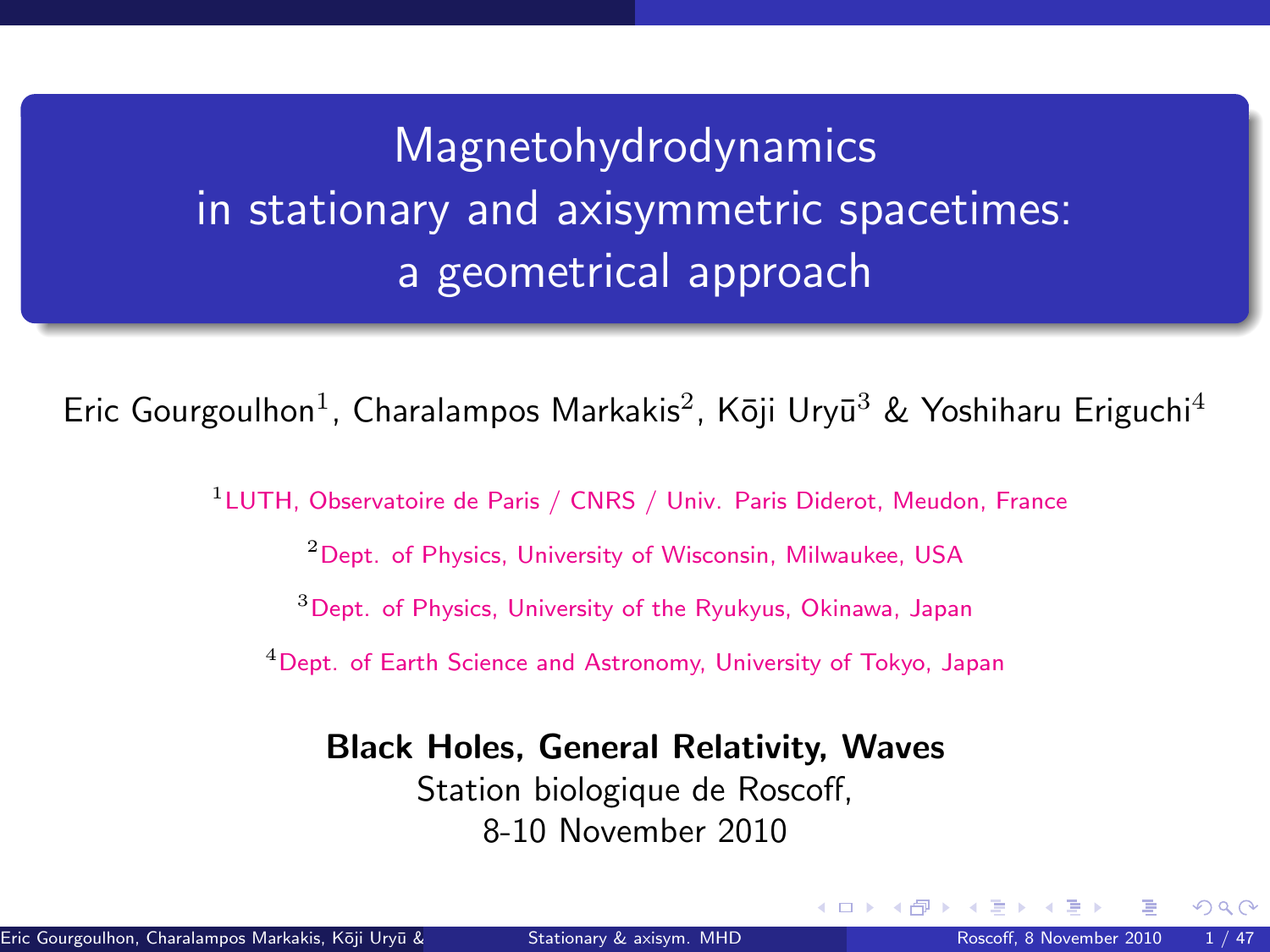# Magnetohydrodynamics in stationary and axisymmetric spacetimes: a geometrical approach

Eric Gourgoulhon[1], Charalampos Markakis[2], Kōji Uryū[3] & Yoshiharu Eriguchi[4]

[1] LUTH, Observatoire de Paris / CNRS / Univ. Paris Diderot, Meudon, France

[2] Dept. of Physics, University of Wisconsin, Milwaukee, USA

[3] Dept. of Physics, University of the Ryukyus, Okinawa, Japan

[4] Dept. of Earth Science and Astronomy, University of Tokyo, Japan

**Black Holes, General Relativity, Waves**

Station biologique de Roscoff,

8-10 November 2010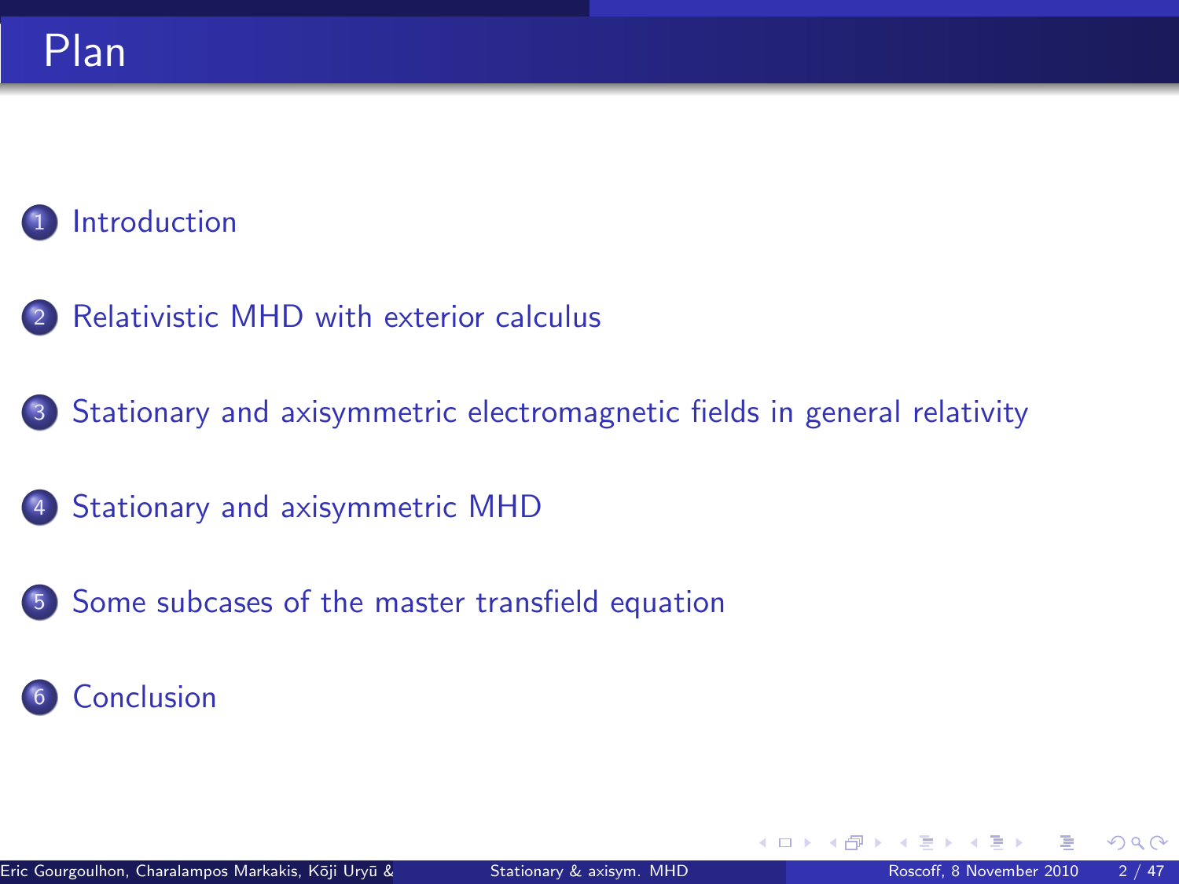# Plan

1. Introduction
2. Relativistic MHD with exterior calculus
3. Stationary and axisymmetric electromagnetic fields in general relativity
4. Stationary and axisymmetric MHD
5. Some subcases of the master transfield equation
6. Conclusion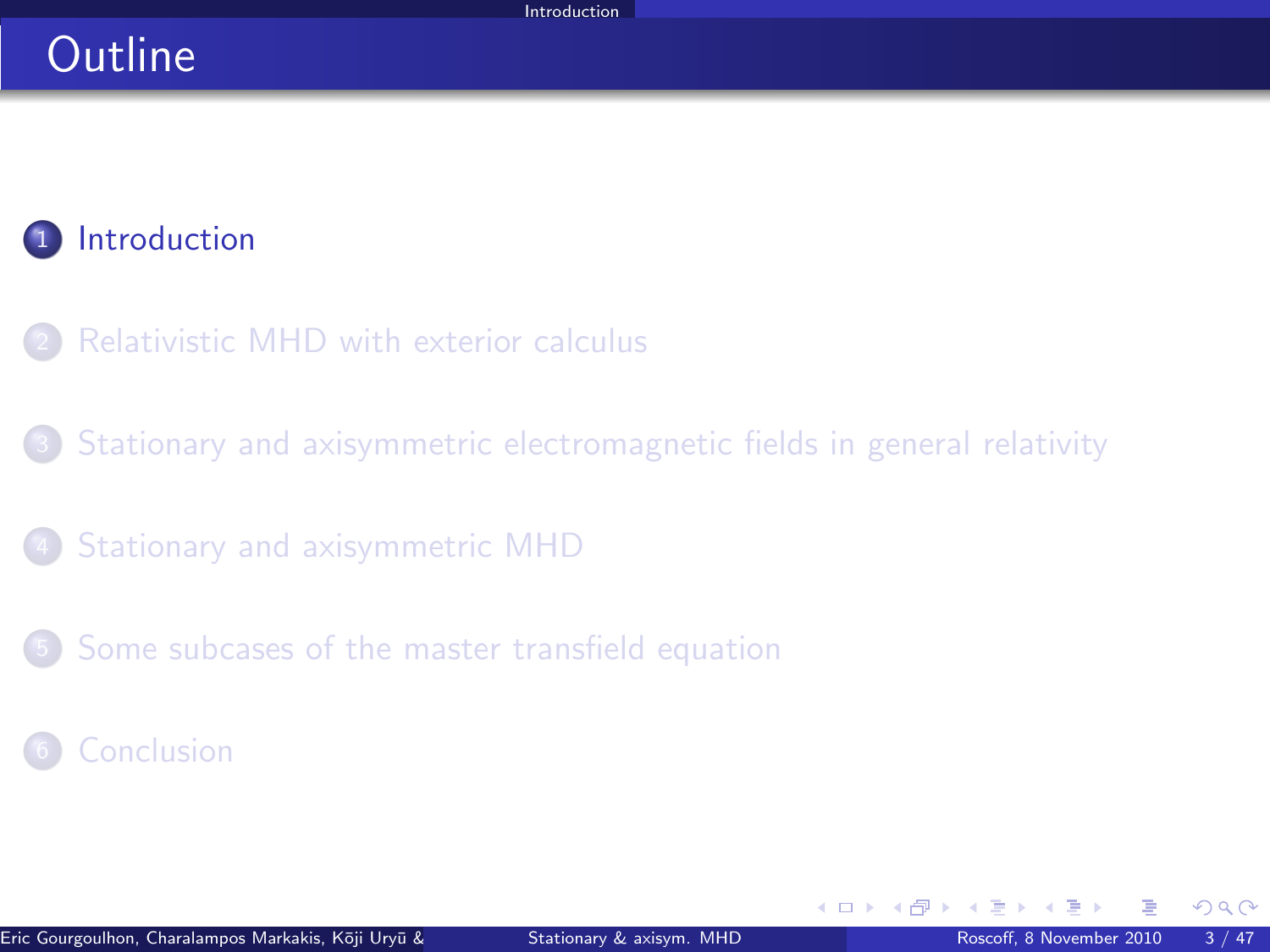# Outline

1. Introduction
2. Relativistic MHD with exterior calculus
3. Stationary and axisymmetric electromagnetic fields in general relativity
4. Stationary and axisymmetric MHD
5. Some subcases of the master transfield equation
6. Conclusion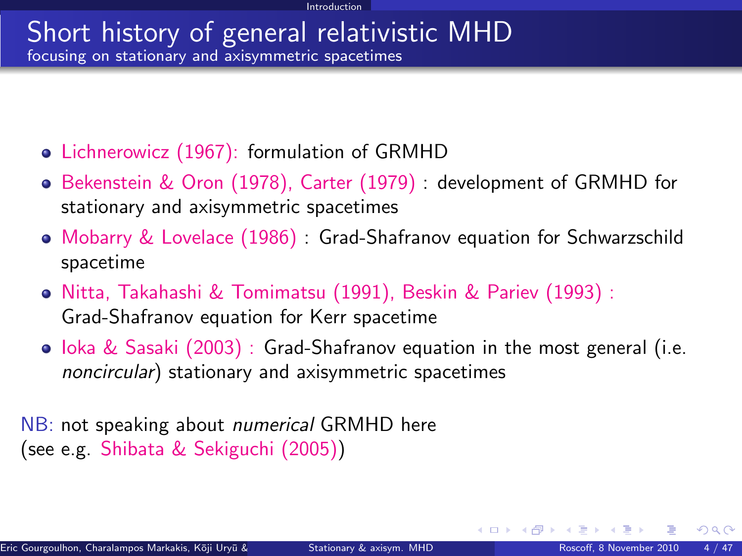# Short history of general relativistic MHD

focusing on stationary and axisymmetric spacetimes

- Lichnerowicz (1967): formulation of GRMHD
- Bekenstein & Oron (1978), Carter (1979) : development of GRMHD for stationary and axisymmetric spacetimes
- Mobarry & Lovelace (1986) : Grad-Shafranov equation for Schwarzschild spacetime
- Nitta, Takahashi & Tomimatsu (1991), Beskin & Pariev (1993) : Grad-Shafranov equation for Kerr spacetime
- Ioka & Sasaki (2003) : Grad-Shafranov equation in the most general (i.e. *noncircular*) stationary and axisymmetric spacetimes

NB: not speaking about *numerical* GRMHD here
(see e.g. Shibata & Sekiguchi (2005))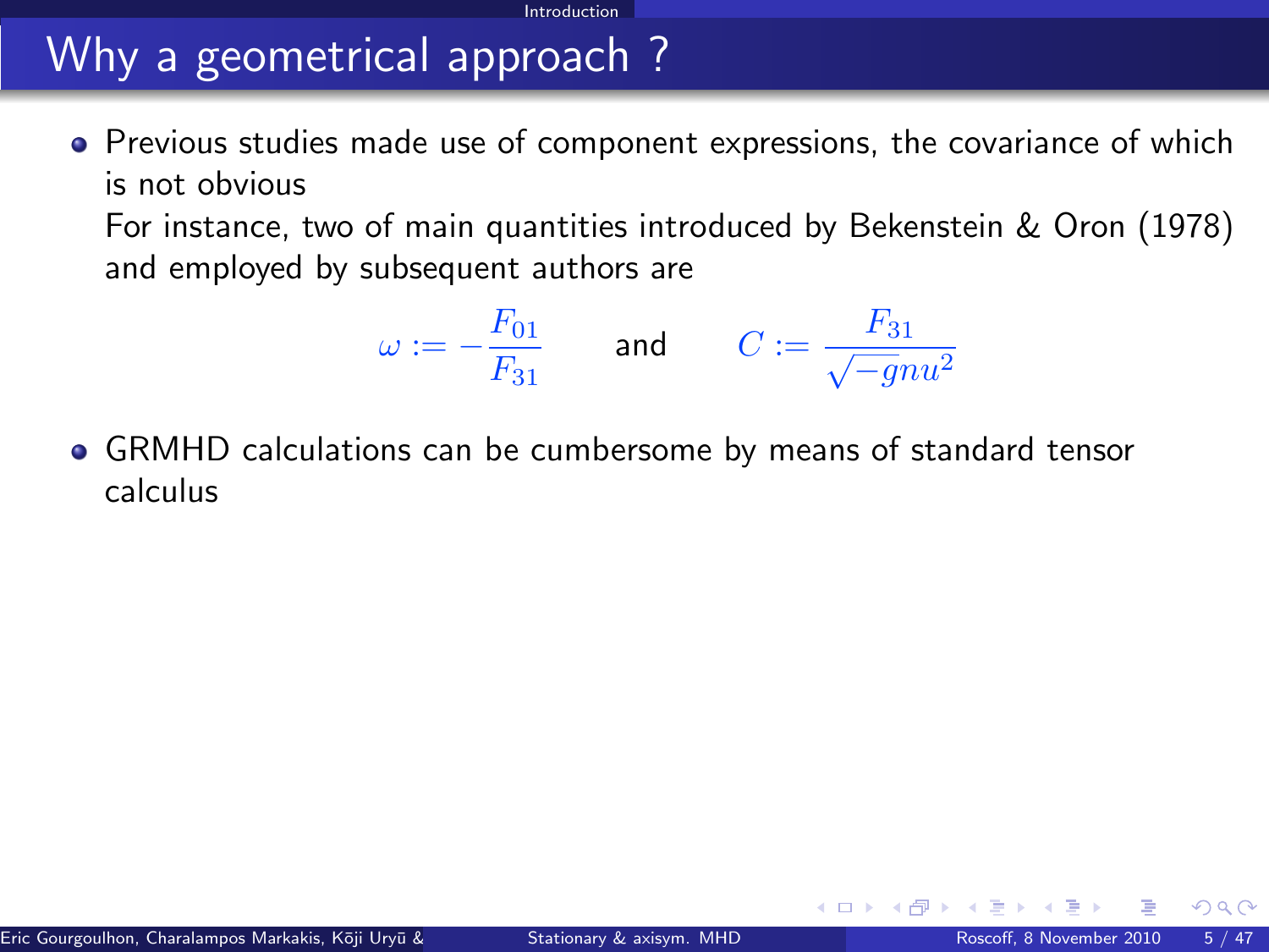# Why a geometrical approach ?

- Previous studies made use of component expressions, the covariance of which is not obvious

  For instance, two of main quantities introduced by Bekenstein & Oron (1978) and employed by subsequent authors are

$$\omega := -\frac{F_{01}}{F_{31}} \qquad \text{and} \qquad C := \frac{F_{31}}{\sqrt{-g}nu^2}$$

- GRMHD calculations can be cumbersome by means of standard tensor calculus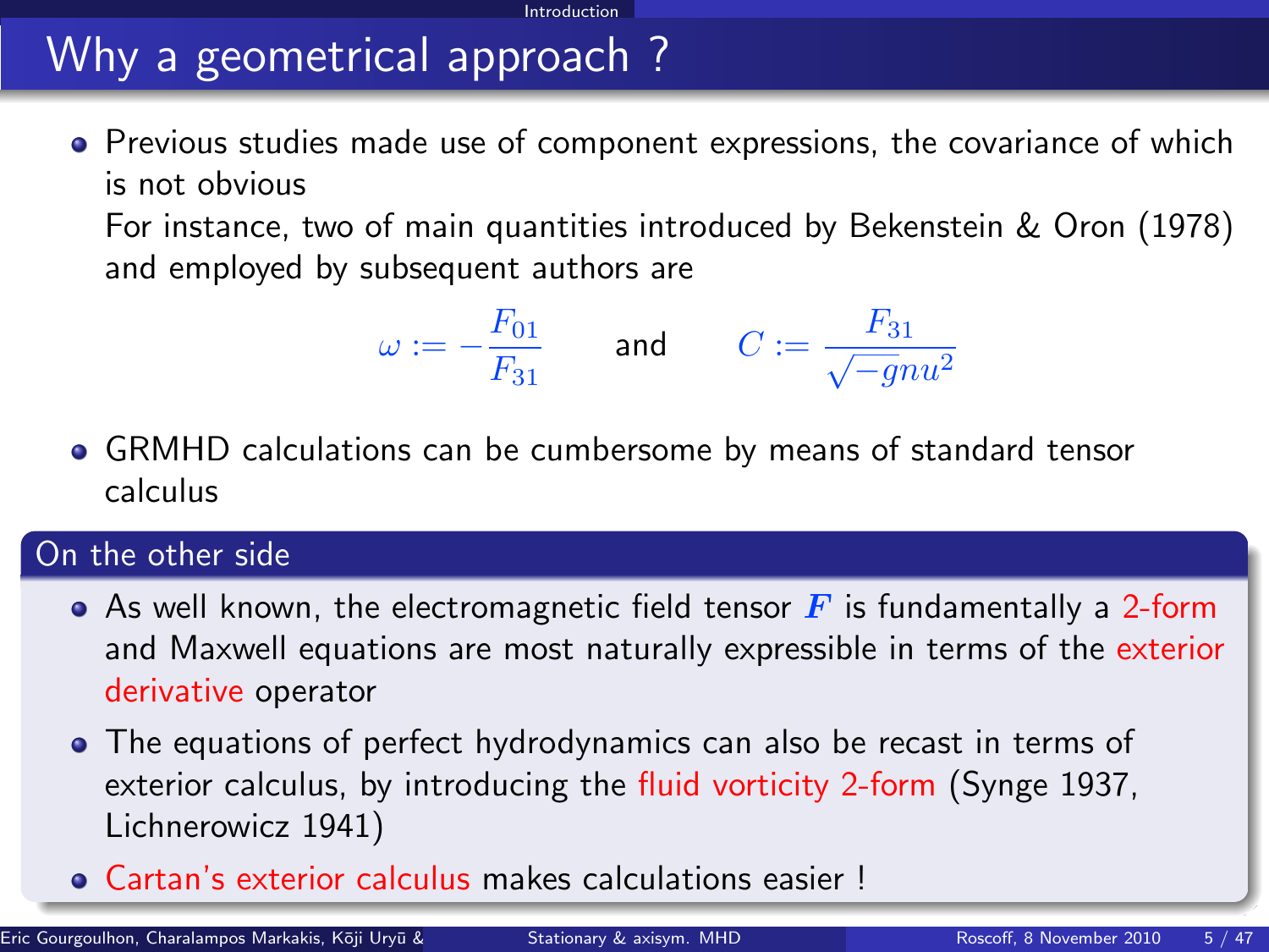# Why a geometrical approach ?

- Previous studies made use of component expressions, the covariance of which is not obvious
  For instance, two of main quantities introduced by Bekenstein & Oron (1978) and employed by subsequent authors are

$$\omega := -\frac{F_{01}}{F_{31}} \qquad \text{and} \qquad C := \frac{F_{31}}{\sqrt{-g}nu^2}$$

- GRMHD calculations can be cumbersome by means of standard tensor calculus

## On the other side

- As well known, the electromagnetic field tensor $\boldsymbol{F}$ is fundamentally a 2-form and Maxwell equations are most naturally expressible in terms of the exterior derivative operator
- The equations of perfect hydrodynamics can also be recast in terms of exterior calculus, by introducing the fluid vorticity 2-form (Synge 1937, Lichnerowicz 1941)
- Cartan's exterior calculus makes calculations easier !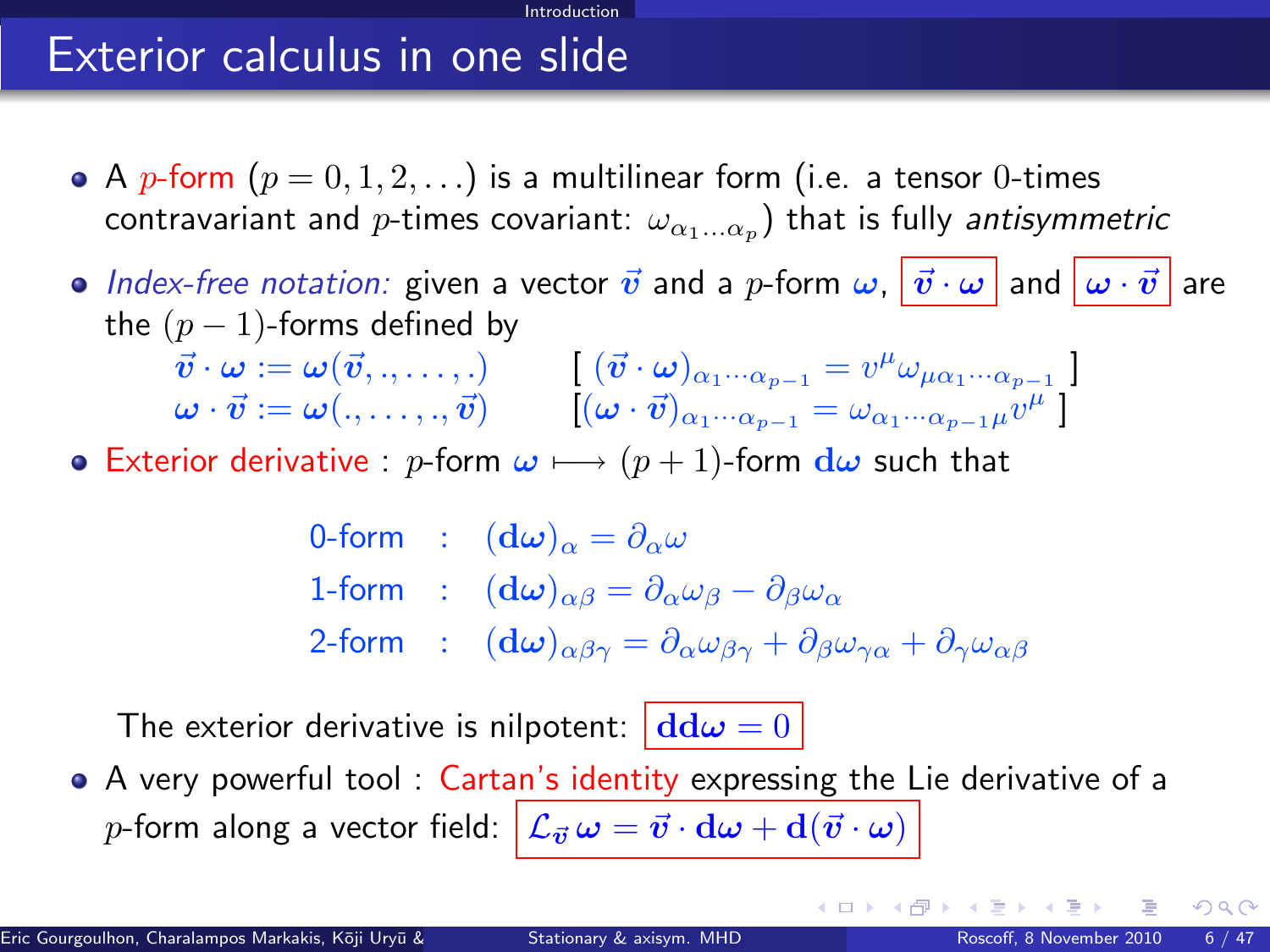# Exterior calculus in one slide

- A *p*-form ($p = 0, 1, 2, \ldots$) is a multilinear form (i.e. a tensor 0-times contravariant and $p$-times covariant: $\omega_{\alpha_1 \ldots \alpha_p}$) that is fully *antisymmetric*
- *Index-free notation:* given a vector $\vec{v}$ and a $p$-form $\boldsymbol{\omega}$, $\vec{v} \cdot \boldsymbol{\omega}$ and $\boldsymbol{\omega} \cdot \vec{v}$ are the $(p-1)$-forms defined by

$$\vec{v} \cdot \boldsymbol{\omega} := \boldsymbol{\omega}(\vec{v}, ., \ldots, .) \qquad [\ (\vec{v} \cdot \boldsymbol{\omega})_{\alpha_1 \cdots \alpha_{p-1}} = v^\mu \omega_{\mu \alpha_1 \cdots \alpha_{p-1}}\ ]$$

$$\boldsymbol{\omega} \cdot \vec{v} := \boldsymbol{\omega}(., \ldots, ., \vec{v}) \qquad [(\boldsymbol{\omega} \cdot \vec{v})_{\alpha_1 \cdots \alpha_{p-1}} = \omega_{\alpha_1 \cdots \alpha_{p-1} \mu} v^\mu\ ]$$

- Exterior derivative : $p$-form $\boldsymbol{\omega} \longmapsto (p+1)$-form $\mathbf{d}\boldsymbol{\omega}$ such that

$$\text{0-form} \quad : \quad (\mathbf{d}\boldsymbol{\omega})_\alpha = \partial_\alpha \omega$$

$$\text{1-form} \quad : \quad (\mathbf{d}\boldsymbol{\omega})_{\alpha\beta} = \partial_\alpha \omega_\beta - \partial_\beta \omega_\alpha$$

$$\text{2-form} \quad : \quad (\mathbf{d}\boldsymbol{\omega})_{\alpha\beta\gamma} = \partial_\alpha \omega_{\beta\gamma} + \partial_\beta \omega_{\gamma\alpha} + \partial_\gamma \omega_{\alpha\beta}$$

The exterior derivative is nilpotent: $\mathbf{dd}\boldsymbol{\omega} = 0$

- A very powerful tool : Cartan's identity expressing the Lie derivative of a $p$-form along a vector field: $\mathcal{L}_{\vec{v}}\, \boldsymbol{\omega} = \vec{v} \cdot \mathbf{d}\boldsymbol{\omega} + \mathbf{d}(\vec{v} \cdot \boldsymbol{\omega})$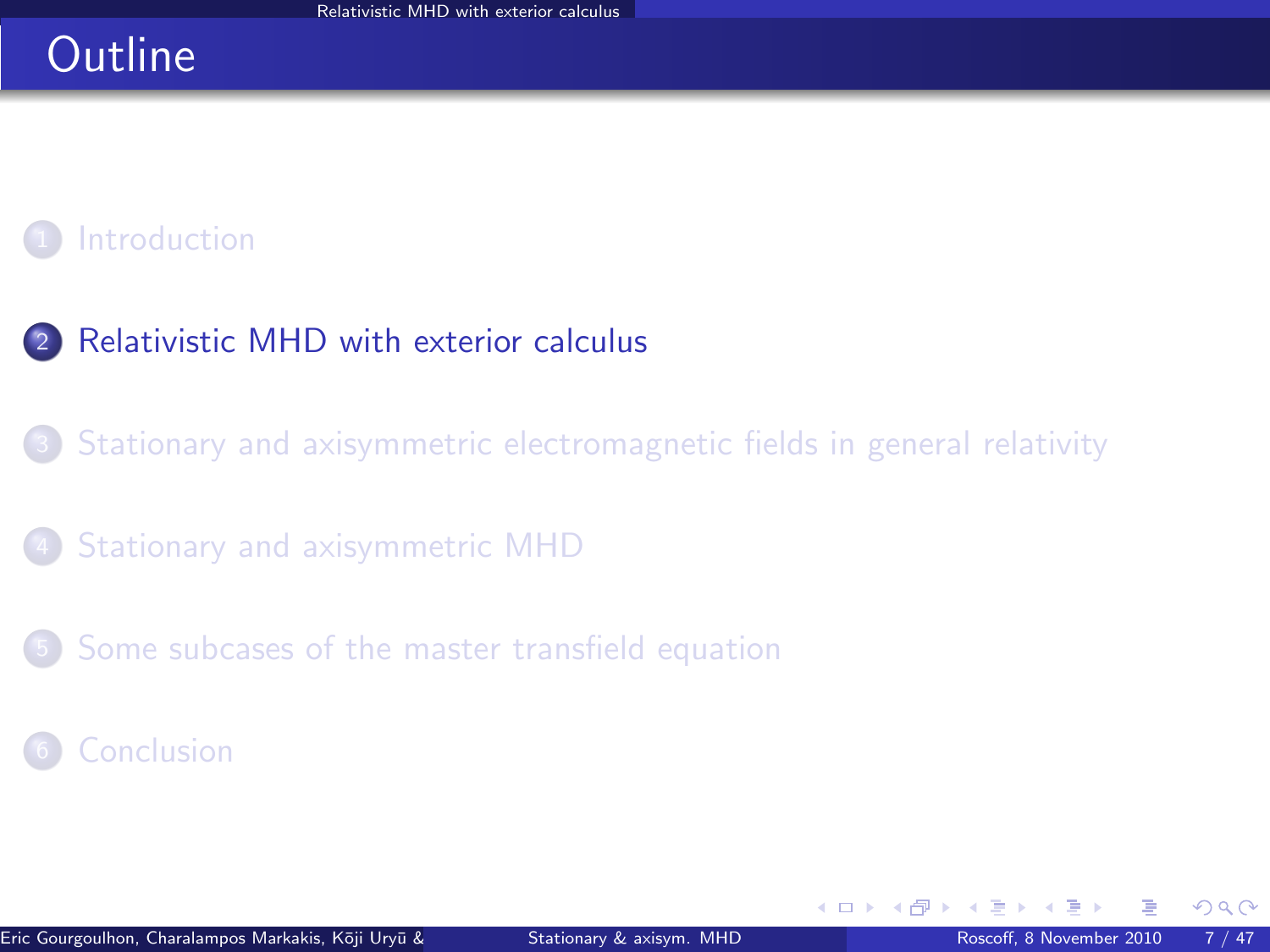# Outline

1. Introduction
2. Relativistic MHD with exterior calculus
3. Stationary and axisymmetric electromagnetic fields in general relativity
4. Stationary and axisymmetric MHD
5. Some subcases of the master transfield equation
6. Conclusion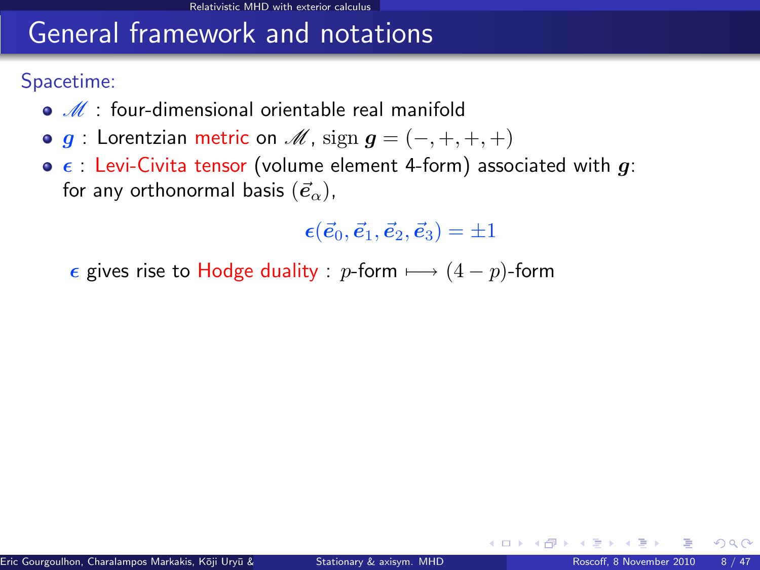# General framework and notations

Spacetime:

- $\mathscr{M}$ : four-dimensional orientable real manifold
- $\boldsymbol{g}$ : Lorentzian metric on $\mathscr{M}$, $\operatorname{sign} \boldsymbol{g} = (-,+,+,+)$
- $\boldsymbol{\epsilon}$ : Levi-Civita tensor (volume element 4-form) associated with $\boldsymbol{g}$: for any orthonormal basis $(\vec{\boldsymbol{e}}_\alpha)$,

$$\boldsymbol{\epsilon}(\vec{\boldsymbol{e}}_0, \vec{\boldsymbol{e}}_1, \vec{\boldsymbol{e}}_2, \vec{\boldsymbol{e}}_3) = \pm 1$$

$\boldsymbol{\epsilon}$ gives rise to Hodge duality : $p$-form $\longmapsto$ $(4-p)$-form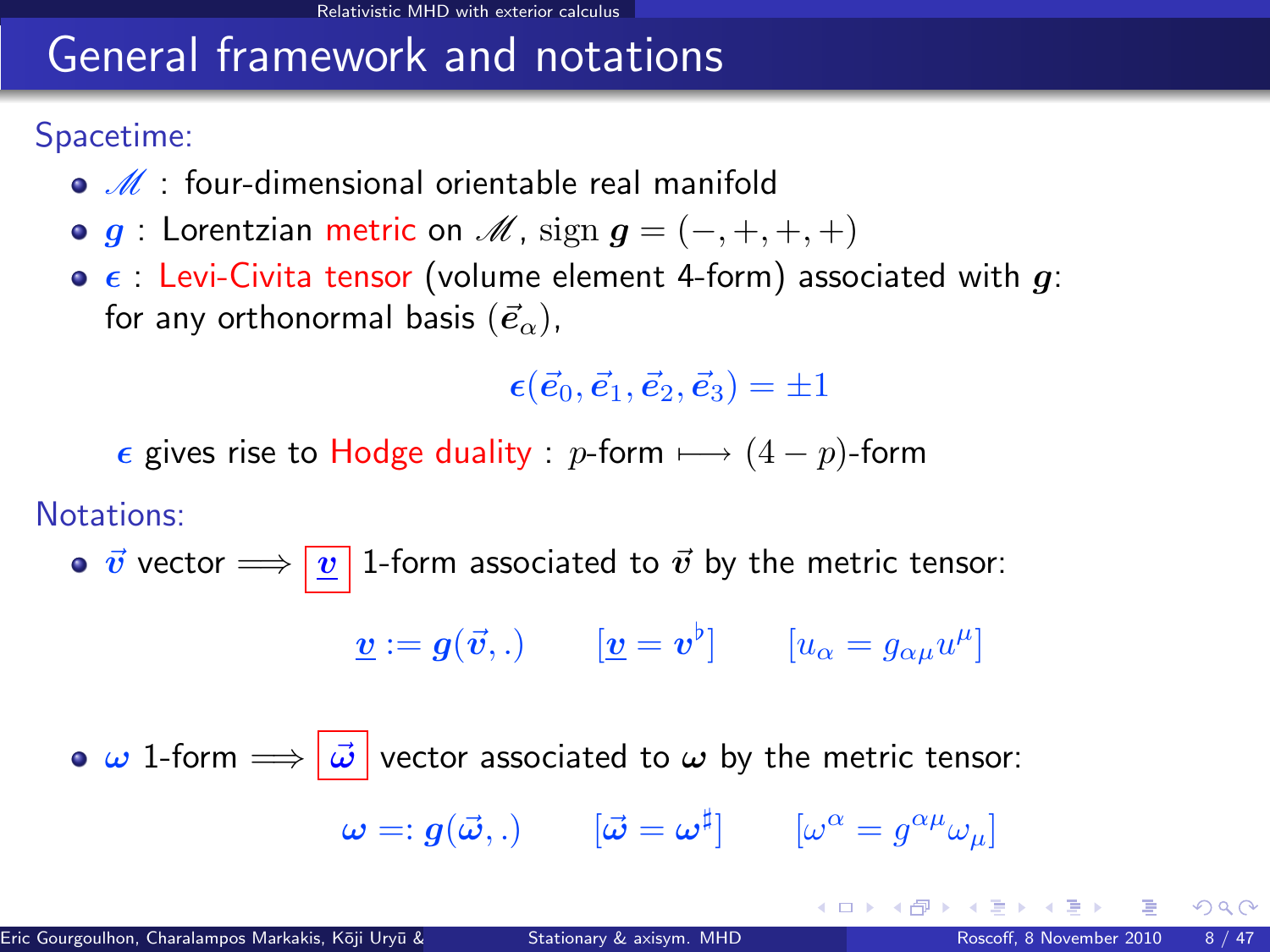# General framework and notations

**Spacetime:**

- $\mathscr{M}$ : four-dimensional orientable real manifold
- $\boldsymbol{g}$ : Lorentzian metric on $\mathscr{M}$, $\operatorname{sign} \boldsymbol{g} = (-,+,+,+)$
- $\boldsymbol{\epsilon}$ : Levi-Civita tensor (volume element 4-form) associated with $\boldsymbol{g}$: for any orthonormal basis $(\vec{\boldsymbol{e}}_\alpha)$,

$$\boldsymbol{\epsilon}(\vec{\boldsymbol{e}}_0, \vec{\boldsymbol{e}}_1, \vec{\boldsymbol{e}}_2, \vec{\boldsymbol{e}}_3) = \pm 1$$

  $\boldsymbol{\epsilon}$ gives rise to Hodge duality : $p$-form $\longmapsto$ $(4-p)$-form

**Notations:**

- $\vec{\boldsymbol{v}}$ vector $\Longrightarrow$ $\underline{\boldsymbol{v}}$ 1-form associated to $\vec{\boldsymbol{v}}$ by the metric tensor:

$$\underline{\boldsymbol{v}} := \boldsymbol{g}(\vec{\boldsymbol{v}}, .) \qquad [\underline{\boldsymbol{v}} = \boldsymbol{v}^\flat] \qquad [u_\alpha = g_{\alpha\mu} u^\mu]$$

- $\boldsymbol{\omega}$ 1-form $\Longrightarrow$ $\vec{\boldsymbol{\omega}}$ vector associated to $\boldsymbol{\omega}$ by the metric tensor:

$$\boldsymbol{\omega} =: \boldsymbol{g}(\vec{\boldsymbol{\omega}}, .) \qquad [\vec{\boldsymbol{\omega}} = \boldsymbol{\omega}^\sharp] \qquad [\omega^\alpha = g^{\alpha\mu}\omega_\mu]$$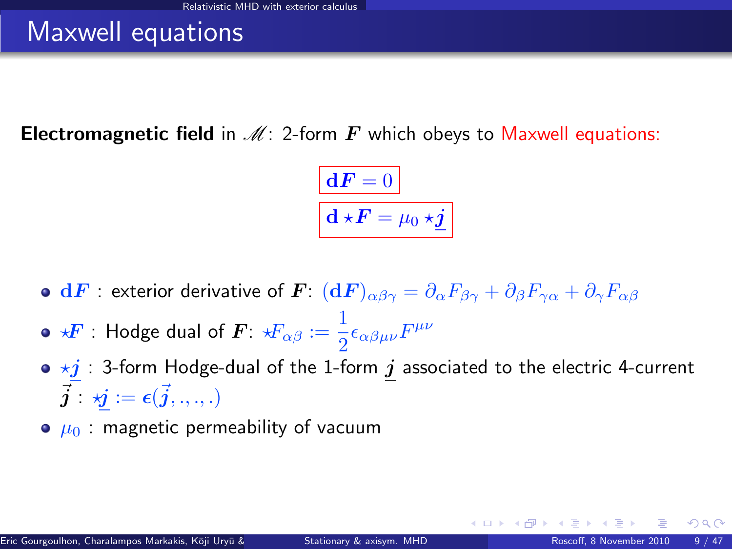# Maxwell equations

**Electromagnetic field** in $\mathscr{M}$: 2-form $\boldsymbol{F}$ which obeys to Maxwell equations:

$$\mathbf{d}\boldsymbol{F} = 0$$

$$\mathbf{d} \star \boldsymbol{F} = \mu_0 \star \underline{\boldsymbol{j}}$$

- $\mathbf{d}\boldsymbol{F}$ : exterior derivative of $\boldsymbol{F}$: $(\mathbf{d}\boldsymbol{F})_{\alpha\beta\gamma} = \partial_\alpha F_{\beta\gamma} + \partial_\beta F_{\gamma\alpha} + \partial_\gamma F_{\alpha\beta}$
- $\star\boldsymbol{F}$ : Hodge dual of $\boldsymbol{F}$: $\star F_{\alpha\beta} := \frac{1}{2}\epsilon_{\alpha\beta\mu\nu}F^{\mu\nu}$
- $\star\underline{\boldsymbol{j}}$ : 3-form Hodge-dual of the 1-form $\underline{\boldsymbol{j}}$ associated to the electric 4-current $\vec{\boldsymbol{j}}$ : $\star\underline{\boldsymbol{j}} := \boldsymbol{\epsilon}(\vec{\boldsymbol{j}}, ., ., .)$
- $\mu_0$ : magnetic permeability of vacuum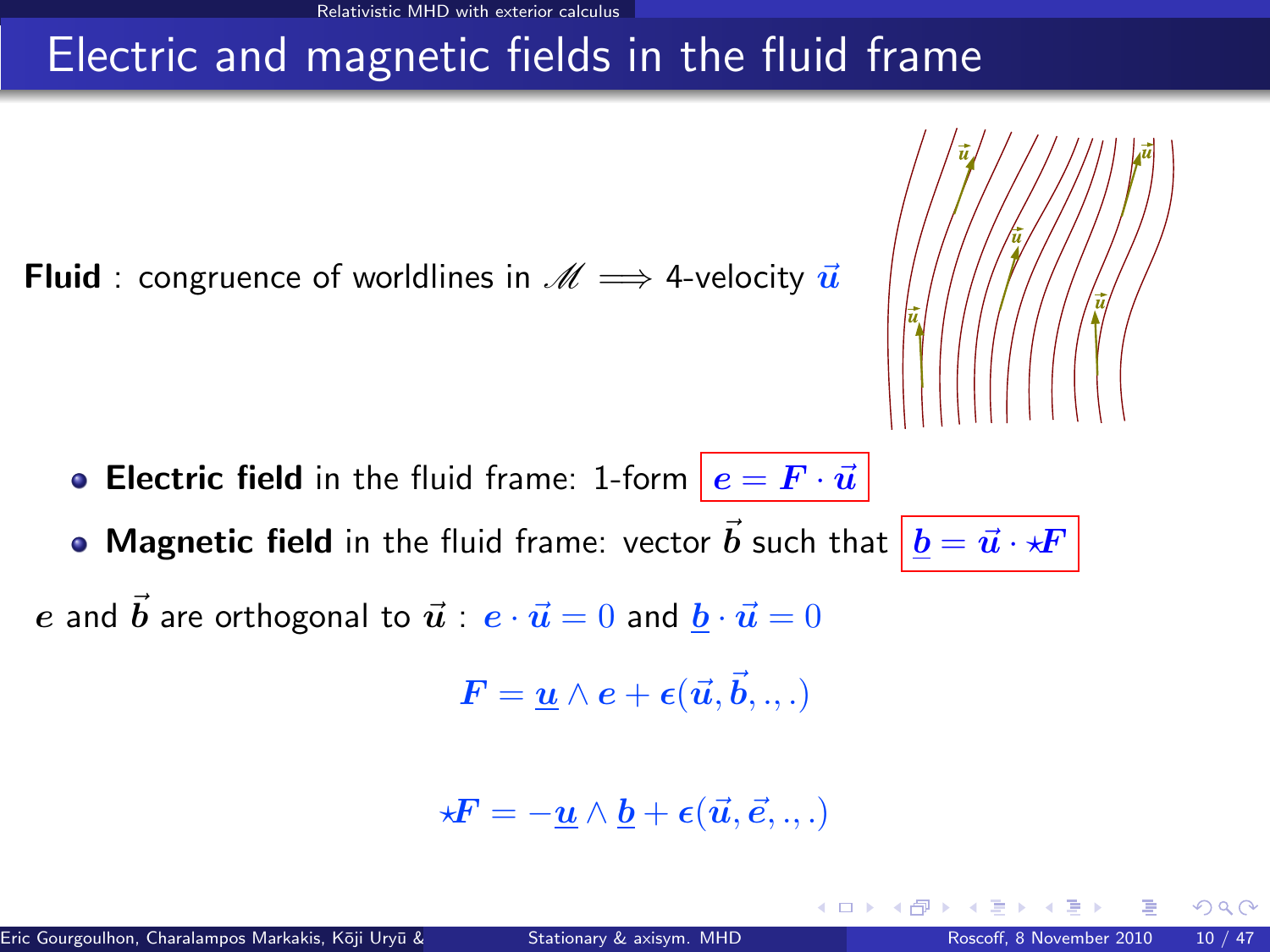# Electric and magnetic fields in the fluid frame

**Fluid** : congruence of worldlines in $\mathscr{M}$ $\Longrightarrow$ 4-velocity $\vec{u}$

- **Electric field** in the fluid frame: 1-form $\boldsymbol{e} = \boldsymbol{F} \cdot \vec{u}$
- **Magnetic field** in the fluid frame: vector $\vec{b}$ such that $\underline{\boldsymbol{b}} = \vec{u} \cdot \star\boldsymbol{F}$

$\boldsymbol{e}$ and $\vec{b}$ are orthogonal to $\vec{u}$ : $\boldsymbol{e} \cdot \vec{u} = 0$ and $\underline{\boldsymbol{b}} \cdot \vec{u} = 0$

$$\boldsymbol{F} = \underline{\boldsymbol{u}} \wedge \boldsymbol{e} + \boldsymbol{\epsilon}(\vec{u}, \vec{b}, ., .)$$

$$\star\boldsymbol{F} = -\underline{\boldsymbol{u}} \wedge \underline{\boldsymbol{b}} + \boldsymbol{\epsilon}(\vec{u}, \vec{e}, ., .)$$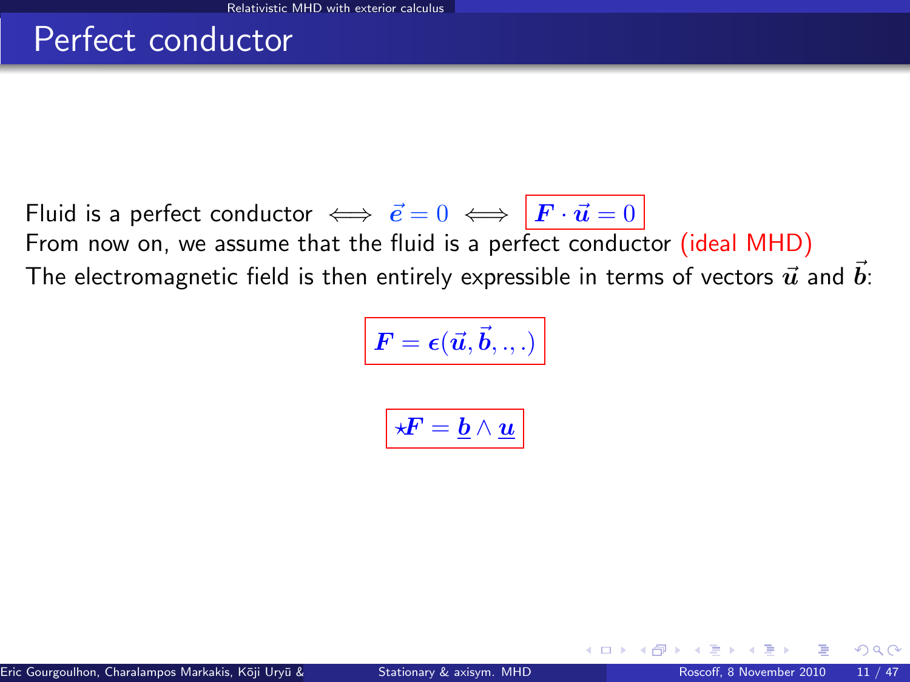# Perfect conductor

Fluid is a perfect conductor $\iff$ $\vec{e} = 0$ $\iff$ $\boxed{\boldsymbol{F} \cdot \vec{\boldsymbol{u}} = 0}$

From now on, we assume that the fluid is a perfect conductor (ideal MHD)

The electromagnetic field is then entirely expressible in terms of vectors $\vec{\boldsymbol{u}}$ and $\vec{\boldsymbol{b}}$:

$$\boxed{\boldsymbol{F} = \boldsymbol{\epsilon}(\vec{\boldsymbol{u}}, \vec{\boldsymbol{b}}, ., .)}$$

$$\boxed{\star\boldsymbol{F} = \underline{\boldsymbol{b}} \wedge \underline{\boldsymbol{u}}}$$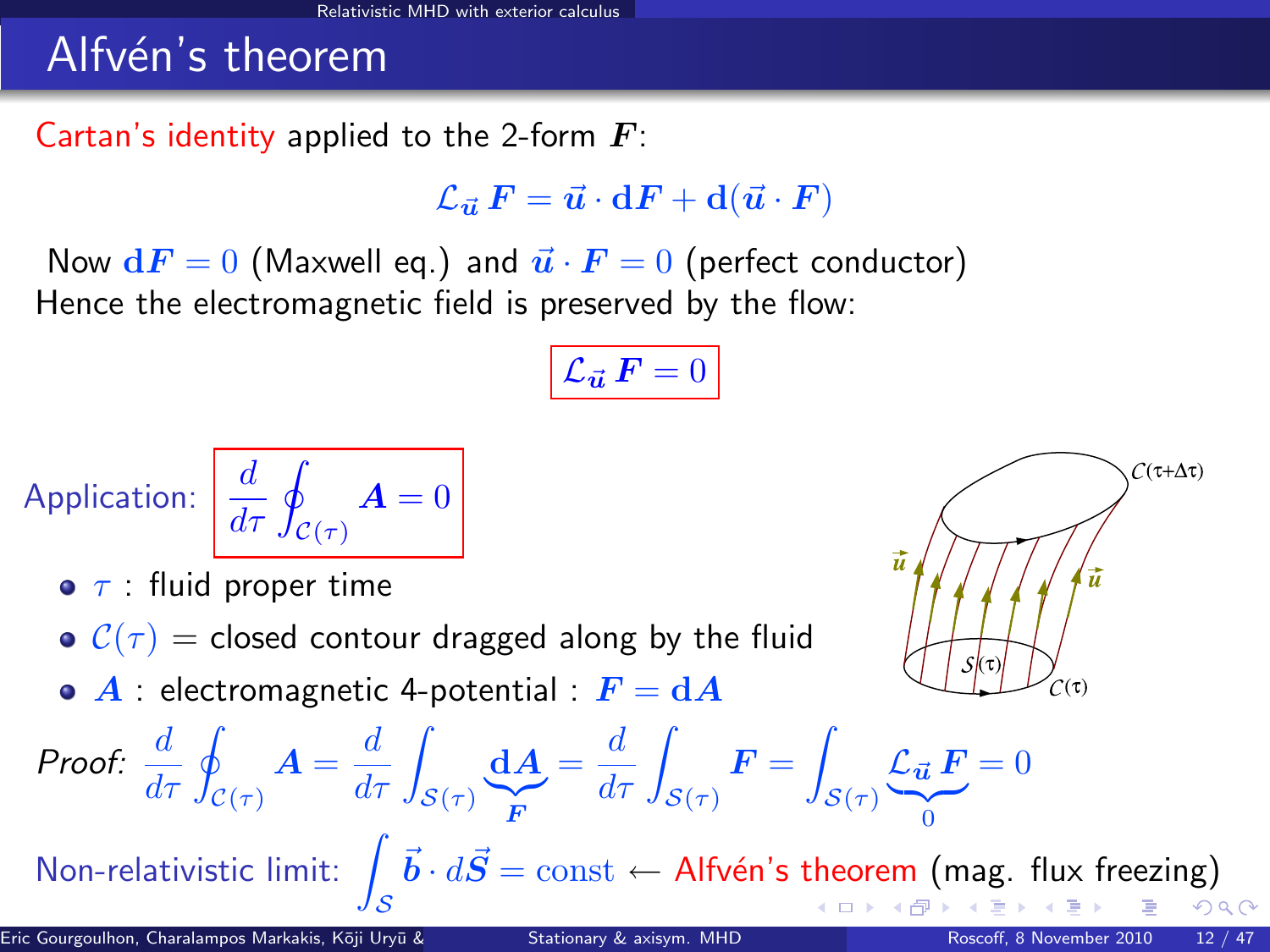# Alfvén's theorem

Cartan's identity applied to the 2-form $\boldsymbol{F}$:

$$\mathcal{L}_{\vec{u}}\,\boldsymbol{F} = \vec{u}\cdot\mathbf{d}\boldsymbol{F} + \mathbf{d}(\vec{u}\cdot\boldsymbol{F})$$

Now $\mathbf{d}\boldsymbol{F} = 0$ (Maxwell eq.) and $\vec{u}\cdot\boldsymbol{F} = 0$ (perfect conductor)
Hence the electromagnetic field is preserved by the flow:

$$\boxed{\mathcal{L}_{\vec{u}}\,\boldsymbol{F} = 0}$$

Application: $\boxed{\dfrac{d}{d\tau}\oint_{\mathcal{C}(\tau)} \boldsymbol{A} = 0}$

- $\tau$ : fluid proper time
- $\mathcal{C}(\tau)$ = closed contour dragged along by the fluid
- $\boldsymbol{A}$ : electromagnetic 4-potential : $\boldsymbol{F} = \mathbf{d}\boldsymbol{A}$

*Proof:* $\dfrac{d}{d\tau}\oint_{\mathcal{C}(\tau)} \boldsymbol{A} = \dfrac{d}{d\tau}\int_{\mathcal{S}(\tau)} \underbrace{\mathbf{d}\boldsymbol{A}}_{\boldsymbol{F}} = \dfrac{d}{d\tau}\int_{\mathcal{S}(\tau)} \boldsymbol{F} = \int_{\mathcal{S}(\tau)} \underbrace{\mathcal{L}_{\vec{u}}\,\boldsymbol{F}}_{0} = 0$

Non-relativistic limit: $\displaystyle\int_{\mathcal{S}} \vec{b}\cdot d\vec{S} = \text{const}$ ← Alfvén's theorem (mag. flux freezing)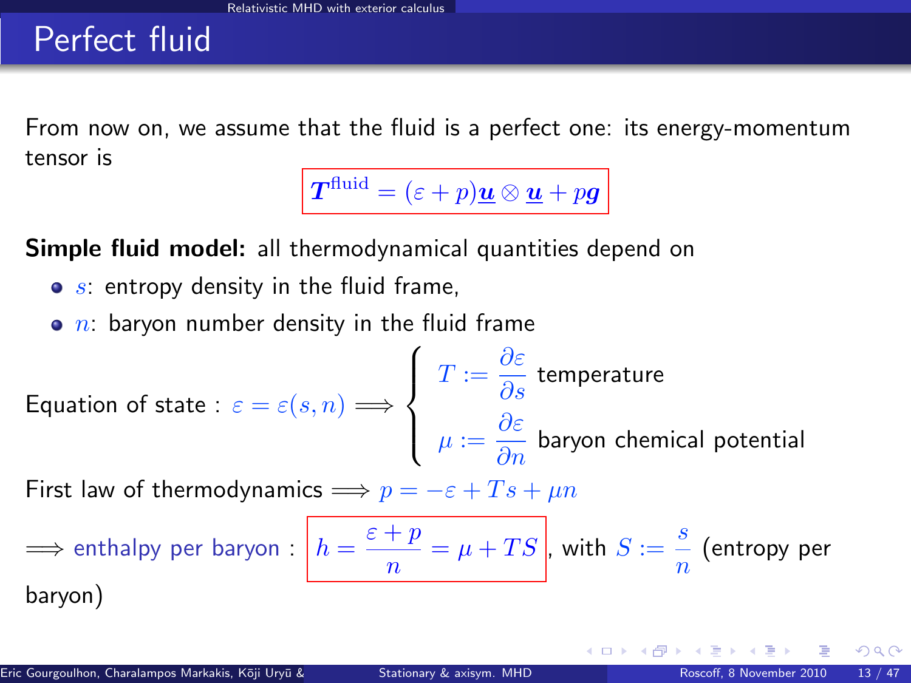# Perfect fluid

From now on, we assume that the fluid is a perfect one: its energy-momentum tensor is

$$\boldsymbol{T}^{\rm fluid} = (\varepsilon + p)\underline{\boldsymbol{u}} \otimes \underline{\boldsymbol{u}} + p\boldsymbol{g}$$

**Simple fluid model:** all thermodynamical quantities depend on

- $s$: entropy density in the fluid frame,
- $n$: baryon number density in the fluid frame

Equation of state : $\varepsilon = \varepsilon(s, n) \Longrightarrow \begin{cases} T := \dfrac{\partial \varepsilon}{\partial s} & \text{temperature} \\ \mu := \dfrac{\partial \varepsilon}{\partial n} & \text{baryon chemical potential} \end{cases}$

First law of thermodynamics $\Longrightarrow p = -\varepsilon + Ts + \mu n$

$\Longrightarrow$ enthalpy per baryon : $h = \dfrac{\varepsilon + p}{n} = \mu + TS$, with $S := \dfrac{s}{n}$ (entropy per baryon)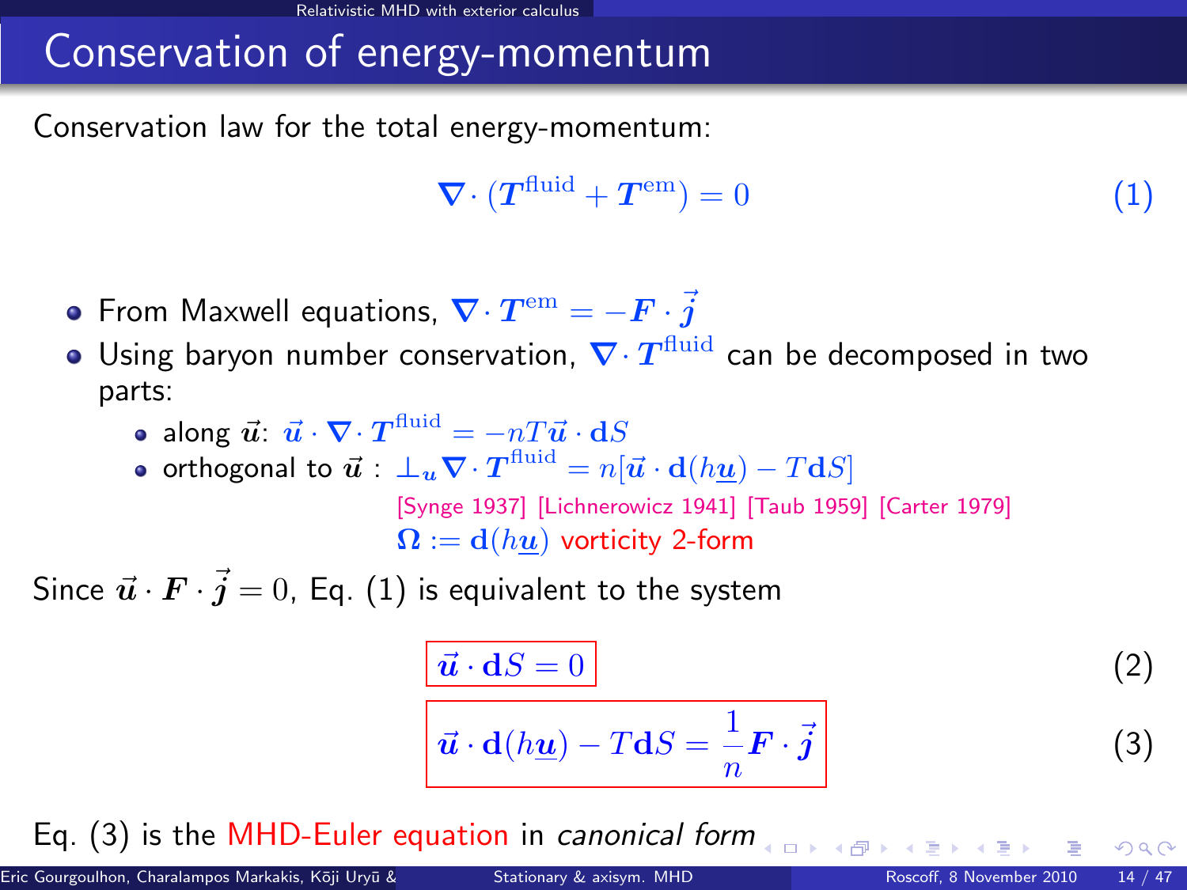# Conservation of energy-momentum

Conservation law for the total energy-momentum:

$$\boldsymbol{\nabla} \cdot (\boldsymbol{T}^{\rm fluid} + \boldsymbol{T}^{\rm em}) = 0 \qquad (1)$$

- From Maxwell equations, $\boldsymbol{\nabla} \cdot \boldsymbol{T}^{\rm em} = -\boldsymbol{F} \cdot \vec{\boldsymbol{j}}$
- Using baryon number conservation, $\boldsymbol{\nabla} \cdot \boldsymbol{T}^{\rm fluid}$ can be decomposed in two parts:
  - along $\vec{\boldsymbol{u}}$: $\vec{\boldsymbol{u}} \cdot \boldsymbol{\nabla} \cdot \boldsymbol{T}^{\rm fluid} = -nT\vec{\boldsymbol{u}} \cdot \mathbf{d}S$
  - orthogonal to $\vec{\boldsymbol{u}}$ : $\perp_{\boldsymbol{u}} \boldsymbol{\nabla} \cdot \boldsymbol{T}^{\rm fluid} = n[\vec{\boldsymbol{u}} \cdot \mathbf{d}(h\underline{\boldsymbol{u}}) - T\mathbf{d}S]$

    [Synge 1937] [Lichnerowicz 1941] [Taub 1959] [Carter 1979]

    $\boldsymbol{\Omega} := \mathbf{d}(h\underline{\boldsymbol{u}})$ vorticity 2-form

Since $\vec{\boldsymbol{u}} \cdot \boldsymbol{F} \cdot \vec{\boldsymbol{j}} = 0$, Eq. (1) is equivalent to the system

$$\boxed{\vec{\boldsymbol{u}} \cdot \mathbf{d}S = 0} \qquad (2)$$

$$\boxed{\vec{\boldsymbol{u}} \cdot \mathbf{d}(h\underline{\boldsymbol{u}}) - T\mathbf{d}S = \frac{1}{n}\boldsymbol{F} \cdot \vec{\boldsymbol{j}}} \qquad (3)$$

Eq. (3) is the MHD-Euler equation in *canonical form*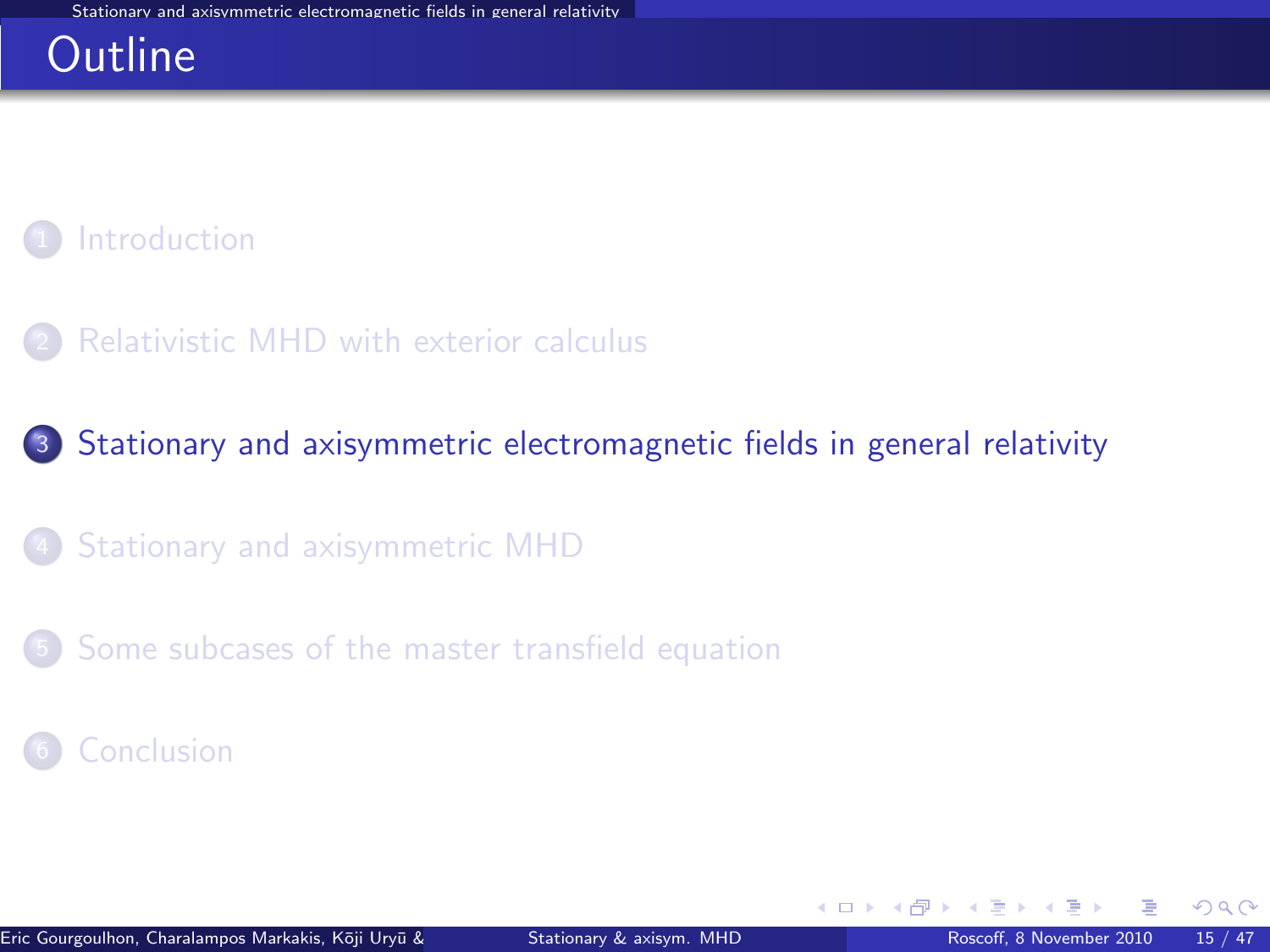# Outline

1. Introduction
2. Relativistic MHD with exterior calculus
3. Stationary and axisymmetric electromagnetic fields in general relativity
4. Stationary and axisymmetric MHD
5. Some subcases of the master transfield equation
6. Conclusion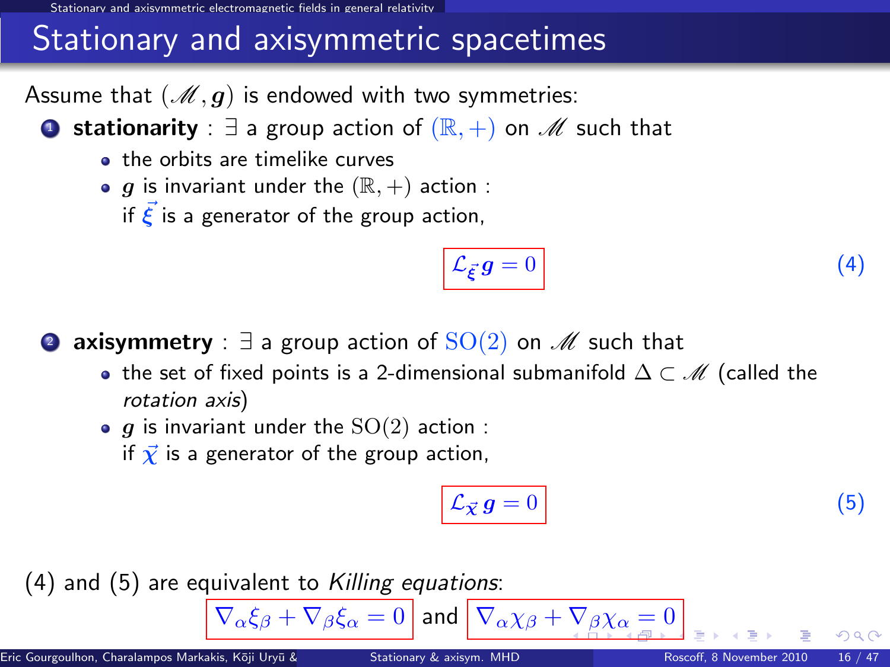# Stationary and axisymmetric spacetimes

Assume that $(\mathscr{M}, \boldsymbol{g})$ is endowed with two symmetries:

1. **stationarity** : $\exists$ a group action of $(\mathbb{R}, +)$ on $\mathscr{M}$ such that
   - the orbits are timelike curves
   - $\boldsymbol{g}$ is invariant under the $(\mathbb{R}, +)$ action :
     if $\vec{\boldsymbol{\xi}}$ is a generator of the group action,

$$\mathcal{L}_{\vec{\boldsymbol{\xi}}}\, \boldsymbol{g} = 0 \qquad (4)$$

2. **axisymmetry** : $\exists$ a group action of $\mathrm{SO}(2)$ on $\mathscr{M}$ such that
   - the set of fixed points is a 2-dimensional submanifold $\Delta \subset \mathscr{M}$ (called the *rotation axis*)
   - $\boldsymbol{g}$ is invariant under the $\mathrm{SO}(2)$ action :
     if $\vec{\boldsymbol{\chi}}$ is a generator of the group action,

$$\mathcal{L}_{\vec{\boldsymbol{\chi}}}\, \boldsymbol{g} = 0 \qquad (5)$$

(4) and (5) are equivalent to *Killing equations*:

$$\nabla_\alpha \xi_\beta + \nabla_\beta \xi_\alpha = 0 \quad \text{and} \quad \nabla_\alpha \chi_\beta + \nabla_\beta \chi_\alpha = 0$$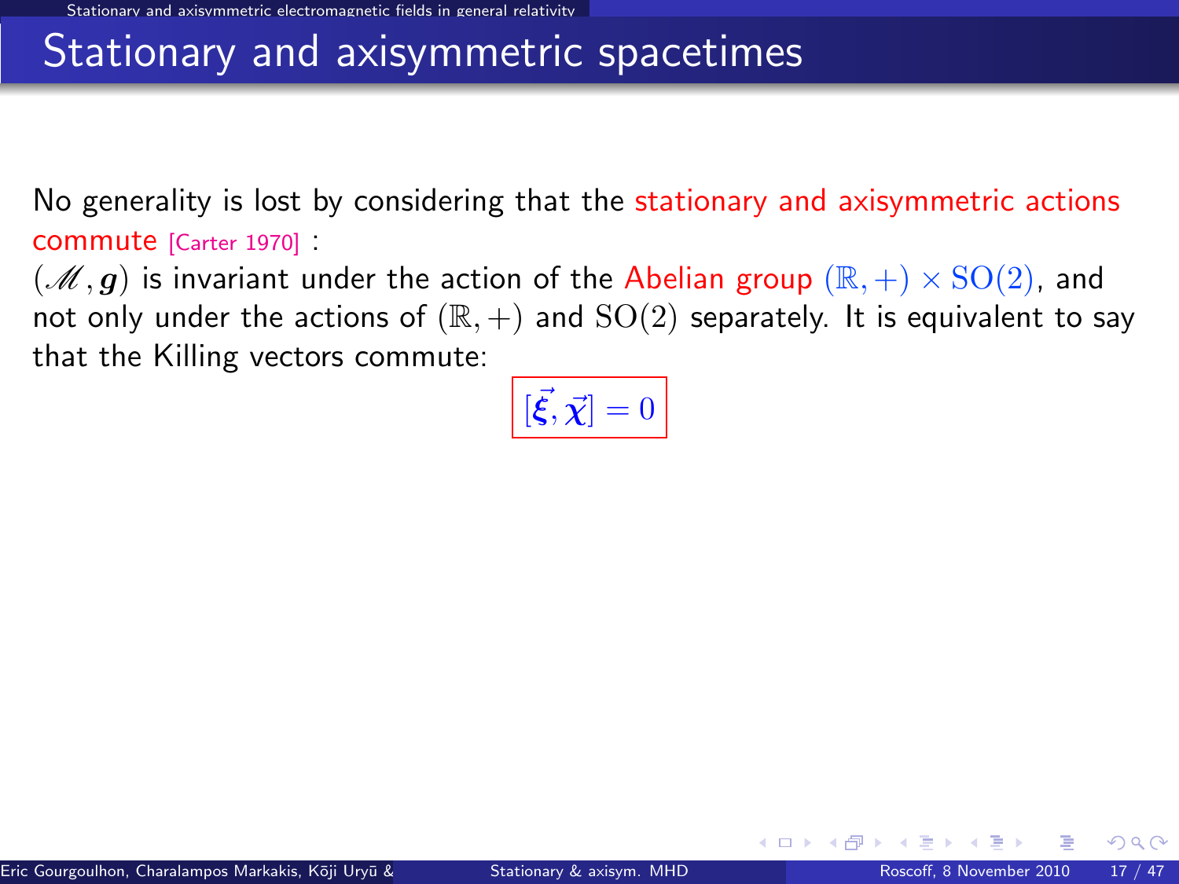# Stationary and axisymmetric spacetimes

No generality is lost by considering that the stationary and axisymmetric actions commute [Carter 1970] :

$(\mathscr{M}, \boldsymbol{g})$ is invariant under the action of the Abelian group $(\mathbb{R}, +) \times \mathrm{SO}(2)$, and not only under the actions of $(\mathbb{R}, +)$ and $\mathrm{SO}(2)$ separately. It is equivalent to say that the Killing vectors commute:

$$\boxed{[\vec{\xi}, \vec{\chi}] = 0}$$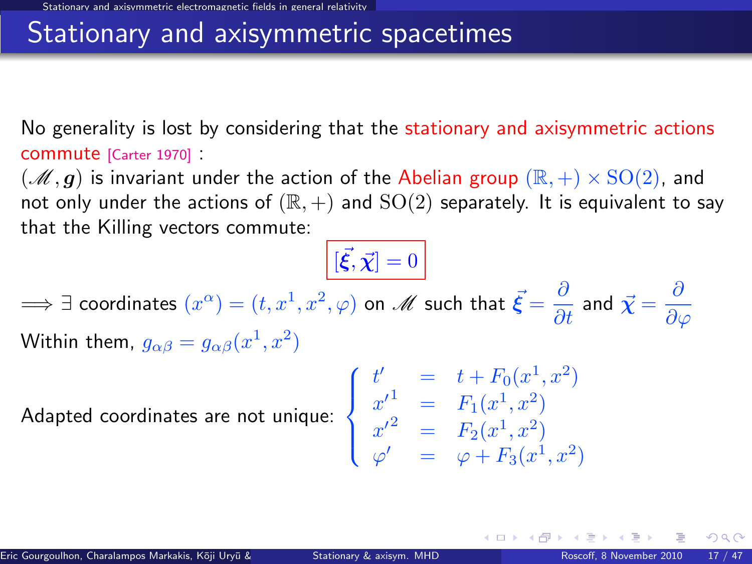# Stationary and axisymmetric spacetimes

No generality is lost by considering that the stationary and axisymmetric actions commute [Carter 1970] :

$(\mathscr{M}, \boldsymbol{g})$ is invariant under the action of the Abelian group $(\mathbb{R}, +) \times \mathrm{SO}(2)$, and not only under the actions of $(\mathbb{R}, +)$ and $\mathrm{SO}(2)$ separately. It is equivalent to say that the Killing vectors commute:

$$[\vec{\boldsymbol{\xi}}, \vec{\boldsymbol{\chi}}] = 0$$

$\Longrightarrow \exists$ coordinates $(x^\alpha) = (t, x^1, x^2, \varphi)$ on $\mathscr{M}$ such that $\vec{\boldsymbol{\xi}} = \dfrac{\partial}{\partial t}$ and $\vec{\boldsymbol{\chi}} = \dfrac{\partial}{\partial \varphi}$

Within them, $g_{\alpha\beta} = g_{\alpha\beta}(x^1, x^2)$

Adapted coordinates are not unique:
$$\begin{cases} t' &= t + F_0(x^1, x^2) \\ x'^1 &= F_1(x^1, x^2) \\ x'^2 &= F_2(x^1, x^2) \\ \varphi' &= \varphi + F_3(x^1, x^2) \end{cases}$$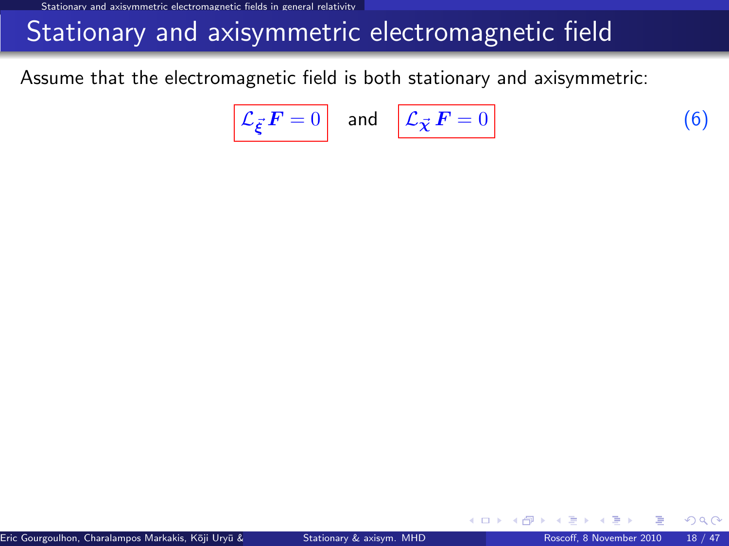# Stationary and axisymmetric electromagnetic field

Assume that the electromagnetic field is both stationary and axisymmetric:

$$\boxed{\mathcal{L}_{\vec{\xi}} \boldsymbol{F} = 0} \quad \text{and} \quad \boxed{\mathcal{L}_{\vec{\chi}} \boldsymbol{F} = 0} \qquad (6)$$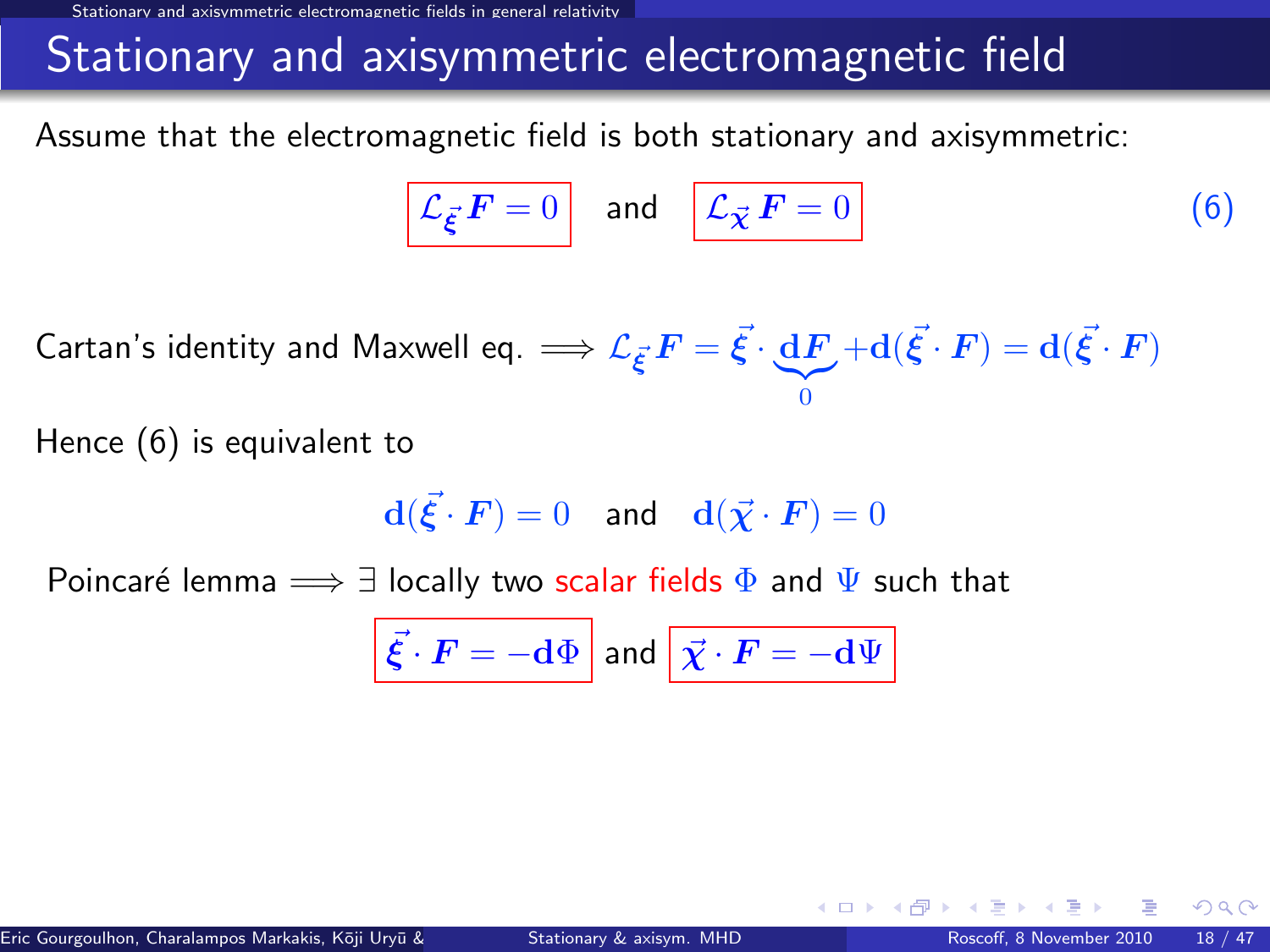# Stationary and axisymmetric electromagnetic field

Assume that the electromagnetic field is both stationary and axisymmetric:

$$\boxed{\mathcal{L}_{\vec{\xi}}\, \boldsymbol{F} = 0} \quad \text{and} \quad \boxed{\mathcal{L}_{\vec{\chi}}\, \boldsymbol{F} = 0} \tag{6}$$

Cartan's identity and Maxwell eq. $\Longrightarrow \mathcal{L}_{\vec{\xi}}\, \boldsymbol{F} = \vec{\xi} \cdot \underbrace{\mathbf{d}\boldsymbol{F}}_{0} + \mathbf{d}(\vec{\xi} \cdot \boldsymbol{F}) = \mathbf{d}(\vec{\xi} \cdot \boldsymbol{F})$

Hence (6) is equivalent to

$$\mathbf{d}(\vec{\xi} \cdot \boldsymbol{F}) = 0 \quad \text{and} \quad \mathbf{d}(\vec{\chi} \cdot \boldsymbol{F}) = 0$$

Poincaré lemma $\Longrightarrow \exists$ locally two scalar fields $\Phi$ and $\Psi$ such that

$$\boxed{\vec{\xi} \cdot \boldsymbol{F} = -\mathbf{d}\Phi} \quad \text{and} \quad \boxed{\vec{\chi} \cdot \boldsymbol{F} = -\mathbf{d}\Psi}$$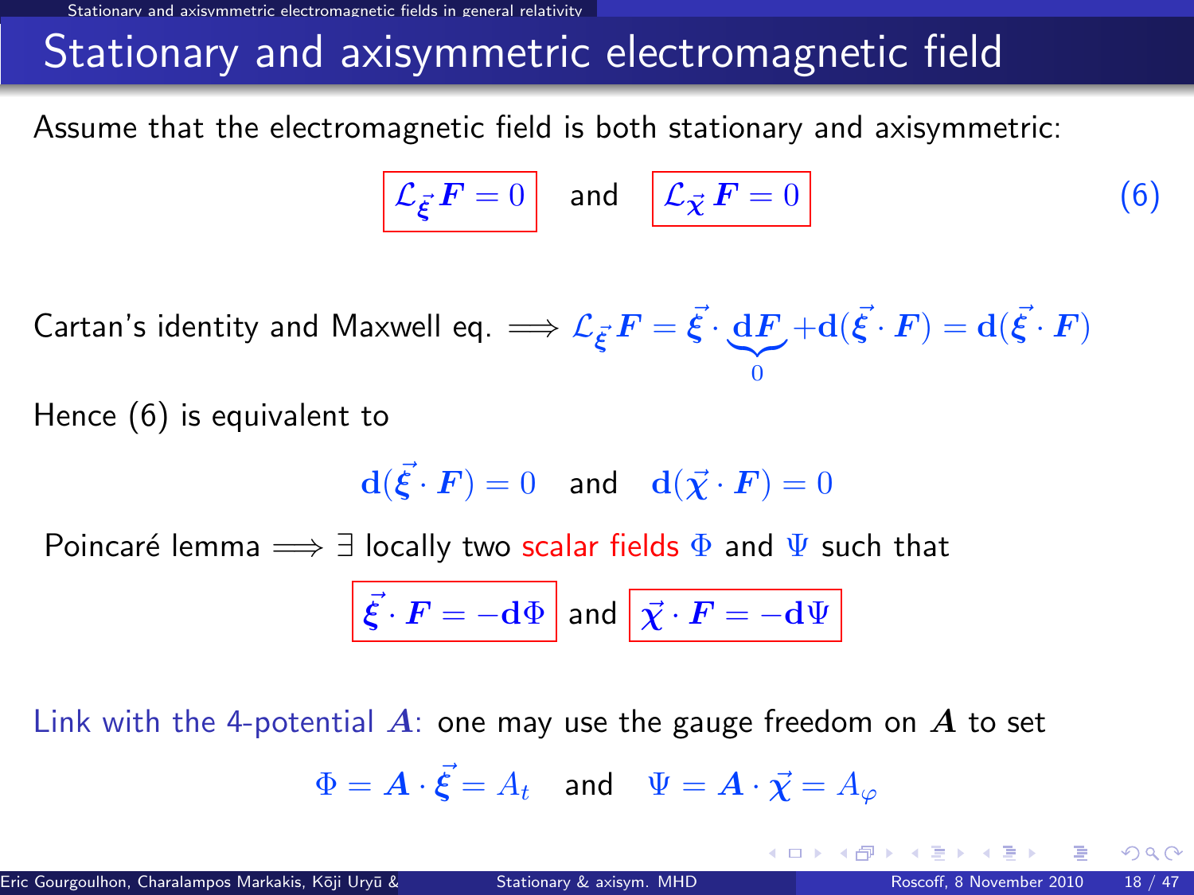# Stationary and axisymmetric electromagnetic field

Assume that the electromagnetic field is both stationary and axisymmetric:

$$\boxed{\mathcal{L}_{\vec{\xi}}\,\boldsymbol{F} = 0} \quad \text{and} \quad \boxed{\mathcal{L}_{\vec{\chi}}\,\boldsymbol{F} = 0} \tag{6}$$

Cartan's identity and Maxwell eq. $\Longrightarrow \mathcal{L}_{\vec{\xi}}\boldsymbol{F} = \vec{\xi} \cdot \underbrace{\mathbf{d}\boldsymbol{F}}_{0} + \mathbf{d}(\vec{\xi} \cdot \boldsymbol{F}) = \mathbf{d}(\vec{\xi} \cdot \boldsymbol{F})$

Hence (6) is equivalent to

$$\mathbf{d}(\vec{\xi} \cdot \boldsymbol{F}) = 0 \quad \text{and} \quad \mathbf{d}(\vec{\chi} \cdot \boldsymbol{F}) = 0$$

Poincaré lemma $\Longrightarrow \exists$ locally two scalar fields $\Phi$ and $\Psi$ such that

$$\boxed{\vec{\xi} \cdot \boldsymbol{F} = -\mathbf{d}\Phi} \quad \text{and} \quad \boxed{\vec{\chi} \cdot \boldsymbol{F} = -\mathbf{d}\Psi}$$

Link with the 4-potential $\boldsymbol{A}$: one may use the gauge freedom on $\boldsymbol{A}$ to set

$$\Phi = \boldsymbol{A} \cdot \vec{\xi} = A_t \quad \text{and} \quad \Psi = \boldsymbol{A} \cdot \vec{\chi} = A_\varphi$$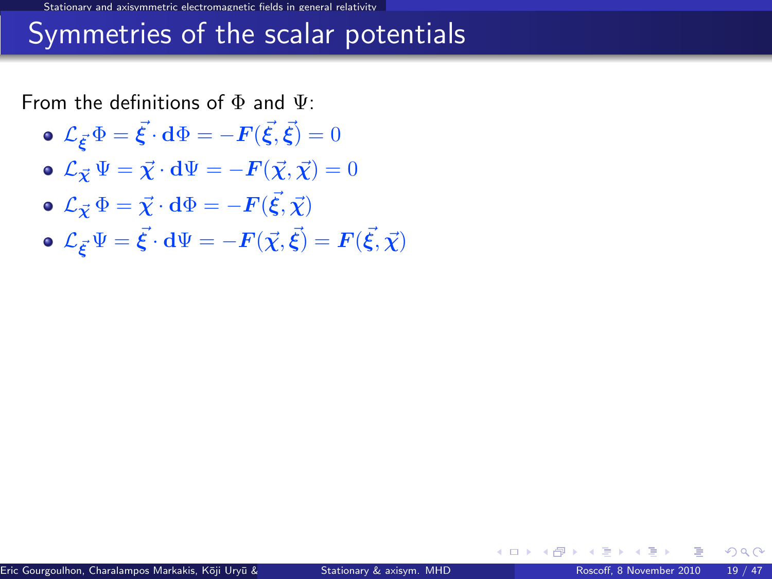# Symmetries of the scalar potentials

From the definitions of $\Phi$ and $\Psi$:

- $\mathcal{L}_{\vec{\xi}}\,\Phi = \vec{\xi}\cdot\mathbf{d}\Phi = -\boldsymbol{F}(\vec{\xi},\vec{\xi}) = 0$
- $\mathcal{L}_{\vec{\chi}}\,\Psi = \vec{\chi}\cdot\mathbf{d}\Psi = -\boldsymbol{F}(\vec{\chi},\vec{\chi}) = 0$
- $\mathcal{L}_{\vec{\chi}}\,\Phi = \vec{\chi}\cdot\mathbf{d}\Phi = -\boldsymbol{F}(\vec{\xi},\vec{\chi})$
- $\mathcal{L}_{\vec{\xi}}\,\Psi = \vec{\xi}\cdot\mathbf{d}\Psi = -\boldsymbol{F}(\vec{\chi},\vec{\xi}) = \boldsymbol{F}(\vec{\xi},\vec{\chi})$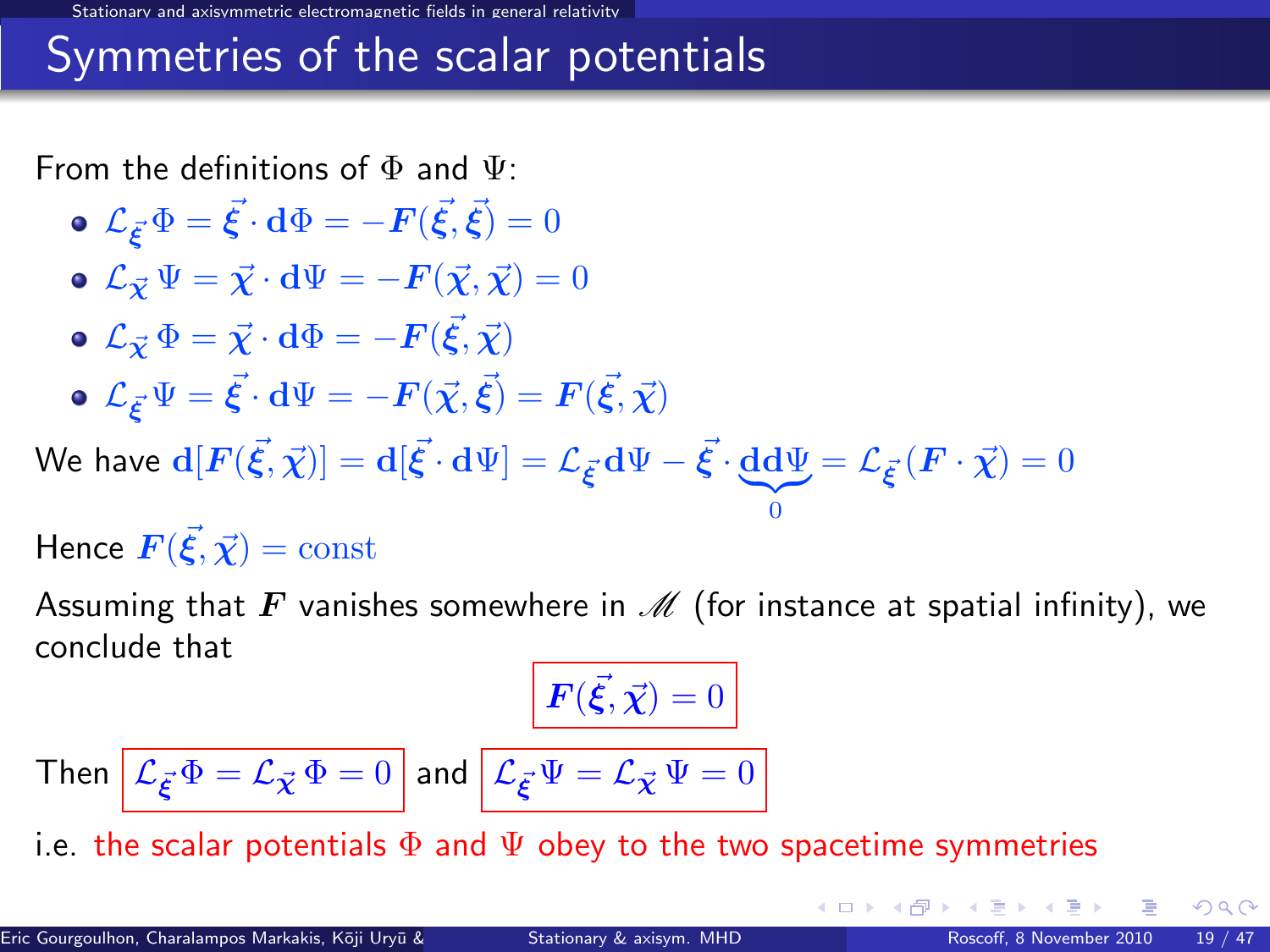# Symmetries of the scalar potentials

From the definitions of $\Phi$ and $\Psi$:

- $\mathcal{L}_{\vec{\xi}} \Phi = \vec{\xi} \cdot \mathbf{d}\Phi = -\boldsymbol{F}(\vec{\xi}, \vec{\xi}) = 0$
- $\mathcal{L}_{\vec{\chi}} \Psi = \vec{\chi} \cdot \mathbf{d}\Psi = -\boldsymbol{F}(\vec{\chi}, \vec{\chi}) = 0$
- $\mathcal{L}_{\vec{\chi}} \Phi = \vec{\chi} \cdot \mathbf{d}\Phi = -\boldsymbol{F}(\vec{\xi}, \vec{\chi})$
- $\mathcal{L}_{\vec{\xi}} \Psi = \vec{\xi} \cdot \mathbf{d}\Psi = -\boldsymbol{F}(\vec{\chi}, \vec{\xi}) = \boldsymbol{F}(\vec{\xi}, \vec{\chi})$

We have $\mathbf{d}[\boldsymbol{F}(\vec{\xi}, \vec{\chi})] = \mathbf{d}[\vec{\xi} \cdot \mathbf{d}\Psi] = \mathcal{L}_{\vec{\xi}} \mathbf{d}\Psi - \vec{\xi} \cdot \underbrace{\mathbf{dd}\Psi}_{0} = \mathcal{L}_{\vec{\xi}} (\boldsymbol{F} \cdot \vec{\chi}) = 0$

Hence $\boldsymbol{F}(\vec{\xi}, \vec{\chi}) = \text{const}$

Assuming that $\boldsymbol{F}$ vanishes somewhere in $\mathscr{M}$ (for instance at spatial infinity), we conclude that

$$\boxed{\boldsymbol{F}(\vec{\xi}, \vec{\chi}) = 0}$$

Then $\boxed{\mathcal{L}_{\vec{\xi}} \Phi = \mathcal{L}_{\vec{\chi}} \Phi = 0}$ and $\boxed{\mathcal{L}_{\vec{\xi}} \Psi = \mathcal{L}_{\vec{\chi}} \Psi = 0}$

i.e. the scalar potentials $\Phi$ and $\Psi$ obey to the two spacetime symmetries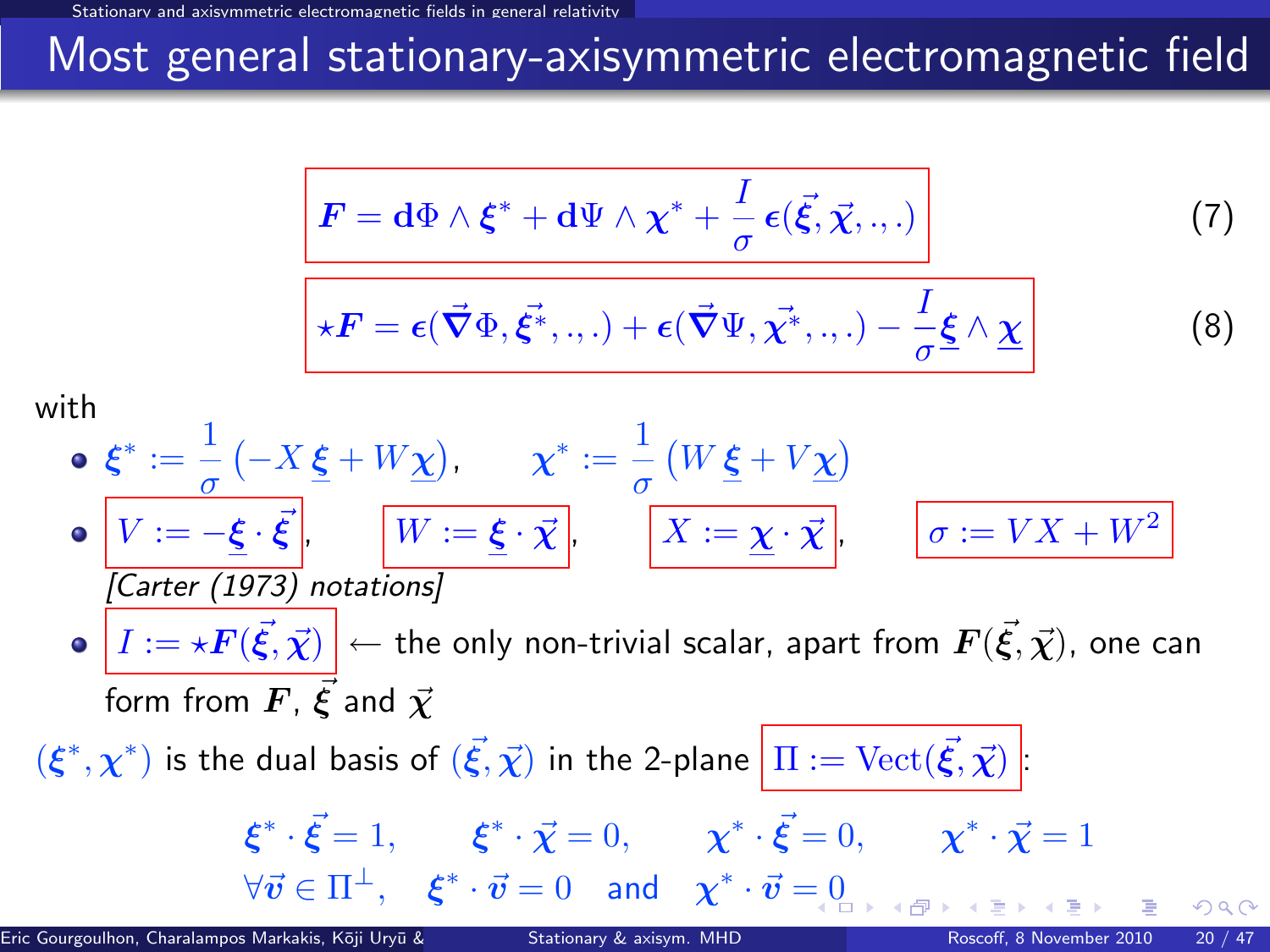# Most general stationary-axisymmetric electromagnetic field

$$\boldsymbol{F} = \mathbf{d}\Phi \wedge \boldsymbol{\xi}^* + \mathbf{d}\Psi \wedge \boldsymbol{\chi}^* + \frac{I}{\sigma}\,\boldsymbol{\epsilon}(\vec{\boldsymbol{\xi}}, \vec{\boldsymbol{\chi}}, ., .) \qquad (7)$$

$$\star\boldsymbol{F} = \boldsymbol{\epsilon}(\vec{\boldsymbol{\nabla}}\Phi, \vec{\boldsymbol{\xi}^*}, ., .) + \boldsymbol{\epsilon}(\vec{\boldsymbol{\nabla}}\Psi, \vec{\boldsymbol{\chi}^*}, ., .) - \frac{I}{\sigma}\underline{\boldsymbol{\xi}} \wedge \underline{\boldsymbol{\chi}} \qquad (8)$$

with

- $\boldsymbol{\xi}^* := \dfrac{1}{\sigma}\left(-X\,\underline{\boldsymbol{\xi}} + W\underline{\boldsymbol{\chi}}\right), \qquad \boldsymbol{\chi}^* := \dfrac{1}{\sigma}\left(W\,\underline{\boldsymbol{\xi}} + V\underline{\boldsymbol{\chi}}\right)$
- $V := -\underline{\boldsymbol{\xi}} \cdot \vec{\boldsymbol{\xi}}$, $\quad W := \underline{\boldsymbol{\xi}} \cdot \vec{\boldsymbol{\chi}}$, $\quad X := \underline{\boldsymbol{\chi}} \cdot \vec{\boldsymbol{\chi}}$, $\quad \sigma := VX + W^2$
  *[Carter (1973) notations]*
- $I := \star\boldsymbol{F}(\vec{\boldsymbol{\xi}}, \vec{\boldsymbol{\chi}})$ ← the only non-trivial scalar, apart from $\boldsymbol{F}(\vec{\boldsymbol{\xi}}, \vec{\boldsymbol{\chi}})$, one can form from $\boldsymbol{F}$, $\vec{\boldsymbol{\xi}}$ and $\vec{\boldsymbol{\chi}}$

$(\boldsymbol{\xi}^*, \boldsymbol{\chi}^*)$ is the dual basis of $(\vec{\boldsymbol{\xi}}, \vec{\boldsymbol{\chi}})$ in the 2-plane $\Pi := \mathrm{Vect}(\vec{\boldsymbol{\xi}}, \vec{\boldsymbol{\chi}})$:

$$\boldsymbol{\xi}^* \cdot \vec{\boldsymbol{\xi}} = 1, \qquad \boldsymbol{\xi}^* \cdot \vec{\boldsymbol{\chi}} = 0, \qquad \boldsymbol{\chi}^* \cdot \vec{\boldsymbol{\xi}} = 0, \qquad \boldsymbol{\chi}^* \cdot \vec{\boldsymbol{\chi}} = 1$$

$$\forall \vec{\boldsymbol{v}} \in \Pi^{\perp}, \quad \boldsymbol{\xi}^* \cdot \vec{\boldsymbol{v}} = 0 \quad \text{and} \quad \boldsymbol{\chi}^* \cdot \vec{\boldsymbol{v}} = 0$$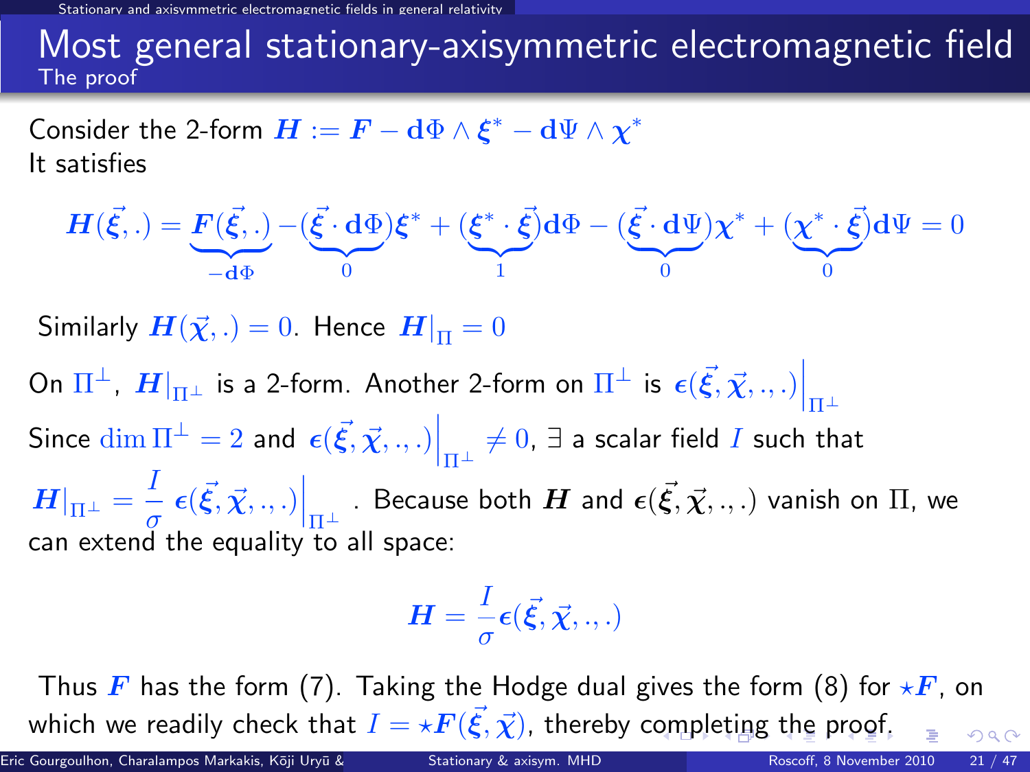# Most general stationary-axisymmetric electromagnetic field

## The proof

Consider the 2-form $\boldsymbol{H} := \boldsymbol{F} - \mathbf{d}\Phi \wedge \boldsymbol{\xi}^* - \mathbf{d}\Psi \wedge \boldsymbol{\chi}^*$

It satisfies

$$\boldsymbol{H}(\vec{\xi},.) = \underbrace{\boldsymbol{F}(\vec{\xi},.)}_{-\mathbf{d}\Phi} - (\underbrace{\vec{\xi}\cdot\mathbf{d}\Phi}_{0})\boldsymbol{\xi}^* + (\underbrace{\boldsymbol{\xi}^*\cdot\vec{\xi}}_{1})\mathbf{d}\Phi - (\underbrace{\vec{\xi}\cdot\mathbf{d}\Psi}_{0})\boldsymbol{\chi}^* + (\underbrace{\boldsymbol{\chi}^*\cdot\vec{\xi}}_{0})\mathbf{d}\Psi = 0$$

Similarly $\boldsymbol{H}(\vec{\chi},.) = 0$. Hence $\boldsymbol{H}|_{\Pi} = 0$

On $\Pi^{\perp}$, $\boldsymbol{H}|_{\Pi^{\perp}}$ is a 2-form. Another 2-form on $\Pi^{\perp}$ is $\boldsymbol{\epsilon}(\vec{\xi},\vec{\chi},.,.)\Big|_{\Pi^{\perp}}$

Since $\dim \Pi^{\perp} = 2$ and $\boldsymbol{\epsilon}(\vec{\xi},\vec{\chi},.,.)\Big|_{\Pi^{\perp}} \neq 0$, $\exists$ a scalar field $I$ such that

$\boldsymbol{H}|_{\Pi^{\perp}} = \dfrac{I}{\sigma}\,\boldsymbol{\epsilon}(\vec{\xi},\vec{\chi},.,.)\Big|_{\Pi^{\perp}}$. Because both $\boldsymbol{H}$ and $\boldsymbol{\epsilon}(\vec{\xi},\vec{\chi},.,.)$ vanish on $\Pi$, we can extend the equality to all space:

$$\boldsymbol{H} = \frac{I}{\sigma}\boldsymbol{\epsilon}(\vec{\xi},\vec{\chi},.,.)$$

Thus $\boldsymbol{F}$ has the form (7). Taking the Hodge dual gives the form (8) for $\star\boldsymbol{F}$, on which we readily check that $I = \star\boldsymbol{F}(\vec{\xi},\vec{\chi})$, thereby completing the proof.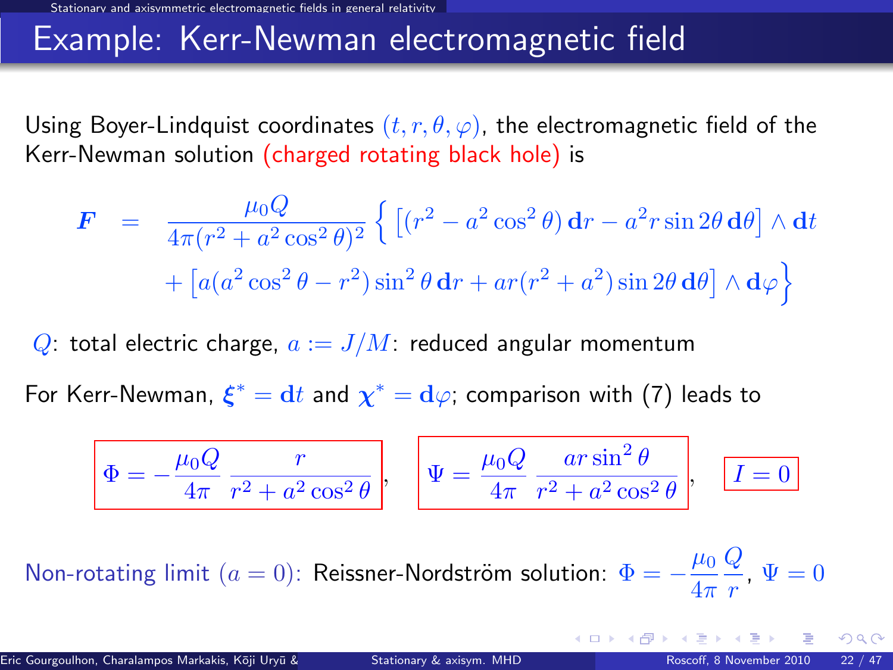# Example: Kerr-Newman electromagnetic field

Using Boyer-Lindquist coordinates $(t, r, \theta, \varphi)$, the electromagnetic field of the Kerr-Newman solution (charged rotating black hole) is

$$
\begin{aligned}
\boldsymbol{F} \; = \; & \frac{\mu_0 Q}{4\pi (r^2 + a^2 \cos^2\theta)^2} \Big\{ \left[ (r^2 - a^2 \cos^2\theta)\, \mathbf{d}r - a^2 r \sin 2\theta \, \mathbf{d}\theta \right] \wedge \mathbf{d}t \\
& + \left[ a(a^2\cos^2\theta - r^2)\sin^2\theta \, \mathbf{d}r + ar(r^2 + a^2)\sin 2\theta \, \mathbf{d}\theta \right] \wedge \mathbf{d}\varphi \Big\}
\end{aligned}
$$

$Q$: total electric charge, $a := J/M$: reduced angular momentum

For Kerr-Newman, $\boldsymbol{\xi}^* = \mathbf{d}t$ and $\boldsymbol{\chi}^* = \mathbf{d}\varphi$; comparison with (7) leads to

$$
\boxed{\Phi = -\frac{\mu_0 Q}{4\pi} \frac{r}{r^2 + a^2\cos^2\theta}}, \quad \boxed{\Psi = \frac{\mu_0 Q}{4\pi} \frac{a r \sin^2\theta}{r^2 + a^2\cos^2\theta}}, \quad \boxed{I = 0}
$$

Non-rotating limit $(a = 0)$: Reissner-Nordström solution: $\Phi = -\dfrac{\mu_0}{4\pi}\dfrac{Q}{r}$, $\Psi = 0$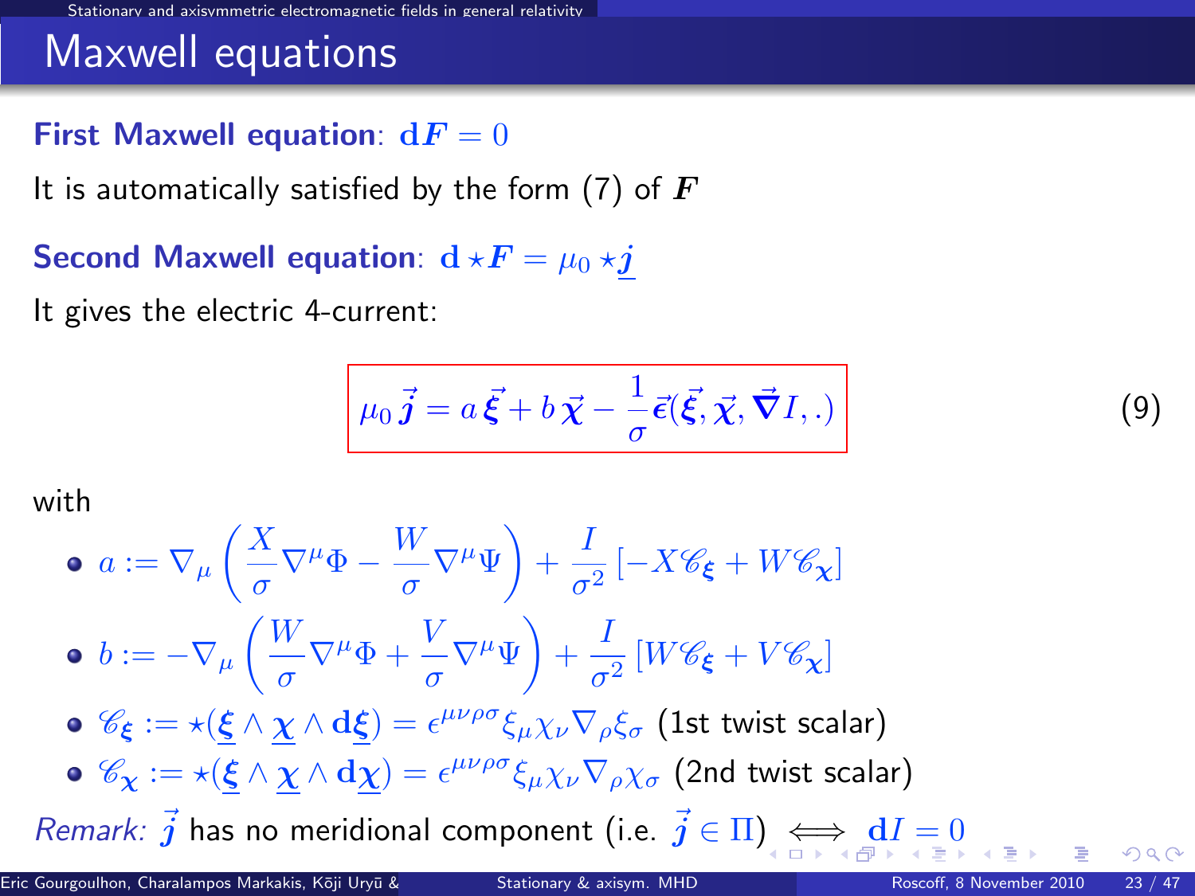# Maxwell equations

**First Maxwell equation**: $\mathbf{d}\boldsymbol{F} = 0$

It is automatically satisfied by the form (7) of $\boldsymbol{F}$

**Second Maxwell equation**: $\mathbf{d}\star\boldsymbol{F} = \mu_0 \star\underline{\boldsymbol{j}}$

It gives the electric 4-current:

$$\mu_0 \vec{\boldsymbol{j}} = a\,\vec{\boldsymbol{\xi}} + b\,\vec{\boldsymbol{\chi}} - \frac{1}{\sigma}\vec{\boldsymbol{\epsilon}}(\vec{\boldsymbol{\xi}}, \vec{\boldsymbol{\chi}}, \vec{\boldsymbol{\nabla}} I, .) \tag{9}$$

with

- $a := \nabla_\mu \left( \frac{X}{\sigma} \nabla^\mu \Phi - \frac{W}{\sigma} \nabla^\mu \Psi \right) + \frac{I}{\sigma^2} \left[ -X \mathscr{C}_{\boldsymbol{\xi}} + W \mathscr{C}_{\boldsymbol{\chi}} \right]$
- $b := -\nabla_\mu \left( \frac{W}{\sigma} \nabla^\mu \Phi + \frac{V}{\sigma} \nabla^\mu \Psi \right) + \frac{I}{\sigma^2} \left[ W \mathscr{C}_{\boldsymbol{\xi}} + V \mathscr{C}_{\boldsymbol{\chi}} \right]$
- $\mathscr{C}_{\boldsymbol{\xi}} := \star(\underline{\boldsymbol{\xi}} \wedge \underline{\boldsymbol{\chi}} \wedge \mathbf{d}\underline{\boldsymbol{\xi}}) = \epsilon^{\mu\nu\rho\sigma} \xi_\mu \chi_\nu \nabla_\rho \xi_\sigma$ (1st twist scalar)
- $\mathscr{C}_{\boldsymbol{\chi}} := \star(\underline{\boldsymbol{\xi}} \wedge \underline{\boldsymbol{\chi}} \wedge \mathbf{d}\underline{\boldsymbol{\chi}}) = \epsilon^{\mu\nu\rho\sigma} \xi_\mu \chi_\nu \nabla_\rho \chi_\sigma$ (2nd twist scalar)

*Remark:* $\vec{\boldsymbol{j}}$ has no meridional component (i.e. $\vec{\boldsymbol{j}} \in \Pi$) $\iff$ $\mathbf{d}I = 0$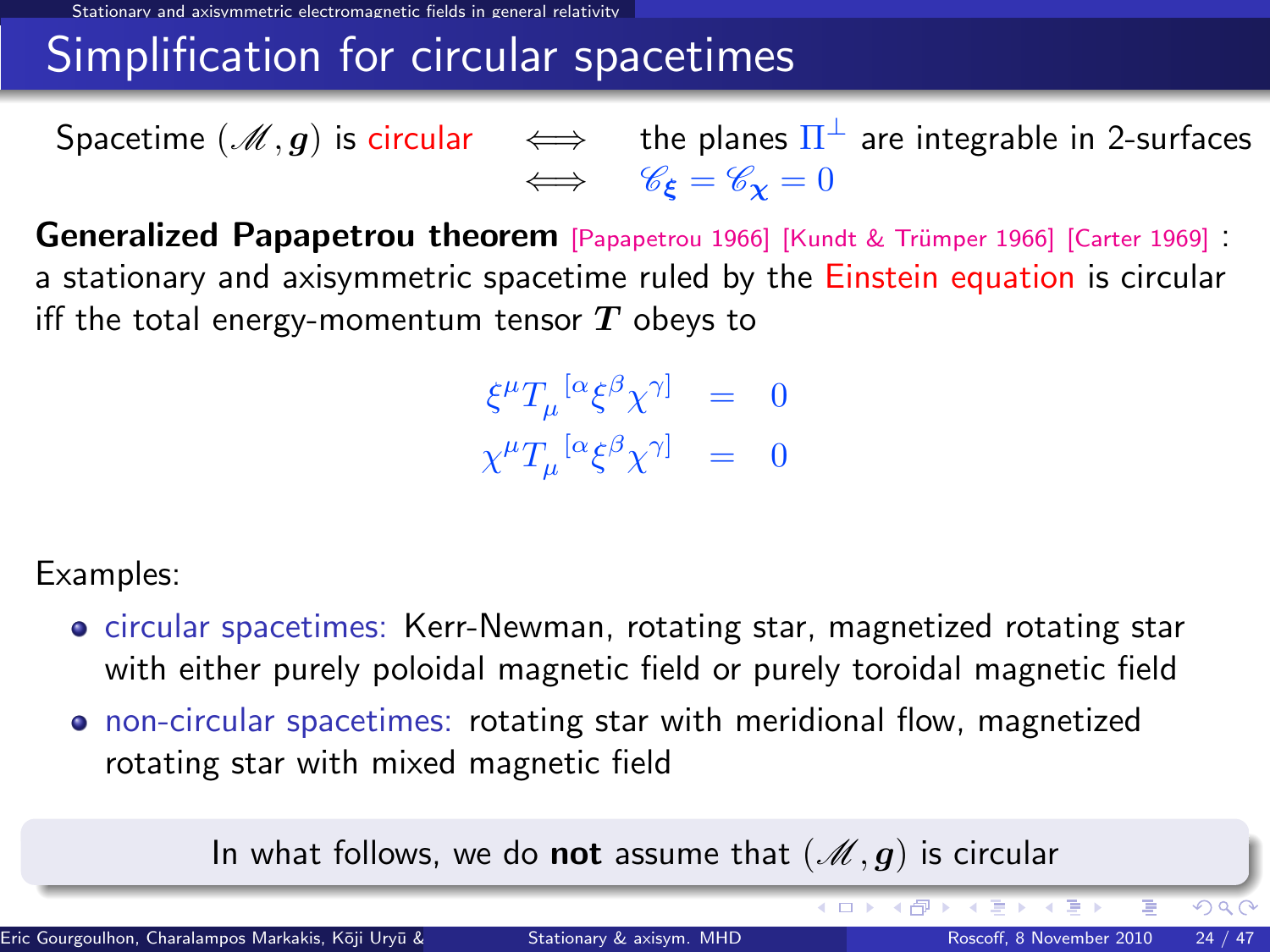# Simplification for circular spacetimes

Spacetime $(\mathscr{M}, \boldsymbol{g})$ is circular $\iff$ the planes $\Pi^\perp$ are integrable in 2-surfaces
$\iff$ $\mathscr{C}_{\boldsymbol{\xi}} = \mathscr{C}_{\boldsymbol{\chi}} = 0$

**Generalized Papapetrou theorem** [Papapetrou 1966] [Kundt & Trümper 1966] [Carter 1969] : a stationary and axisymmetric spacetime ruled by the Einstein equation is circular iff the total energy-momentum tensor $\boldsymbol{T}$ obeys to

$$
\begin{aligned}
\xi^\mu T_\mu^{\ [\alpha} \xi^\beta \chi^{\gamma]} &= 0 \\
\chi^\mu T_\mu^{\ [\alpha} \xi^\beta \chi^{\gamma]} &= 0
\end{aligned}
$$

Examples:

- circular spacetimes: Kerr-Newman, rotating star, magnetized rotating star with either purely poloidal magnetic field or purely toroidal magnetic field
- non-circular spacetimes: rotating star with meridional flow, magnetized rotating star with mixed magnetic field

In what follows, we do **not** assume that $(\mathscr{M}, \boldsymbol{g})$ is circular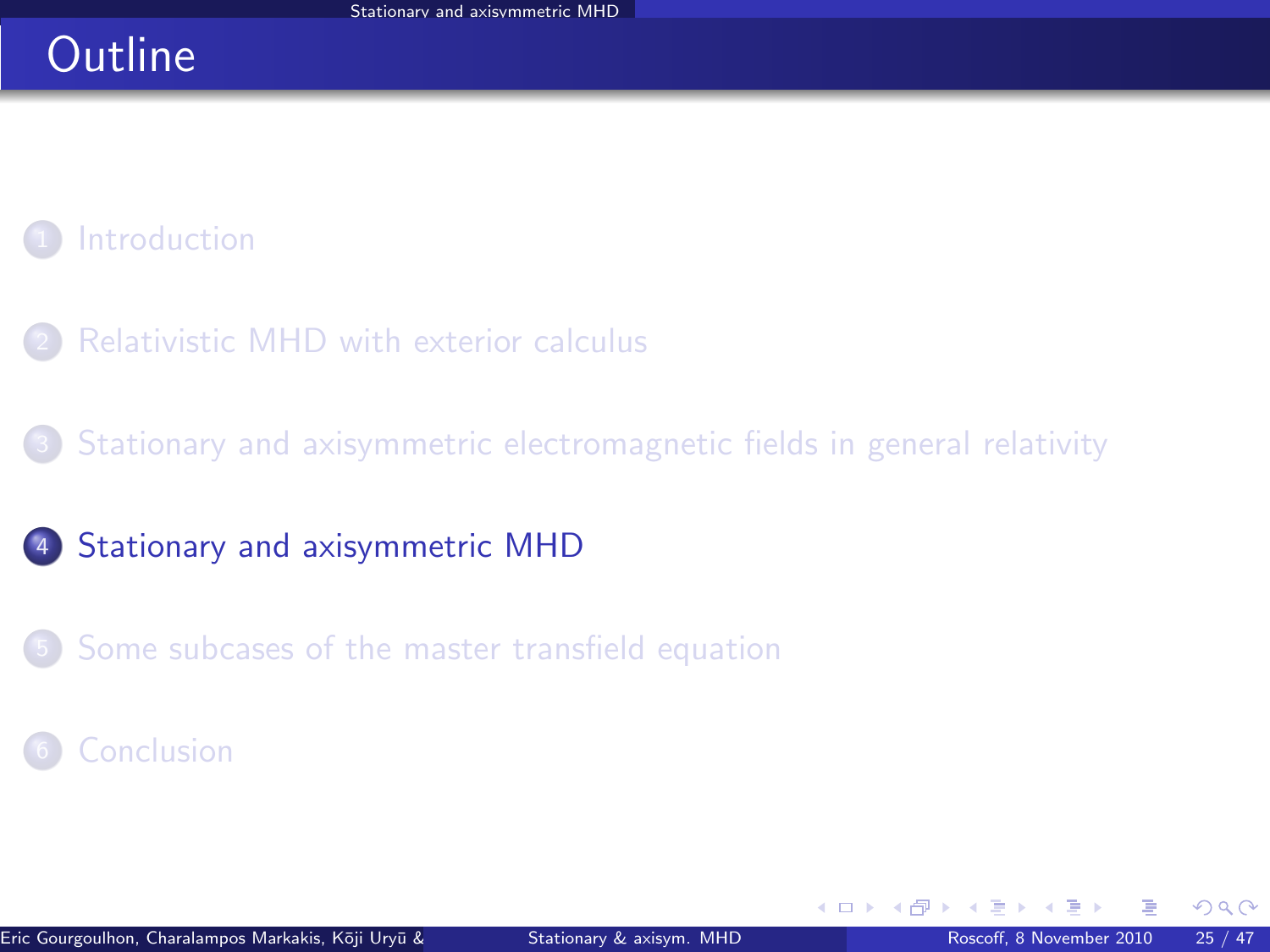# Outline

1. Introduction
2. Relativistic MHD with exterior calculus
3. Stationary and axisymmetric electromagnetic fields in general relativity
4. **Stationary and axisymmetric MHD**
5. Some subcases of the master transfield equation
6. Conclusion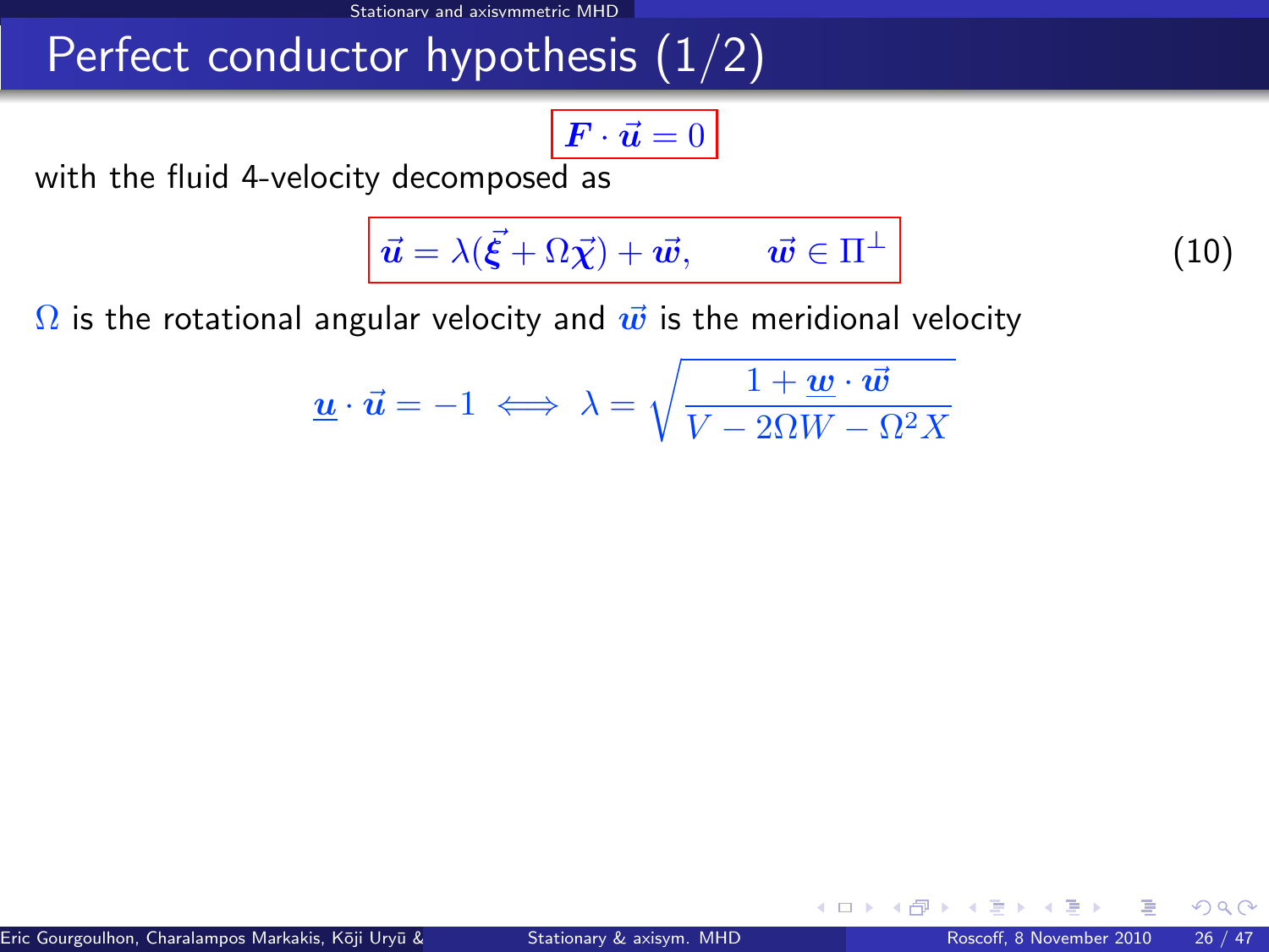# Perfect conductor hypothesis (1/2)

$$\boldsymbol{F} \cdot \vec{\boldsymbol{u}} = 0$$

with the fluid 4-velocity decomposed as

$$\vec{\boldsymbol{u}} = \lambda(\vec{\boldsymbol{\xi}} + \Omega\vec{\boldsymbol{\chi}}) + \vec{\boldsymbol{w}}, \qquad \vec{\boldsymbol{w}} \in \Pi^{\perp} \tag{10}$$

$\Omega$ is the rotational angular velocity and $\vec{\boldsymbol{w}}$ is the meridional velocity

$$\underline{\boldsymbol{u}} \cdot \vec{\boldsymbol{u}} = -1 \iff \lambda = \sqrt{\frac{1 + \underline{\boldsymbol{w}} \cdot \vec{\boldsymbol{w}}}{V - 2\Omega W - \Omega^2 X}}$$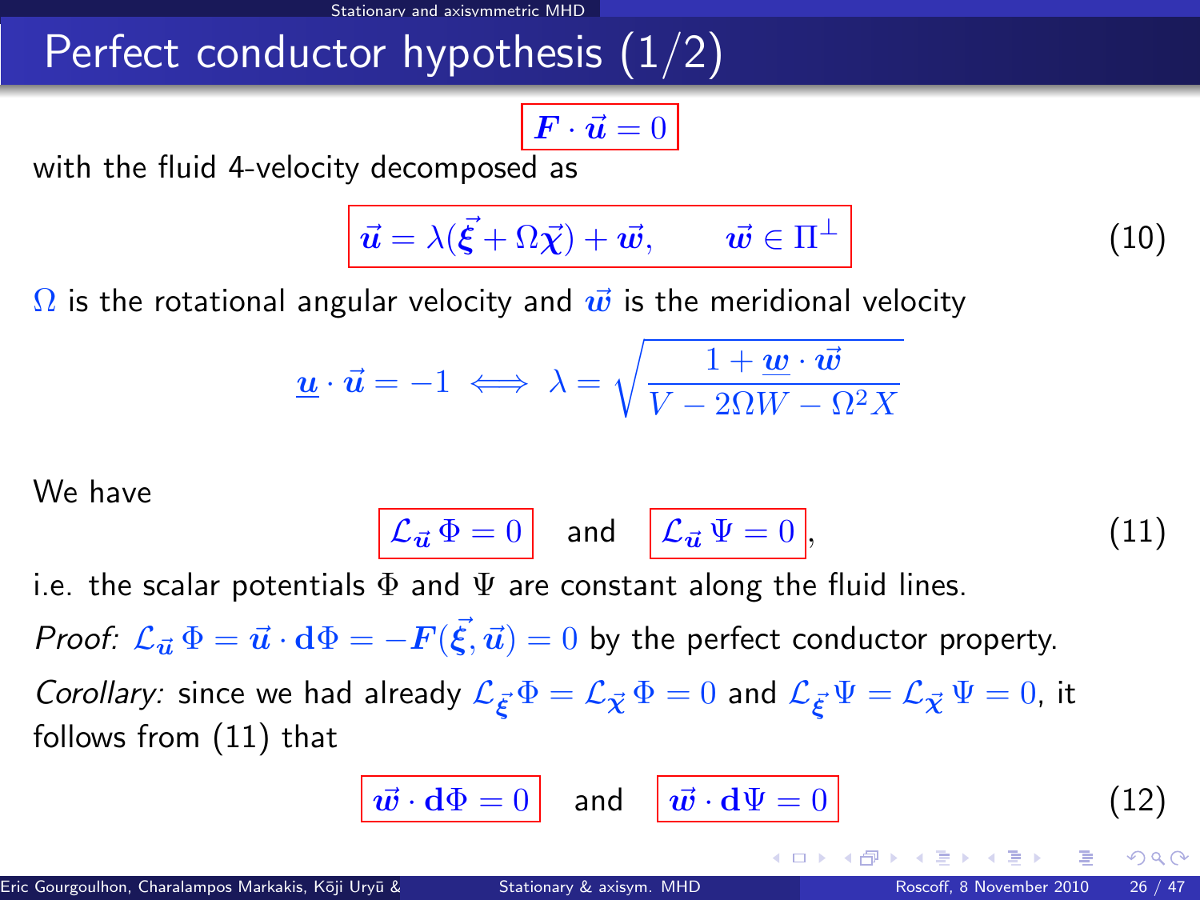# Perfect conductor hypothesis (1/2)

$$\boldsymbol{F} \cdot \vec{\boldsymbol{u}} = 0$$

with the fluid 4-velocity decomposed as

$$\vec{\boldsymbol{u}} = \lambda(\vec{\boldsymbol{\xi}} + \Omega\vec{\boldsymbol{\chi}}) + \vec{\boldsymbol{w}}, \qquad \vec{\boldsymbol{w}} \in \Pi^{\perp} \tag{10}$$

$\Omega$ is the rotational angular velocity and $\vec{\boldsymbol{w}}$ is the meridional velocity

$$\underline{\boldsymbol{u}} \cdot \vec{\boldsymbol{u}} = -1 \iff \lambda = \sqrt{\frac{1 + \underline{\boldsymbol{w}} \cdot \vec{\boldsymbol{w}}}{V - 2\Omega W - \Omega^2 X}}$$

We have

$$\mathcal{L}_{\vec{\boldsymbol{u}}}\, \Phi = 0 \quad \text{and} \quad \mathcal{L}_{\vec{\boldsymbol{u}}}\, \Psi = 0, \tag{11}$$

i.e. the scalar potentials $\Phi$ and $\Psi$ are constant along the fluid lines.

*Proof:* $\mathcal{L}_{\vec{\boldsymbol{u}}}\, \Phi = \vec{\boldsymbol{u}} \cdot \mathbf{d}\Phi = -\boldsymbol{F}(\vec{\boldsymbol{\xi}}, \vec{\boldsymbol{u}}) = 0$ by the perfect conductor property.

*Corollary:* since we had already $\mathcal{L}_{\vec{\boldsymbol{\xi}}}\, \Phi = \mathcal{L}_{\vec{\boldsymbol{\chi}}}\, \Phi = 0$ and $\mathcal{L}_{\vec{\boldsymbol{\xi}}}\, \Psi = \mathcal{L}_{\vec{\boldsymbol{\chi}}}\, \Psi = 0$, it follows from (11) that

$$\vec{\boldsymbol{w}} \cdot \mathbf{d}\Phi = 0 \quad \text{and} \quad \vec{\boldsymbol{w}} \cdot \mathbf{d}\Psi = 0 \tag{12}$$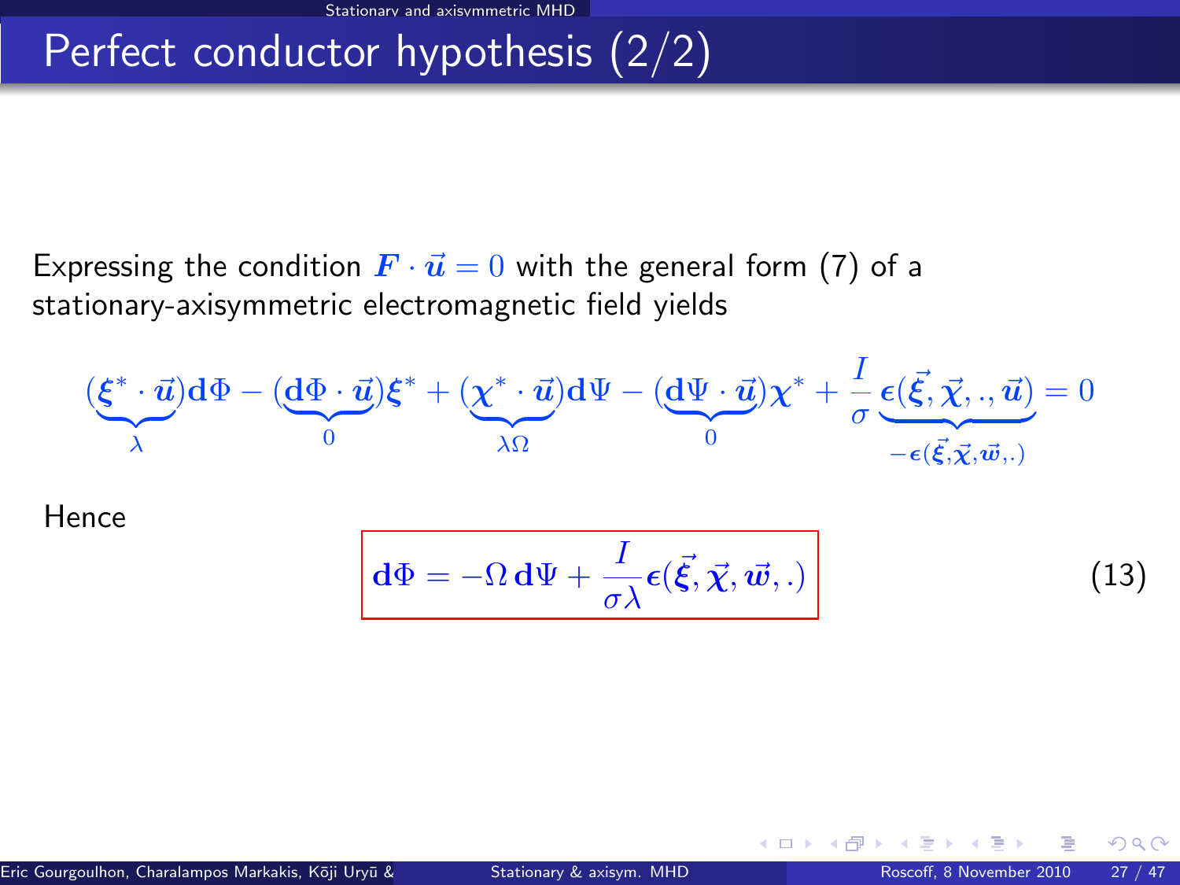# Perfect conductor hypothesis (2/2)

Expressing the condition $\boldsymbol{F} \cdot \vec{\boldsymbol{u}} = 0$ with the general form (7) of a stationary-axisymmetric electromagnetic field yields

$$\underbrace{(\boldsymbol{\xi}^* \cdot \vec{\boldsymbol{u}})}_{\lambda}\mathbf{d}\Phi - \underbrace{(\mathbf{d}\Phi \cdot \vec{\boldsymbol{u}})}_{0}\boldsymbol{\xi}^* + \underbrace{(\boldsymbol{\chi}^* \cdot \vec{\boldsymbol{u}})}_{\lambda\Omega}\mathbf{d}\Psi - \underbrace{(\mathbf{d}\Psi \cdot \vec{\boldsymbol{u}})}_{0}\boldsymbol{\chi}^* + \frac{I}{\sigma}\underbrace{\boldsymbol{\epsilon}(\vec{\boldsymbol{\xi}}, \vec{\boldsymbol{\chi}}, ., \vec{\boldsymbol{u}})}_{-\boldsymbol{\epsilon}(\vec{\boldsymbol{\xi}}, \vec{\boldsymbol{\chi}}, \vec{\boldsymbol{w}}, .)} = 0$$

Hence

$$\boxed{\mathbf{d}\Phi = -\Omega\, \mathbf{d}\Psi + \frac{I}{\sigma\lambda}\boldsymbol{\epsilon}(\vec{\boldsymbol{\xi}}, \vec{\boldsymbol{\chi}}, \vec{\boldsymbol{w}}, .)} \tag{13}$$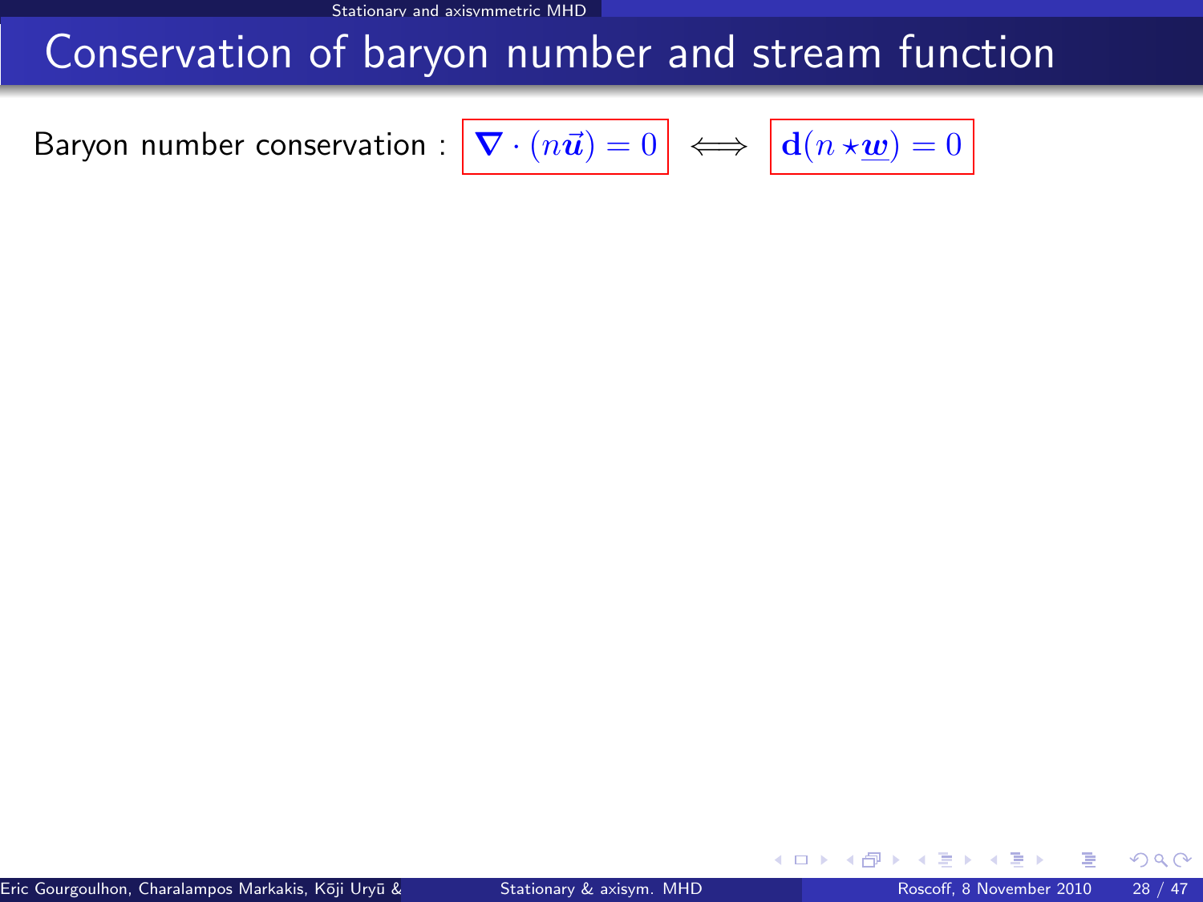# Conservation of baryon number and stream function

Baryon number conservation : $\boxed{\boldsymbol{\nabla} \cdot (n\vec{\boldsymbol{u}}) = 0} \iff \boxed{\mathbf{d}(n \star \underline{\boldsymbol{w}}) = 0}$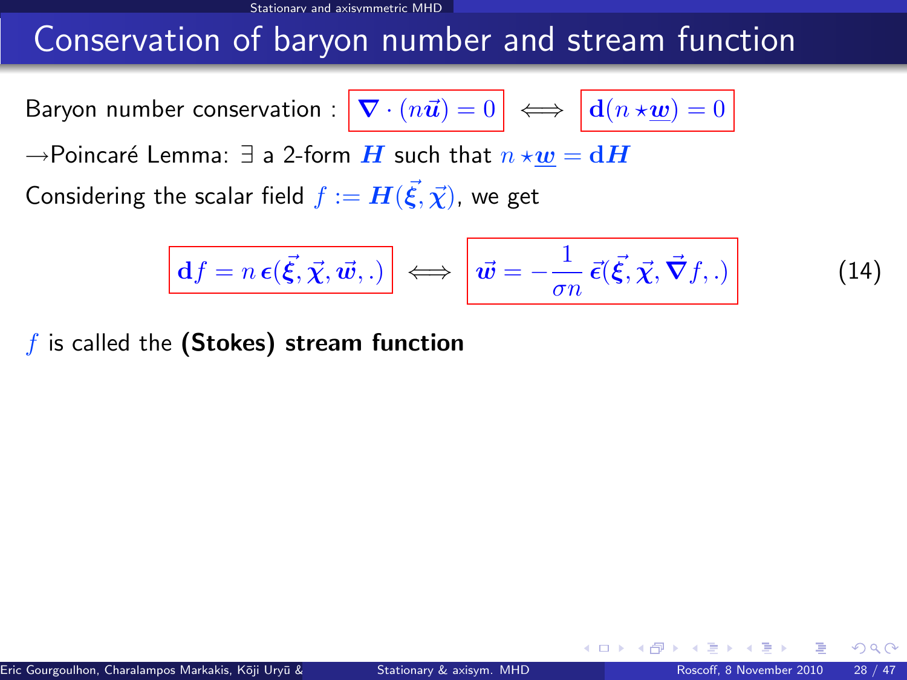# Conservation of baryon number and stream function

Baryon number conservation : $\boxed{\boldsymbol{\nabla} \cdot (n\vec{\boldsymbol{u}}) = 0} \iff \boxed{\mathbf{d}(n \star \underline{\boldsymbol{w}}) = 0}$

$\rightarrow$Poincaré Lemma: $\exists$ a 2-form $\boldsymbol{H}$ such that $n \star \underline{\boldsymbol{w}} = \mathbf{d}\boldsymbol{H}$

Considering the scalar field $f := \boldsymbol{H}(\vec{\boldsymbol{\xi}}, \vec{\boldsymbol{\chi}})$, we get

$$\boxed{\mathbf{d}f = n\,\boldsymbol{\epsilon}(\vec{\boldsymbol{\xi}}, \vec{\boldsymbol{\chi}}, \vec{\boldsymbol{w}}, .)} \iff \boxed{\vec{\boldsymbol{w}} = -\frac{1}{\sigma n}\,\vec{\boldsymbol{\epsilon}}(\vec{\boldsymbol{\xi}}, \vec{\boldsymbol{\chi}}, \vec{\boldsymbol{\nabla}}f, .)} \qquad (14)$$

$f$ is called the **(Stokes) stream function**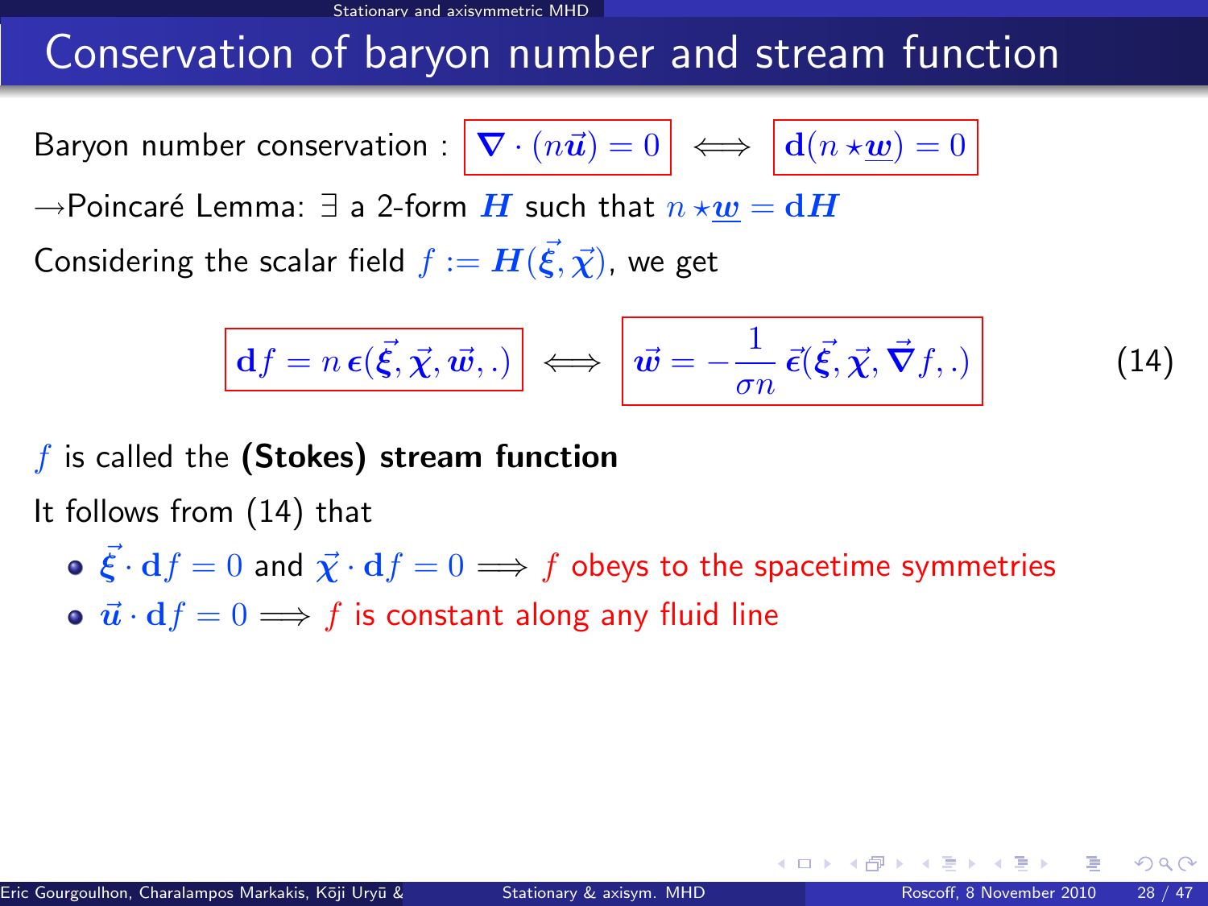# Conservation of baryon number and stream function

Baryon number conservation : $\boxed{\boldsymbol{\nabla} \cdot (n\vec{\boldsymbol{u}}) = 0} \iff \boxed{\mathbf{d}(n \star \underline{\boldsymbol{w}}) = 0}$

$\rightarrow$Poincaré Lemma: $\exists$ a 2-form $\boldsymbol{H}$ such that $n \star \underline{\boldsymbol{w}} = \mathbf{d}\boldsymbol{H}$

Considering the scalar field $f := \boldsymbol{H}(\vec{\boldsymbol{\xi}}, \vec{\boldsymbol{\chi}})$, we get

$$\boxed{\mathbf{d}f = n\,\boldsymbol{\epsilon}(\vec{\boldsymbol{\xi}}, \vec{\boldsymbol{\chi}}, \vec{\boldsymbol{w}}, .)} \iff \boxed{\vec{\boldsymbol{w}} = -\frac{1}{\sigma n}\,\vec{\boldsymbol{\epsilon}}(\vec{\boldsymbol{\xi}}, \vec{\boldsymbol{\chi}}, \vec{\boldsymbol{\nabla}} f, .)} \qquad (14)$$

$f$ is called the **(Stokes) stream function**

It follows from (14) that

- $\vec{\boldsymbol{\xi}} \cdot \mathbf{d}f = 0$ and $\vec{\boldsymbol{\chi}} \cdot \mathbf{d}f = 0 \Longrightarrow f$ obeys to the spacetime symmetries
- $\vec{\boldsymbol{u}} \cdot \mathbf{d}f = 0 \Longrightarrow f$ is constant along any fluid line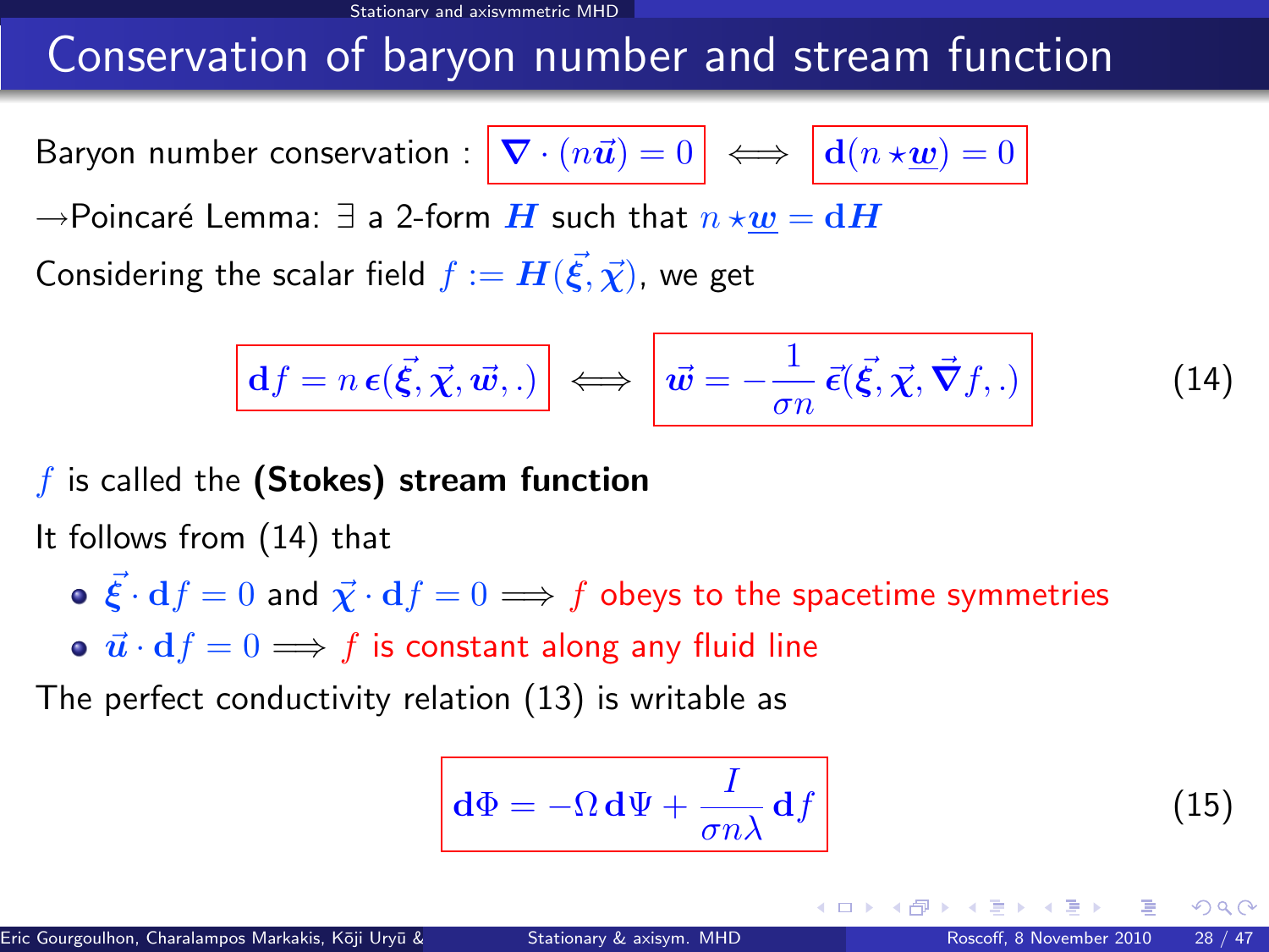## Conservation of baryon number and stream function

Baryon number conservation : $\boldsymbol{\nabla} \cdot (n\vec{\boldsymbol{u}}) = 0$ $\iff$ $\mathbf{d}(n \star \underline{\boldsymbol{w}}) = 0$

$\rightarrow$Poincaré Lemma: $\exists$ a 2-form $\boldsymbol{H}$ such that $n \star \underline{\boldsymbol{w}} = \mathbf{d}\boldsymbol{H}$

Considering the scalar field $f := \boldsymbol{H}(\vec{\boldsymbol{\xi}}, \vec{\boldsymbol{\chi}})$, we get

$$\mathbf{d}f = n\,\boldsymbol{\epsilon}(\vec{\boldsymbol{\xi}}, \vec{\boldsymbol{\chi}}, \vec{\boldsymbol{w}}, .) \iff \vec{\boldsymbol{w}} = -\frac{1}{\sigma n}\,\vec{\boldsymbol{\epsilon}}(\vec{\boldsymbol{\xi}}, \vec{\boldsymbol{\chi}}, \vec{\boldsymbol{\nabla}} f, .) \qquad (14)$$

$f$ is called the **(Stokes) stream function**

It follows from (14) that

- $\vec{\boldsymbol{\xi}} \cdot \mathbf{d}f = 0$ and $\vec{\boldsymbol{\chi}} \cdot \mathbf{d}f = 0 \Longrightarrow$ $f$ obeys to the spacetime symmetries
- $\vec{\boldsymbol{u}} \cdot \mathbf{d}f = 0 \Longrightarrow$ $f$ is constant along any fluid line

The perfect conductivity relation (13) is writable as

$$\mathbf{d}\Phi = -\Omega\,\mathbf{d}\Psi + \frac{I}{\sigma n \lambda}\,\mathbf{d}f \qquad (15)$$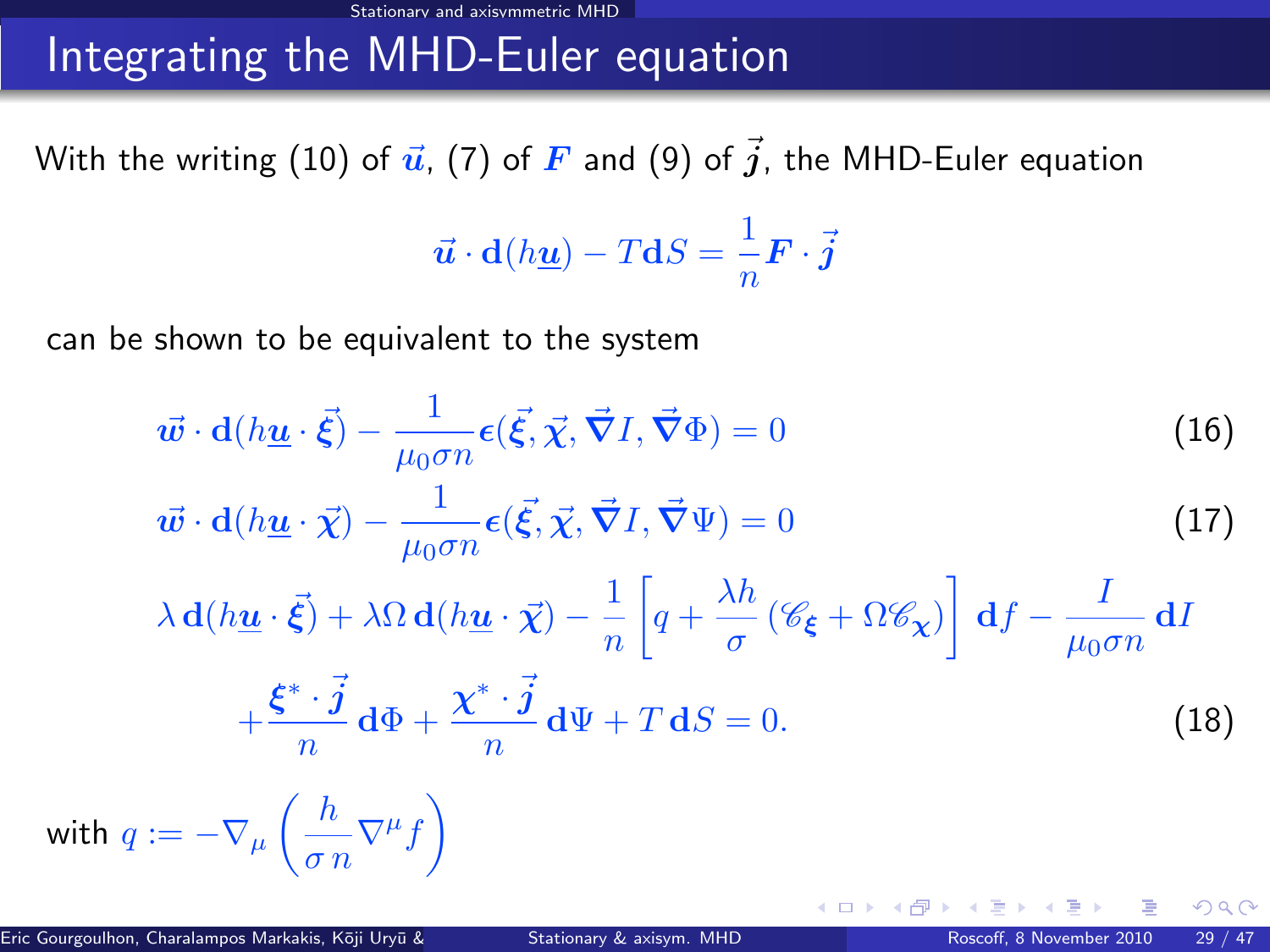# Integrating the MHD-Euler equation

With the writing (10) of $\vec{\boldsymbol{u}}$, (7) of $\boldsymbol{F}$ and (9) of $\vec{\boldsymbol{j}}$, the MHD-Euler equation

$$\vec{\boldsymbol{u}} \cdot \mathbf{d}(h\underline{\boldsymbol{u}}) - T\mathbf{d}S = \frac{1}{n}\boldsymbol{F} \cdot \vec{\boldsymbol{j}}$$

can be shown to be equivalent to the system

$$\vec{\boldsymbol{w}} \cdot \mathbf{d}(h\underline{\boldsymbol{u}} \cdot \vec{\boldsymbol{\xi}}) - \frac{1}{\mu_0 \sigma n}\boldsymbol{\epsilon}(\vec{\boldsymbol{\xi}}, \vec{\boldsymbol{\chi}}, \vec{\boldsymbol{\nabla}} I, \vec{\boldsymbol{\nabla}} \Phi) = 0 \tag{16}$$

$$\vec{\boldsymbol{w}} \cdot \mathbf{d}(h\underline{\boldsymbol{u}} \cdot \vec{\boldsymbol{\chi}}) - \frac{1}{\mu_0 \sigma n}\boldsymbol{\epsilon}(\vec{\boldsymbol{\xi}}, \vec{\boldsymbol{\chi}}, \vec{\boldsymbol{\nabla}} I, \vec{\boldsymbol{\nabla}} \Psi) = 0 \tag{17}$$

$$\lambda\, \mathbf{d}(h\underline{\boldsymbol{u}} \cdot \vec{\boldsymbol{\xi}}) + \lambda\Omega\, \mathbf{d}(h\underline{\boldsymbol{u}} \cdot \vec{\boldsymbol{\chi}}) - \frac{1}{n}\left[q + \frac{\lambda h}{\sigma}\left(\mathscr{C}_{\boldsymbol{\xi}} + \Omega \mathscr{C}_{\boldsymbol{\chi}}\right)\right]\mathbf{d}f - \frac{I}{\mu_0 \sigma n}\,\mathbf{d}I$$
$$+ \frac{\boldsymbol{\xi}^* \cdot \vec{\boldsymbol{j}}}{n}\,\mathbf{d}\Phi + \frac{\boldsymbol{\chi}^* \cdot \vec{\boldsymbol{j}}}{n}\,\mathbf{d}\Psi + T\,\mathbf{d}S = 0. \tag{18}$$

with $q := -\nabla_\mu \left(\dfrac{h}{\sigma\, n}\nabla^\mu f\right)$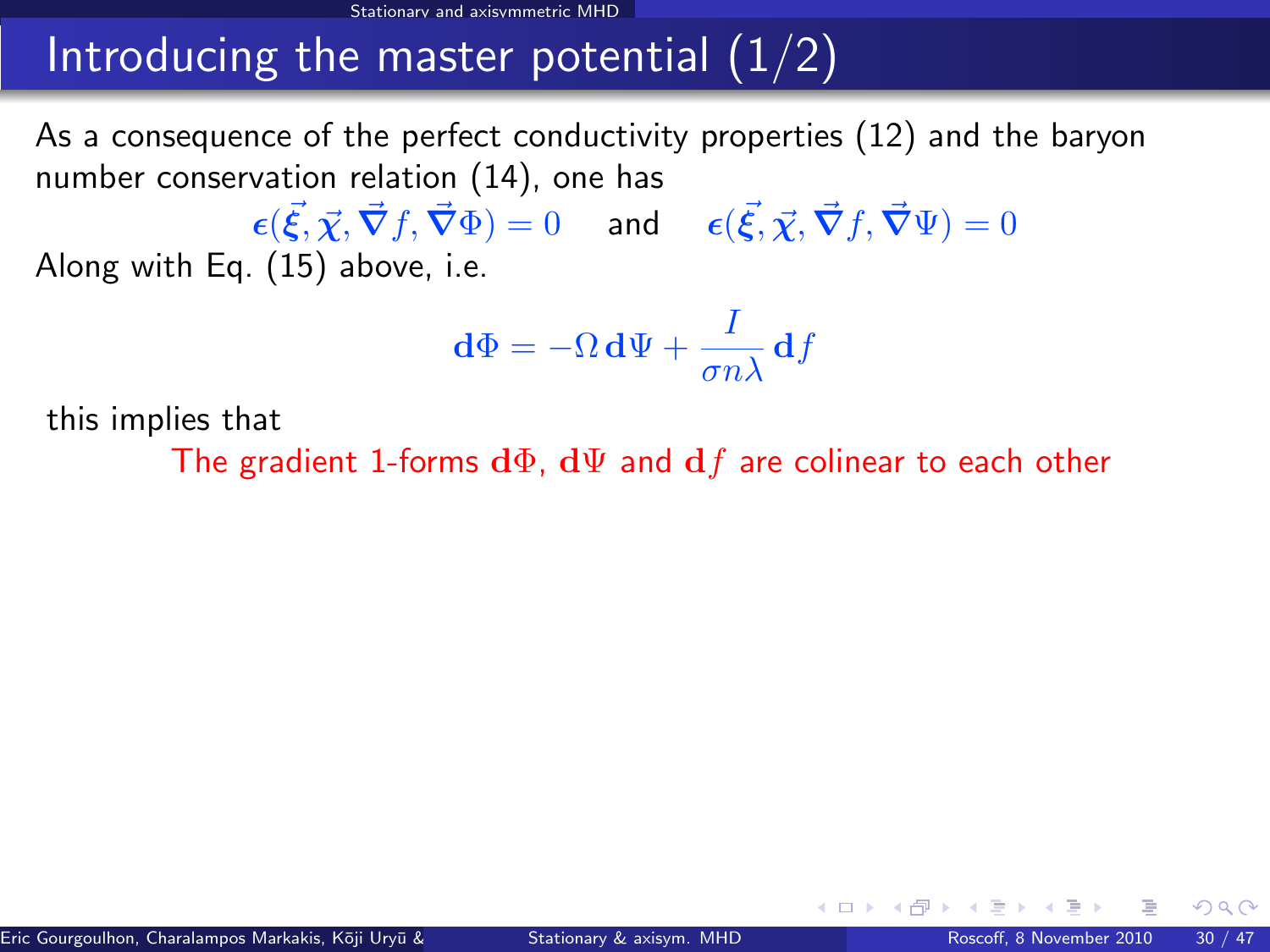# Introducing the master potential (1/2)

As a consequence of the perfect conductivity properties (12) and the baryon number conservation relation (14), one has

$$\boldsymbol{\epsilon}(\vec{\xi}, \vec{\chi}, \vec{\nabla} f, \vec{\nabla} \Phi) = 0 \quad \text{and} \quad \boldsymbol{\epsilon}(\vec{\xi}, \vec{\chi}, \vec{\nabla} f, \vec{\nabla} \Psi) = 0$$

Along with Eq. (15) above, i.e.

$$\mathbf{d}\Phi = -\Omega\, \mathbf{d}\Psi + \frac{I}{\sigma n \lambda}\, \mathbf{d}f$$

this implies that

The gradient 1-forms $\mathbf{d}\Phi$, $\mathbf{d}\Psi$ and $\mathbf{d}f$ are colinear to each other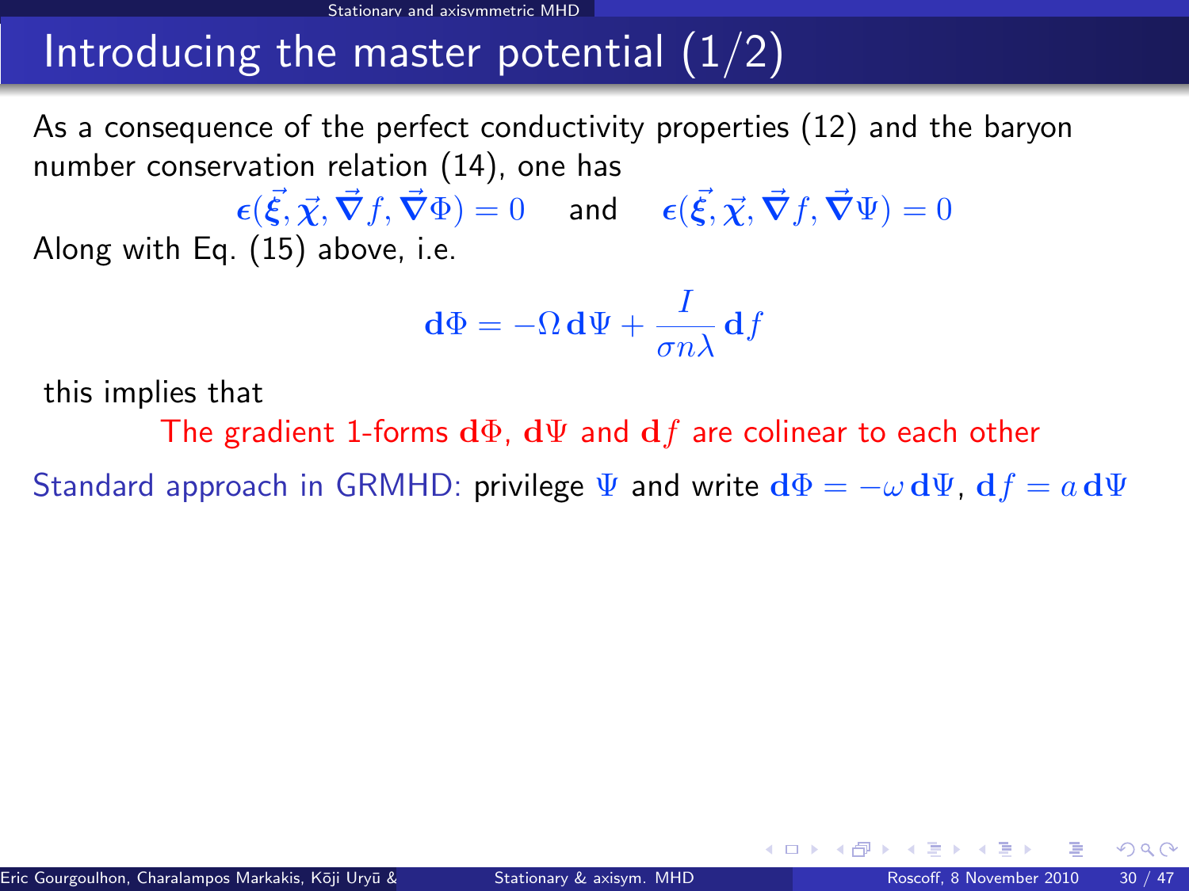# Introducing the master potential (1/2)

As a consequence of the perfect conductivity properties (12) and the baryon number conservation relation (14), one has

$$\boldsymbol{\epsilon}(\vec{\xi}, \vec{\chi}, \vec{\nabla} f, \vec{\nabla}\Phi) = 0 \quad \text{and} \quad \boldsymbol{\epsilon}(\vec{\xi}, \vec{\chi}, \vec{\nabla} f, \vec{\nabla}\Psi) = 0$$

Along with Eq. (15) above, i.e.

$$\mathbf{d}\Phi = -\Omega\,\mathbf{d}\Psi + \frac{I}{\sigma n \lambda}\,\mathbf{d}f$$

this implies that

The gradient 1-forms $\mathbf{d}\Phi$, $\mathbf{d}\Psi$ and $\mathbf{d}f$ are colinear to each other

Standard approach in GRMHD: privilege $\Psi$ and write $\mathbf{d}\Phi = -\omega\,\mathbf{d}\Psi$, $\mathbf{d}f = a\,\mathbf{d}\Psi$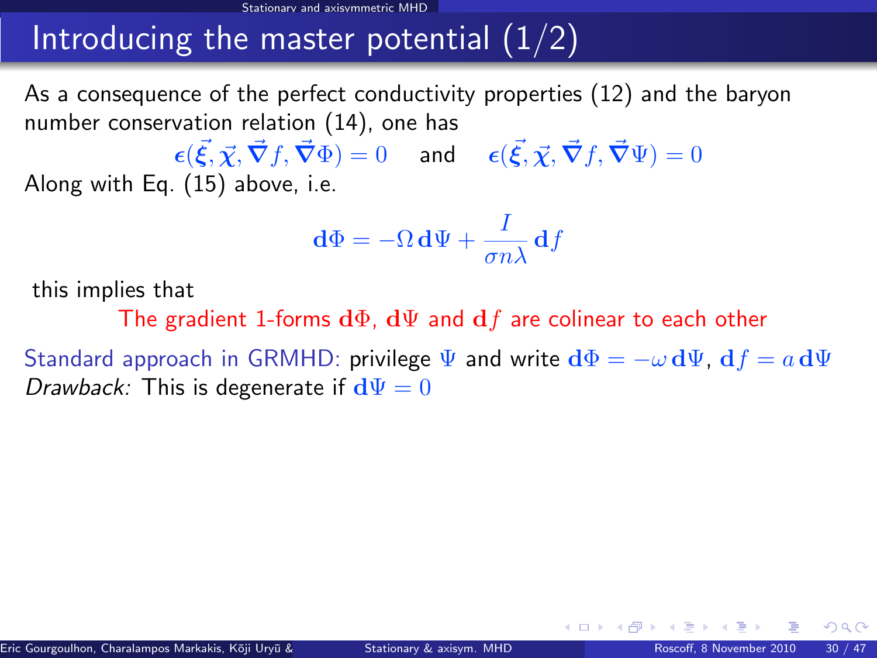# Introducing the master potential (1/2)

As a consequence of the perfect conductivity properties (12) and the baryon number conservation relation (14), one has

$$\boldsymbol{\epsilon}(\vec{\xi}, \vec{\chi}, \vec{\nabla} f, \vec{\nabla}\Phi) = 0 \quad \text{and} \quad \boldsymbol{\epsilon}(\vec{\xi}, \vec{\chi}, \vec{\nabla} f, \vec{\nabla}\Psi) = 0$$

Along with Eq. (15) above, i.e.

$$\mathbf{d}\Phi = -\Omega\,\mathbf{d}\Psi + \frac{I}{\sigma n \lambda}\,\mathbf{d}f$$

this implies that

The gradient 1-forms $\mathbf{d}\Phi$, $\mathbf{d}\Psi$ and $\mathbf{d}f$ are colinear to each other

Standard approach in GRMHD: privilege $\Psi$ and write $\mathbf{d}\Phi = -\omega\,\mathbf{d}\Psi$, $\mathbf{d}f = a\,\mathbf{d}\Psi$

*Drawback:* This is degenerate if $\mathbf{d}\Psi = 0$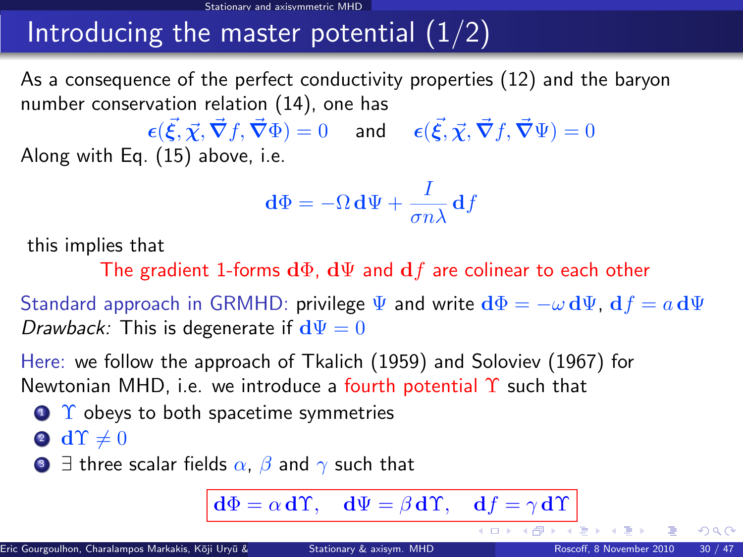# Introducing the master potential (1/2)

As a consequence of the perfect conductivity properties (12) and the baryon number conservation relation (14), one has

$$\epsilon(\vec{\xi}, \vec{\chi}, \vec{\nabla} f, \vec{\nabla}\Phi) = 0 \quad \text{and} \quad \epsilon(\vec{\xi}, \vec{\chi}, \vec{\nabla} f, \vec{\nabla}\Psi) = 0$$

Along with Eq. (15) above, i.e.

$$\mathbf{d}\Phi = -\Omega\, \mathbf{d}\Psi + \frac{I}{\sigma n \lambda}\, \mathbf{d}f$$

this implies that

The gradient 1-forms $\mathbf{d}\Phi$, $\mathbf{d}\Psi$ and $\mathbf{d}f$ are colinear to each other

Standard approach in GRMHD: privilege $\Psi$ and write $\mathbf{d}\Phi = -\omega\, \mathbf{d}\Psi$, $\mathbf{d}f = a\, \mathbf{d}\Psi$

*Drawback:* This is degenerate if $\mathbf{d}\Psi = 0$

Here: we follow the approach of Tkalich (1959) and Soloviev (1967) for Newtonian MHD, i.e. we introduce a fourth potential $\Upsilon$ such that

1. $\Upsilon$ obeys to both spacetime symmetries
2. $\mathbf{d}\Upsilon \neq 0$
3. $\exists$ three scalar fields $\alpha$, $\beta$ and $\gamma$ such that

$$\mathbf{d}\Phi = \alpha\, \mathbf{d}\Upsilon, \quad \mathbf{d}\Psi = \beta\, \mathbf{d}\Upsilon, \quad \mathbf{d}f = \gamma\, \mathbf{d}\Upsilon$$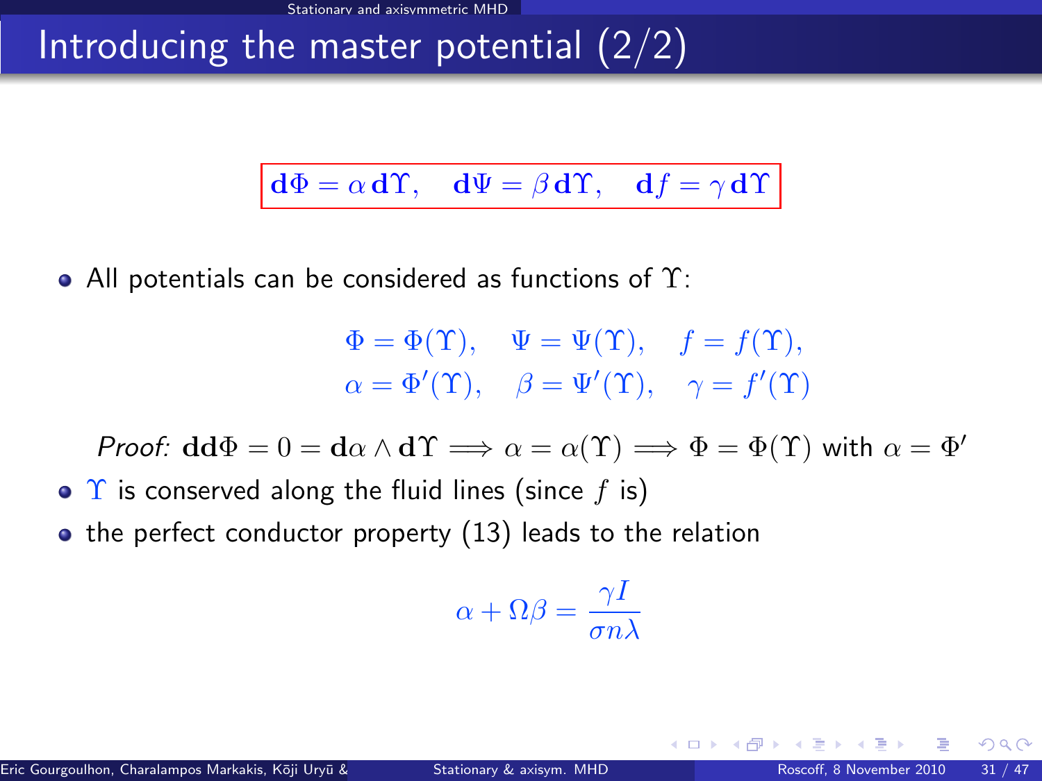# Introducing the master potential (2/2)

$$\boxed{\mathbf{d}\Phi = \alpha\, \mathbf{d}\Upsilon, \quad \mathbf{d}\Psi = \beta\, \mathbf{d}\Upsilon, \quad \mathbf{d}f = \gamma\, \mathbf{d}\Upsilon}$$

- All potentials can be considered as functions of $\Upsilon$:

$$\Phi = \Phi(\Upsilon), \quad \Psi = \Psi(\Upsilon), \quad f = f(\Upsilon),$$
$$\alpha = \Phi'(\Upsilon), \quad \beta = \Psi'(\Upsilon), \quad \gamma = f'(\Upsilon)$$

*Proof:* $\mathbf{dd}\Phi = 0 = \mathbf{d}\alpha \wedge \mathbf{d}\Upsilon \implies \alpha = \alpha(\Upsilon) \implies \Phi = \Phi(\Upsilon)$ with $\alpha = \Phi'$

- $\Upsilon$ is conserved along the fluid lines (since $f$ is)
- the perfect conductor property (13) leads to the relation

$$\alpha + \Omega\beta = \frac{\gamma I}{\sigma n \lambda}$$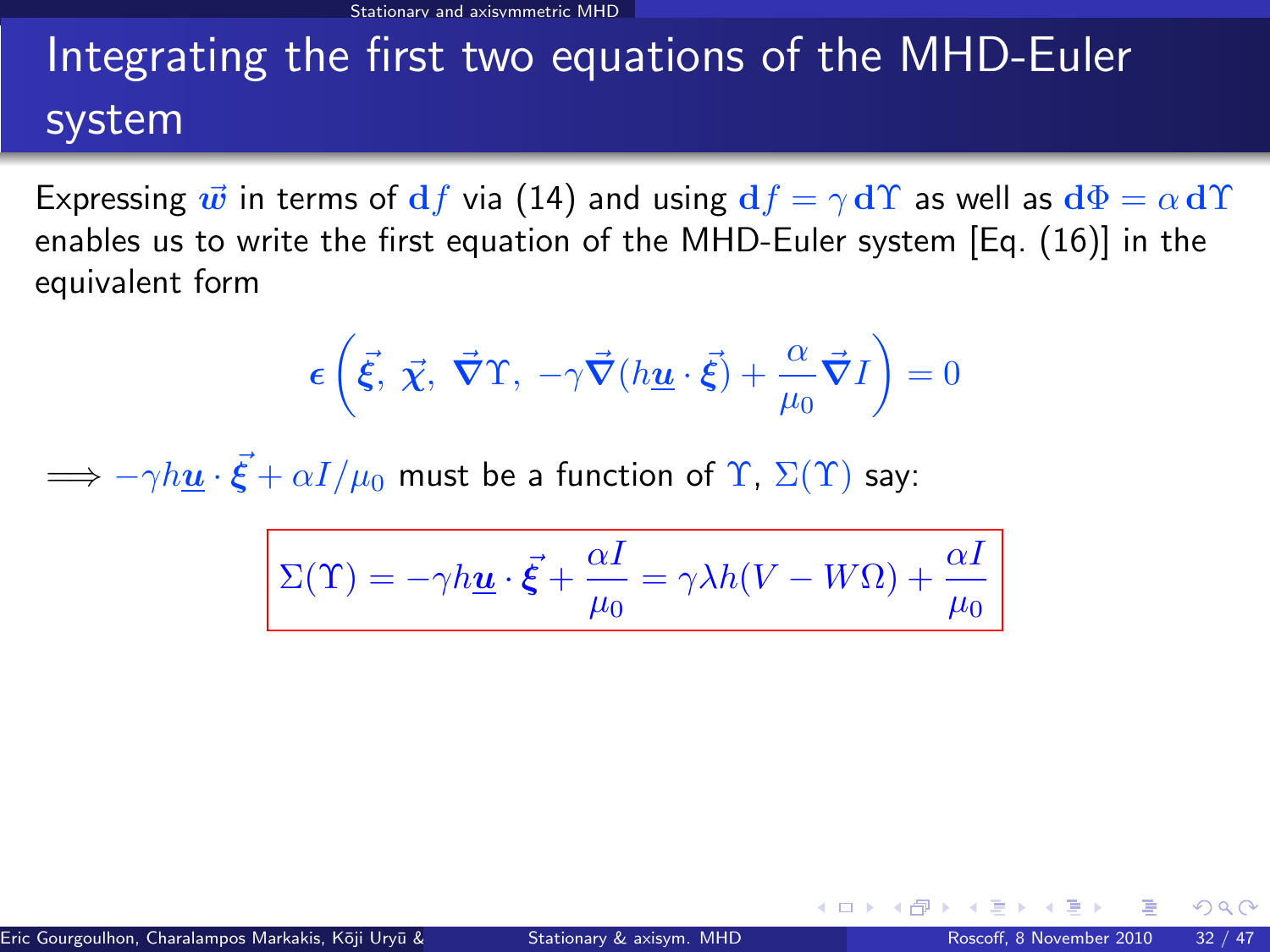# Integrating the first two equations of the MHD-Euler system

Expressing $\vec{w}$ in terms of $\mathbf{d}f$ via (14) and using $\mathbf{d}f = \gamma\,\mathbf{d}\Upsilon$ as well as $\mathbf{d}\Phi = \alpha\,\mathbf{d}\Upsilon$ enables us to write the first equation of the MHD-Euler system [Eq. (16)] in the equivalent form

$$\boldsymbol{\epsilon}\left(\vec{\boldsymbol{\xi}},\ \vec{\boldsymbol{\chi}},\ \vec{\boldsymbol{\nabla}}\Upsilon,\ -\gamma\vec{\boldsymbol{\nabla}}(h\underline{\boldsymbol{u}}\cdot\vec{\boldsymbol{\xi}}) + \frac{\alpha}{\mu_0}\vec{\boldsymbol{\nabla}}I\right) = 0$$

$\Longrightarrow -\gamma h\underline{\boldsymbol{u}}\cdot\vec{\boldsymbol{\xi}} + \alpha I/\mu_0$ must be a function of $\Upsilon$, $\Sigma(\Upsilon)$ say:

$$\boxed{\Sigma(\Upsilon) = -\gamma h\underline{\boldsymbol{u}}\cdot\vec{\boldsymbol{\xi}} + \frac{\alpha I}{\mu_0} = \gamma\lambda h(V - W\Omega) + \frac{\alpha I}{\mu_0}}$$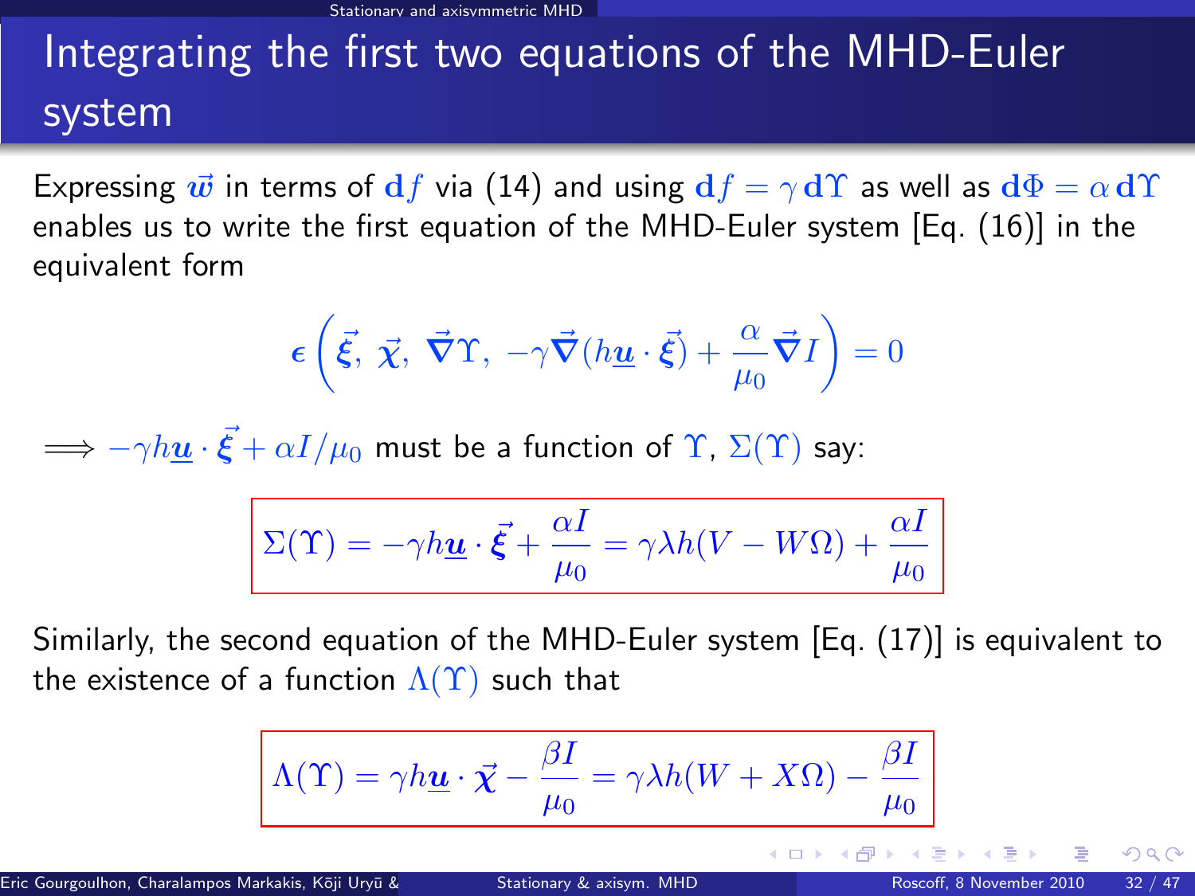# Integrating the first two equations of the MHD-Euler system

Expressing $\vec{w}$ in terms of $\mathbf{d}f$ via (14) and using $\mathbf{d}f = \gamma\,\mathbf{d}\Upsilon$ as well as $\mathbf{d}\Phi = \alpha\,\mathbf{d}\Upsilon$ enables us to write the first equation of the MHD-Euler system [Eq. (16)] in the equivalent form

$$\boldsymbol{\epsilon}\left(\vec{\xi},\ \vec{\chi},\ \vec{\nabla}\Upsilon,\ -\gamma\vec{\nabla}(h\underline{\boldsymbol{u}}\cdot\vec{\xi}) + \frac{\alpha}{\mu_0}\vec{\nabla}I\right) = 0$$

$\Longrightarrow -\gamma h\underline{\boldsymbol{u}}\cdot\vec{\xi} + \alpha I/\mu_0$ must be a function of $\Upsilon$, $\Sigma(\Upsilon)$ say:

$$\boxed{\Sigma(\Upsilon) = -\gamma h\underline{\boldsymbol{u}}\cdot\vec{\xi} + \frac{\alpha I}{\mu_0} = \gamma\lambda h(V - W\Omega) + \frac{\alpha I}{\mu_0}}$$

Similarly, the second equation of the MHD-Euler system [Eq. (17)] is equivalent to the existence of a function $\Lambda(\Upsilon)$ such that

$$\boxed{\Lambda(\Upsilon) = \gamma h\underline{\boldsymbol{u}}\cdot\vec{\chi} - \frac{\beta I}{\mu_0} = \gamma\lambda h(W + X\Omega) - \frac{\beta I}{\mu_0}}$$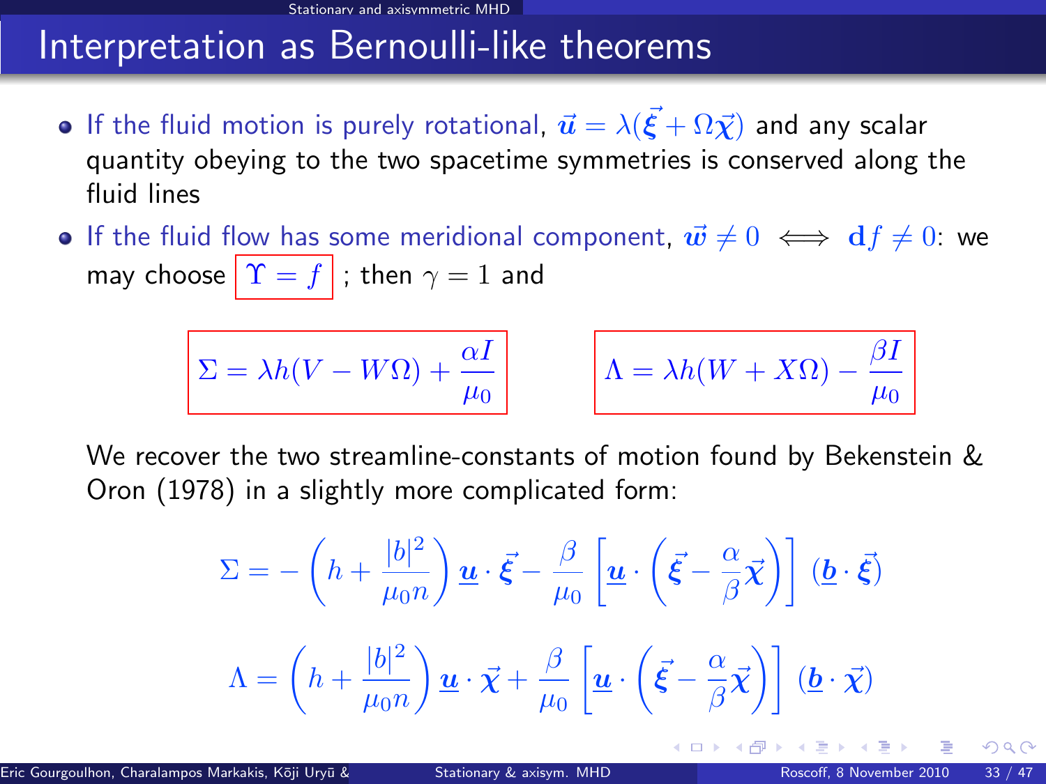# Interpretation as Bernoulli-like theorems

- If the fluid motion is purely rotational, $\vec{\boldsymbol{u}} = \lambda(\vec{\boldsymbol{\xi}} + \Omega\vec{\boldsymbol{\chi}})$ and any scalar quantity obeying to the two spacetime symmetries is conserved along the fluid lines
- If the fluid flow has some meridional component, $\vec{\boldsymbol{w}} \neq 0 \iff \mathbf{d}f \neq 0$: we may choose $\boxed{\Upsilon = f}$ ; then $\gamma = 1$ and

$$\boxed{\Sigma = \lambda h(V - W\Omega) + \frac{\alpha I}{\mu_0}} \qquad \boxed{\Lambda = \lambda h(W + X\Omega) - \frac{\beta I}{\mu_0}}$$

We recover the two streamline-constants of motion found by Bekenstein & Oron (1978) in a slightly more complicated form:

$$\Sigma = -\left(h + \frac{|b|^2}{\mu_0 n}\right) \underline{\boldsymbol{u}} \cdot \vec{\boldsymbol{\xi}} - \frac{\beta}{\mu_0}\left[\underline{\boldsymbol{u}} \cdot \left(\vec{\boldsymbol{\xi}} - \frac{\alpha}{\beta}\vec{\boldsymbol{\chi}}\right)\right] (\underline{\boldsymbol{b}} \cdot \vec{\boldsymbol{\xi}})$$

$$\Lambda = \left(h + \frac{|b|^2}{\mu_0 n}\right) \underline{\boldsymbol{u}} \cdot \vec{\boldsymbol{\chi}} + \frac{\beta}{\mu_0}\left[\underline{\boldsymbol{u}} \cdot \left(\vec{\boldsymbol{\xi}} - \frac{\alpha}{\beta}\vec{\boldsymbol{\chi}}\right)\right] (\underline{\boldsymbol{b}} \cdot \vec{\boldsymbol{\chi}})$$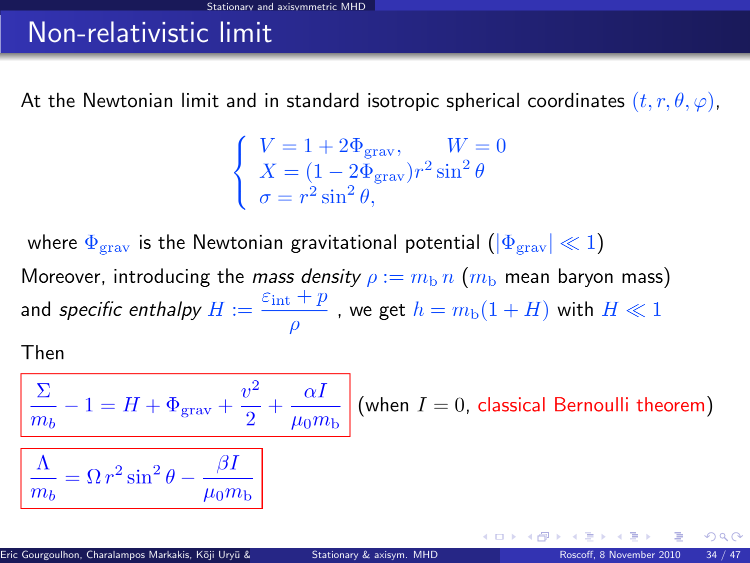# Non-relativistic limit

At the Newtonian limit and in standard isotropic spherical coordinates $(t, r, \theta, \varphi)$,

$$\begin{cases} V = 1 + 2\Phi_{\rm grav}, \qquad W = 0 \\ X = (1 - 2\Phi_{\rm grav}) r^2 \sin^2\theta \\ \sigma = r^2 \sin^2\theta, \end{cases}$$

where $\Phi_{\rm grav}$ is the Newtonian gravitational potential ($|\Phi_{\rm grav}| \ll 1$)

Moreover, introducing the *mass density* $\rho := m_{\rm b}\, n$ ($m_{\rm b}$ mean baryon mass) and *specific enthalpy* $H := \dfrac{\varepsilon_{\rm int} + p}{\rho}$ , we get $h = m_{\rm b}(1 + H)$ with $H \ll 1$

Then

$$\frac{\Sigma}{m_b} - 1 = H + \Phi_{\rm grav} + \frac{v^2}{2} + \frac{\alpha I}{\mu_0 m_{\rm b}}$$

(when $I = 0$, classical Bernoulli theorem)

$$\frac{\Lambda}{m_b} = \Omega\, r^2 \sin^2\theta - \frac{\beta I}{\mu_0 m_{\rm b}}$$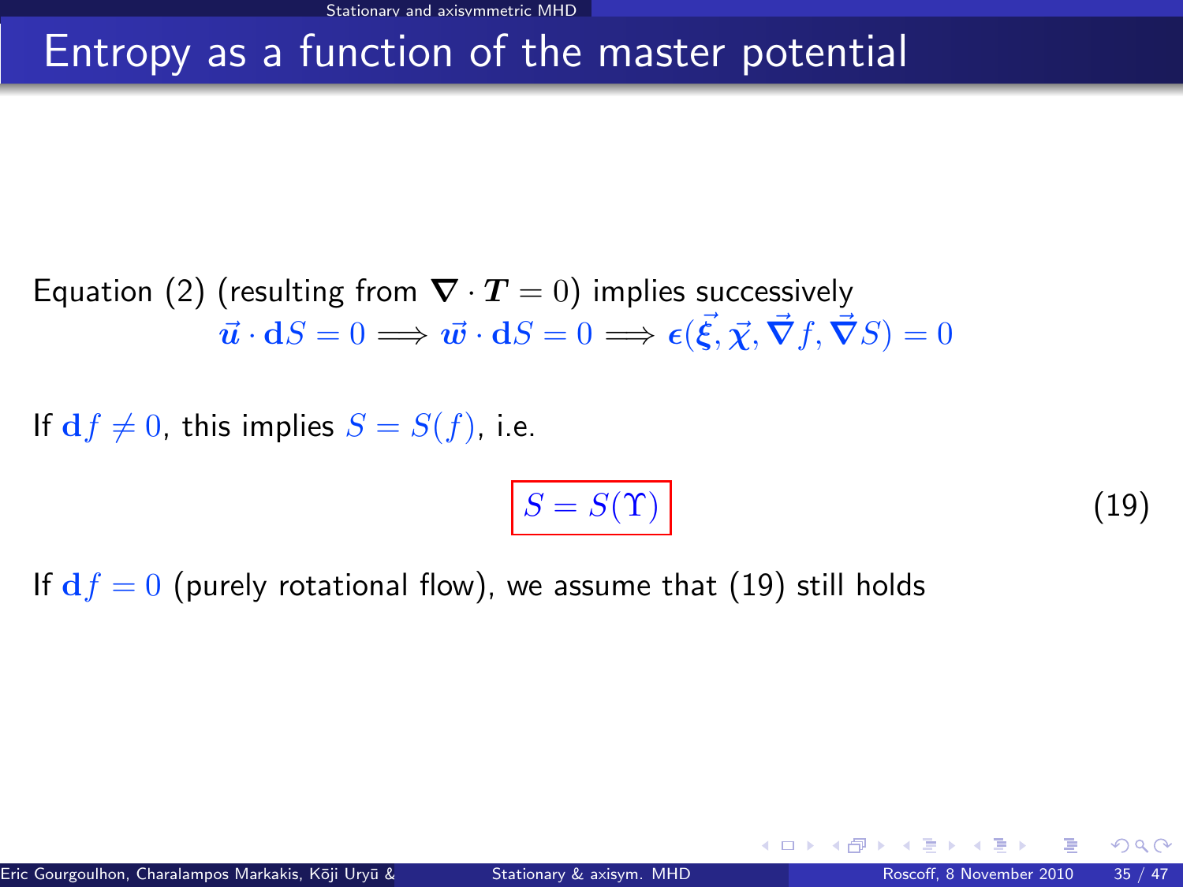# Entropy as a function of the master potential

Equation (2) (resulting from $\boldsymbol{\nabla} \cdot \boldsymbol{T} = 0$) implies successively

$$\vec{\boldsymbol{u}} \cdot \mathbf{d}S = 0 \Longrightarrow \vec{\boldsymbol{w}} \cdot \mathbf{d}S = 0 \Longrightarrow \boldsymbol{\epsilon}(\vec{\boldsymbol{\xi}}, \vec{\boldsymbol{\chi}}, \vec{\boldsymbol{\nabla}} f, \vec{\boldsymbol{\nabla}} S) = 0$$

If $\mathbf{d}f \neq 0$, this implies $S = S(f)$, i.e.

$$\boxed{S = S(\Upsilon)} \qquad (19)$$

If $\mathbf{d}f = 0$ (purely rotational flow), we assume that (19) still holds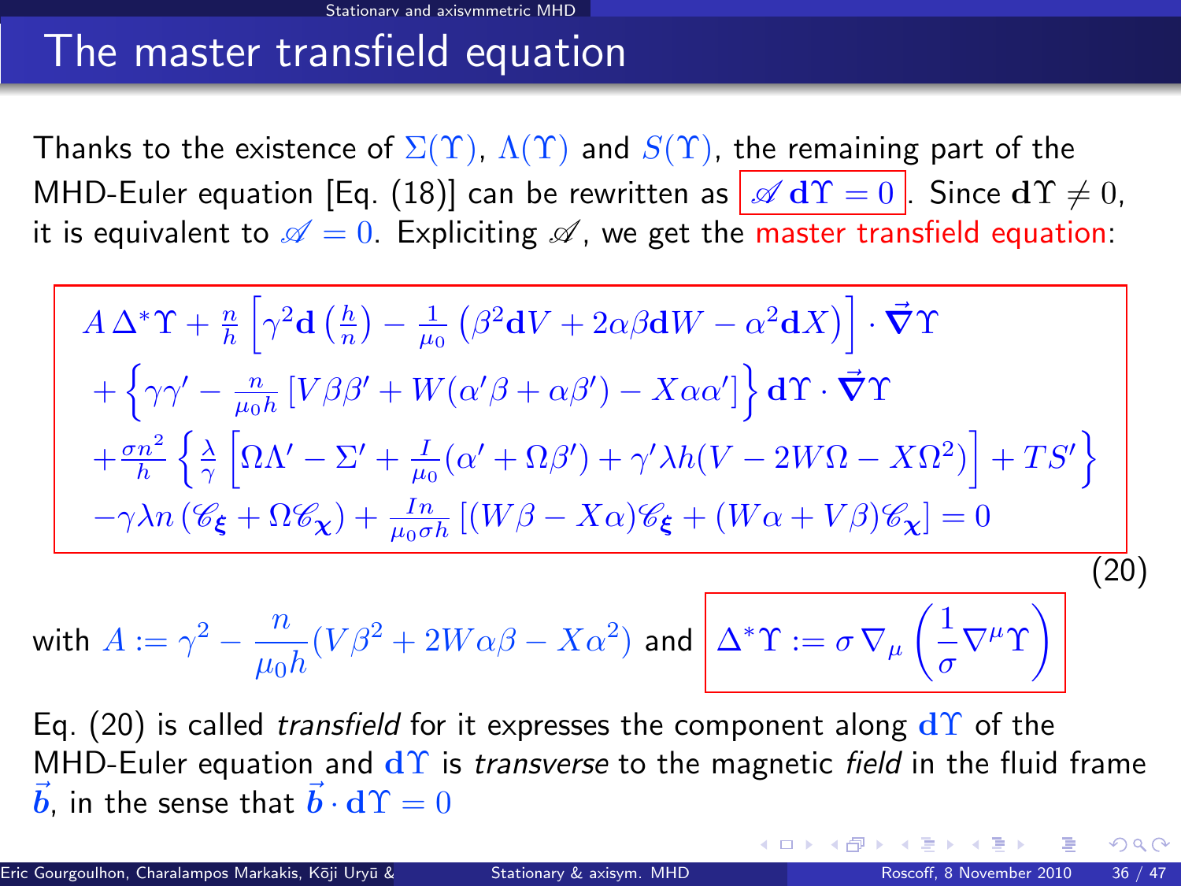# The master transfield equation

Thanks to the existence of $\Sigma(\Upsilon)$, $\Lambda(\Upsilon)$ and $S(\Upsilon)$, the remaining part of the MHD-Euler equation [Eq. (18)] can be rewritten as $\boxed{\mathscr{A}\,\mathbf{d}\Upsilon = 0}$. Since $\mathbf{d}\Upsilon \neq 0$, it is equivalent to $\mathscr{A} = 0$. Expliciting $\mathscr{A}$, we get the master transfield equation:

$$
\boxed{
\begin{aligned}
& A\,\Delta^*\Upsilon + \frac{n}{h}\left[\gamma^2 \mathbf{d}\left(\frac{h}{n}\right) - \frac{1}{\mu_0}\left(\beta^2\mathbf{d}V + 2\alpha\beta\mathbf{d}W - \alpha^2\mathbf{d}X\right)\right]\cdot\vec{\boldsymbol{\nabla}}\Upsilon \\
& + \left\{\gamma\gamma' - \frac{n}{\mu_0 h}\left[V\beta\beta' + W(\alpha'\beta + \alpha\beta') - X\alpha\alpha'\right]\right\}\mathbf{d}\Upsilon\cdot\vec{\boldsymbol{\nabla}}\Upsilon \\
& + \frac{\sigma n^2}{h}\left\{\frac{\lambda}{\gamma}\left[\Omega\Lambda' - \Sigma' + \frac{I}{\mu_0}(\alpha' + \Omega\beta') + \gamma'\lambda h(V - 2W\Omega - X\Omega^2)\right] + TS'\right\} \\
& - \gamma\lambda n\left(\mathscr{C}_{\boldsymbol{\xi}} + \Omega\mathscr{C}_{\boldsymbol{\chi}}\right) + \frac{In}{\mu_0\sigma h}\left[(W\beta - X\alpha)\mathscr{C}_{\boldsymbol{\xi}} + (W\alpha + V\beta)\mathscr{C}_{\boldsymbol{\chi}}\right] = 0
\end{aligned}
}
\tag{20}
$$

with $A := \gamma^2 - \dfrac{n}{\mu_0 h}(V\beta^2 + 2W\alpha\beta - X\alpha^2)$ and $\boxed{\Delta^*\Upsilon := \sigma\,\nabla_\mu\left(\dfrac{1}{\sigma}\nabla^\mu\Upsilon\right)}$

Eq. (20) is called *transfield* for it expresses the component along $\mathbf{d}\Upsilon$ of the MHD-Euler equation and $\mathbf{d}\Upsilon$ is *transverse* to the magnetic *field* in the fluid frame $\vec{\boldsymbol{b}}$, in the sense that $\vec{\boldsymbol{b}}\cdot\mathbf{d}\Upsilon = 0$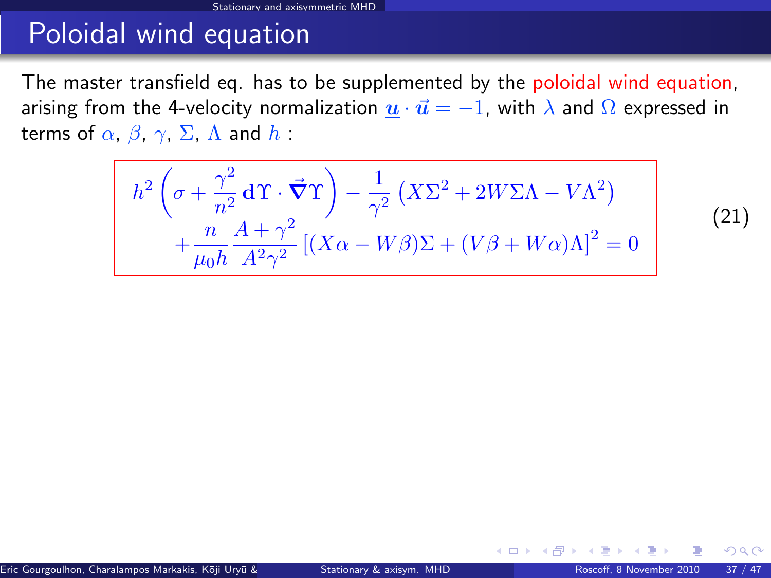# Poloidal wind equation

The master transfield eq. has to be supplemented by the poloidal wind equation, arising from the 4-velocity normalization $\underline{\boldsymbol{u}} \cdot \vec{\boldsymbol{u}} = -1$, with $\lambda$ and $\Omega$ expressed in terms of $\alpha$, $\beta$, $\gamma$, $\Sigma$, $\Lambda$ and $h$ :

$$h^2 \left( \sigma + \frac{\gamma^2}{n^2} \mathbf{d}\Upsilon \cdot \vec{\boldsymbol{\nabla}}\Upsilon \right) - \frac{1}{\gamma^2} \left( X\Sigma^2 + 2W\Sigma\Lambda - V\Lambda^2 \right) + \frac{n}{\mu_0 h} \frac{A + \gamma^2}{A^2\gamma^2} \left[ (X\alpha - W\beta)\Sigma + (V\beta + W\alpha)\Lambda \right]^2 = 0 \quad (21)$$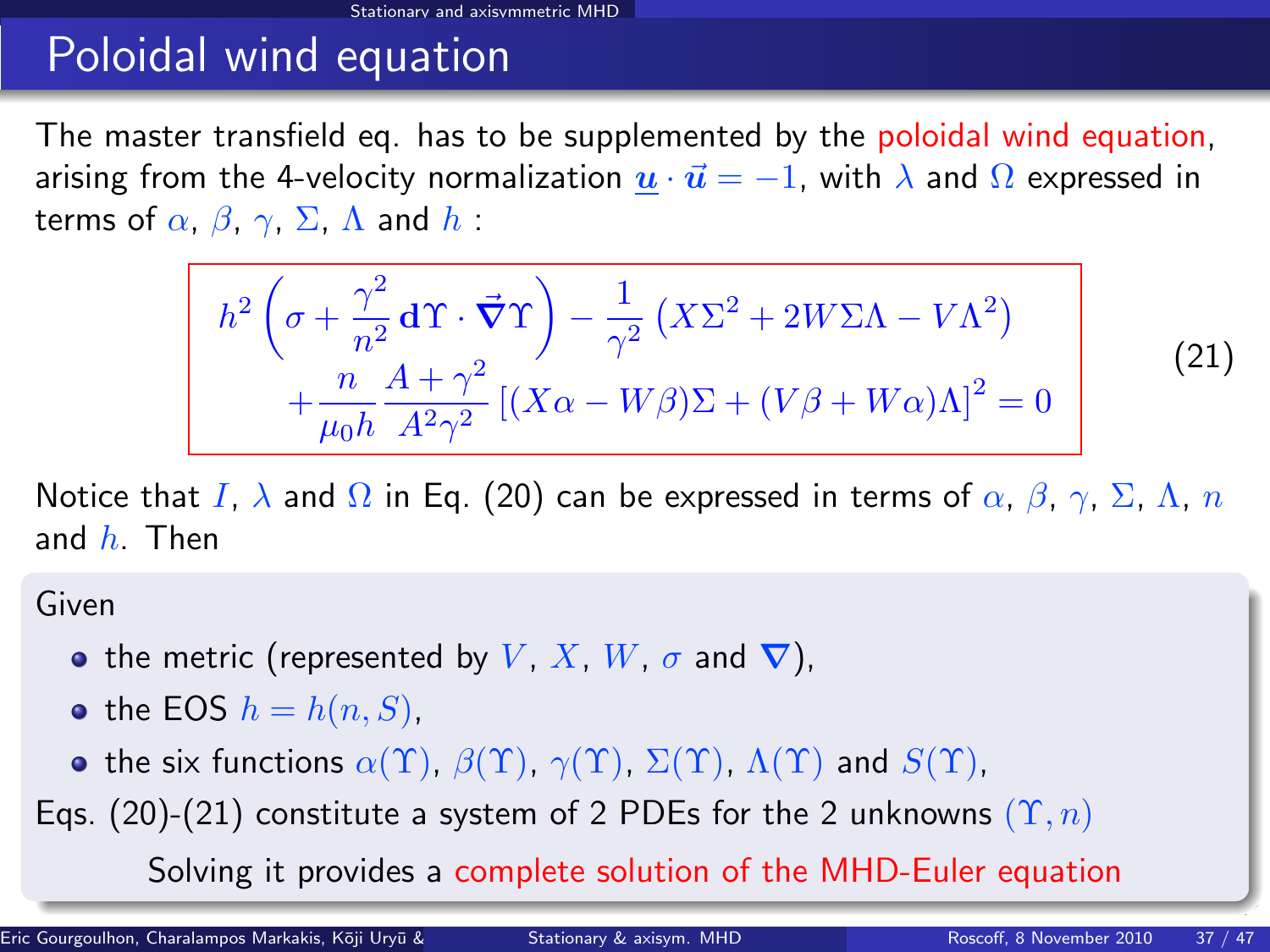# Poloidal wind equation

The master transfield eq. has to be supplemented by the poloidal wind equation, arising from the 4-velocity normalization $\underline{\boldsymbol{u}} \cdot \vec{\boldsymbol{u}} = -1$, with $\lambda$ and $\Omega$ expressed in terms of $\alpha$, $\beta$, $\gamma$, $\Sigma$, $\Lambda$ and $h$ :

$$
\begin{aligned}
& h^2 \left( \sigma + \frac{\gamma^2}{n^2} \mathbf{d}\Upsilon \cdot \vec{\boldsymbol{\nabla}}\Upsilon \right) - \frac{1}{\gamma^2} \left( X\Sigma^2 + 2W\Sigma\Lambda - V\Lambda^2 \right) \\
& \quad + \frac{n}{\mu_0 h} \frac{A + \gamma^2}{A^2\gamma^2} \left[ (X\alpha - W\beta)\Sigma + (V\beta + W\alpha)\Lambda \right]^2 = 0
\end{aligned}
\tag{21}
$$

Notice that $I$, $\lambda$ and $\Omega$ in Eq. (20) can be expressed in terms of $\alpha$, $\beta$, $\gamma$, $\Sigma$, $\Lambda$, $n$ and $h$. Then

Given

- the metric (represented by $V$, $X$, $W$, $\sigma$ and $\boldsymbol{\nabla}$),
- the EOS $h = h(n, S)$,
- the six functions $\alpha(\Upsilon)$, $\beta(\Upsilon)$, $\gamma(\Upsilon)$, $\Sigma(\Upsilon)$, $\Lambda(\Upsilon)$ and $S(\Upsilon)$,

Eqs. (20)-(21) constitute a system of 2 PDEs for the 2 unknowns $(\Upsilon, n)$

Solving it provides a complete solution of the MHD-Euler equation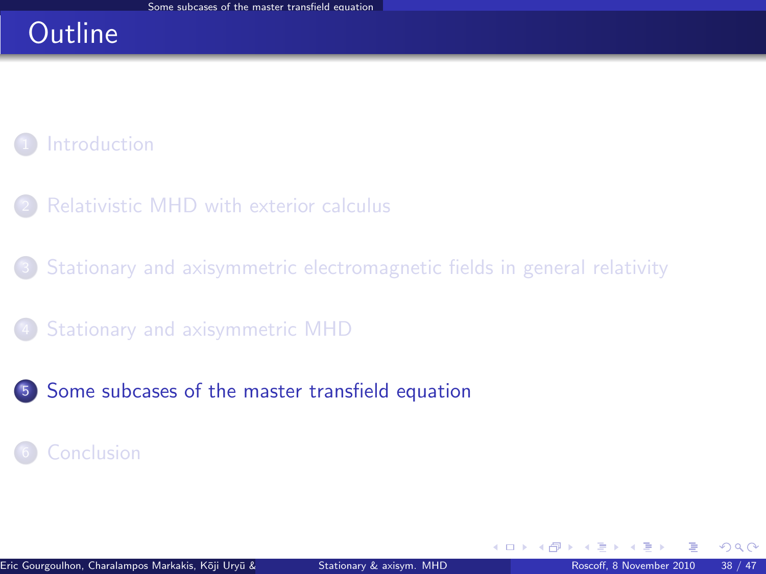# Outline

1. Introduction
2. Relativistic MHD with exterior calculus
3. Stationary and axisymmetric electromagnetic fields in general relativity
4. Stationary and axisymmetric MHD
5. **Some subcases of the master transfield equation**
6. Conclusion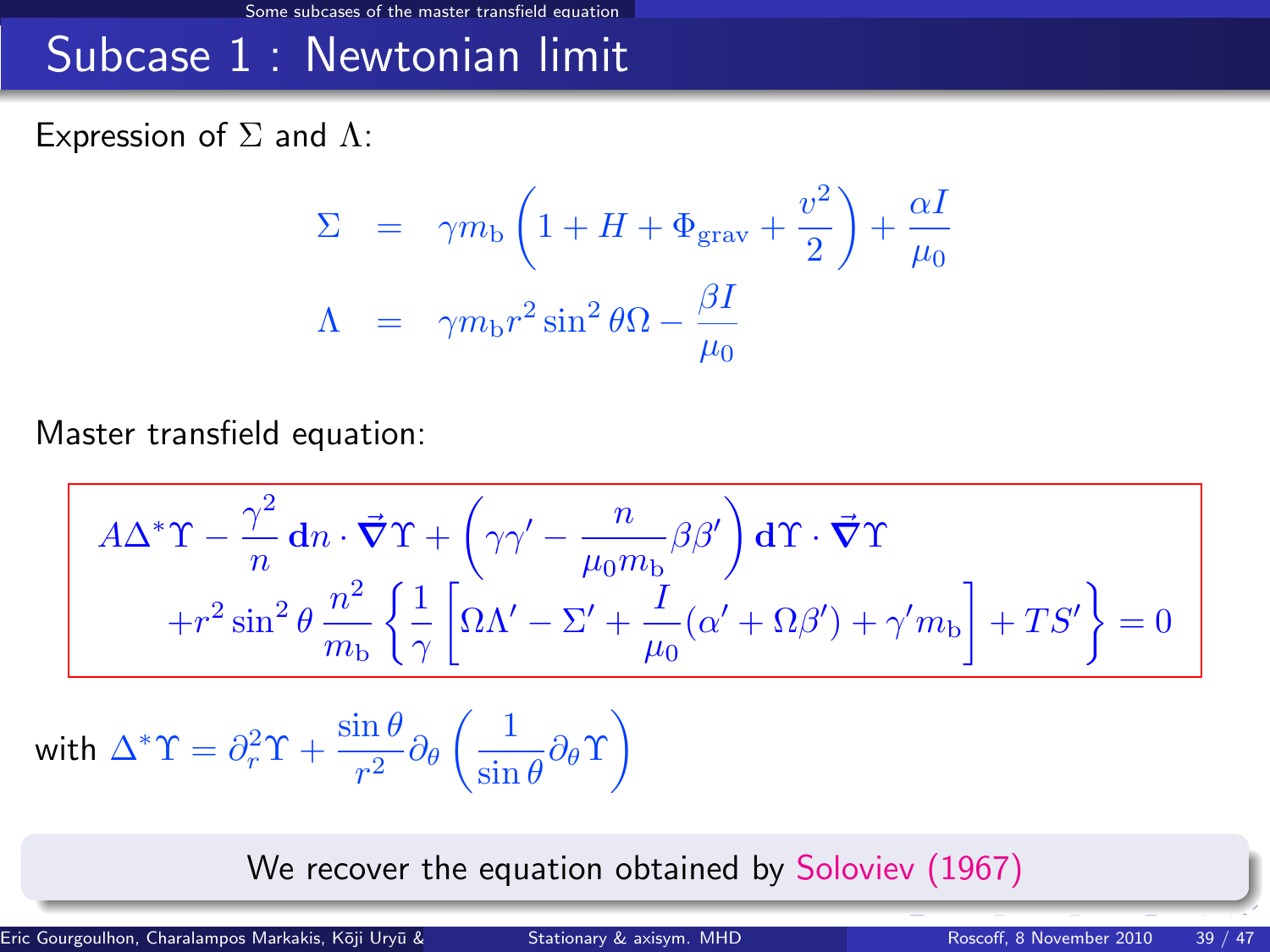## Subcase 1 : Newtonian limit

Expression of $\Sigma$ and $\Lambda$:

$$
\begin{aligned}
\Sigma &= \gamma m_{\rm b}\left(1 + H + \Phi_{\rm grav} + \frac{v^2}{2}\right) + \frac{\alpha I}{\mu_0} \\
\Lambda &= \gamma m_{\rm b} r^2 \sin^2\theta\,\Omega - \frac{\beta I}{\mu_0}
\end{aligned}
$$

Master transfield equation:

$$
\begin{aligned}
& A\Delta^*\Upsilon - \frac{\gamma^2}{n}\,\mathbf{d}n\cdot\vec{\boldsymbol{\nabla}}\Upsilon + \left(\gamma\gamma' - \frac{n}{\mu_0 m_{\rm b}}\beta\beta'\right)\mathbf{d}\Upsilon\cdot\vec{\boldsymbol{\nabla}}\Upsilon \\
& \quad + r^2\sin^2\theta\,\frac{n^2}{m_{\rm b}}\left\{\frac{1}{\gamma}\left[\Omega\Lambda' - \Sigma' + \frac{I}{\mu_0}(\alpha' + \Omega\beta') + \gamma' m_{\rm b}\right] + TS'\right\} = 0
\end{aligned}
$$

with $\Delta^*\Upsilon = \partial_r^2\Upsilon + \dfrac{\sin\theta}{r^2}\partial_\theta\left(\dfrac{1}{\sin\theta}\partial_\theta\Upsilon\right)$

We recover the equation obtained by Soloviev (1967)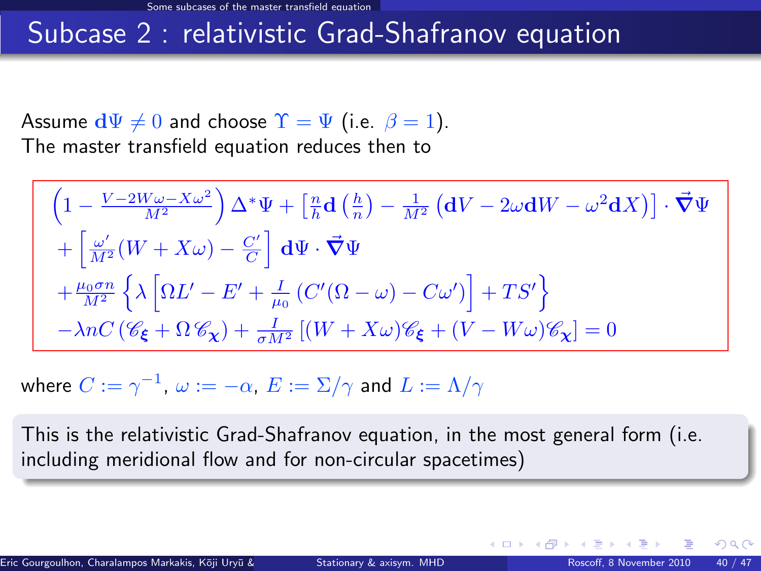# Subcase 2 : relativistic Grad-Shafranov equation

Assume $\mathbf{d}\Psi \neq 0$ and choose $\Upsilon = \Psi$ (i.e. $\beta = 1$).
The master transfield equation reduces then to

$$
\begin{aligned}
&\left(1 - \frac{V - 2W\omega - X\omega^2}{M^2}\right)\Delta^*\Psi + \left[\frac{n}{h}\mathbf{d}\left(\frac{h}{n}\right) - \frac{1}{M^2}\left(\mathbf{d}V - 2\omega\mathbf{d}W - \omega^2\mathbf{d}X\right)\right]\cdot\vec{\nabla}\Psi \\
&+ \left[\frac{\omega'}{M^2}(W + X\omega) - \frac{C'}{C}\right]\mathbf{d}\Psi\cdot\vec{\nabla}\Psi \\
&+ \frac{\mu_0\sigma n}{M^2}\left\{\lambda\left[\Omega L' - E' + \frac{I}{\mu_0}\left(C'(\Omega - \omega) - C\omega'\right)\right] + TS'\right\} \\
&- \lambda n C\left(\mathscr{C}_{\boldsymbol{\xi}} + \Omega\,\mathscr{C}_{\boldsymbol{\chi}}\right) + \frac{I}{\sigma M^2}\left[(W + X\omega)\mathscr{C}_{\boldsymbol{\xi}} + (V - W\omega)\mathscr{C}_{\boldsymbol{\chi}}\right] = 0
\end{aligned}
$$

where $C := \gamma^{-1}$, $\omega := -\alpha$, $E := \Sigma/\gamma$ and $L := \Lambda/\gamma$

This is the relativistic Grad-Shafranov equation, in the most general form (i.e. including meridional flow and for non-circular spacetimes)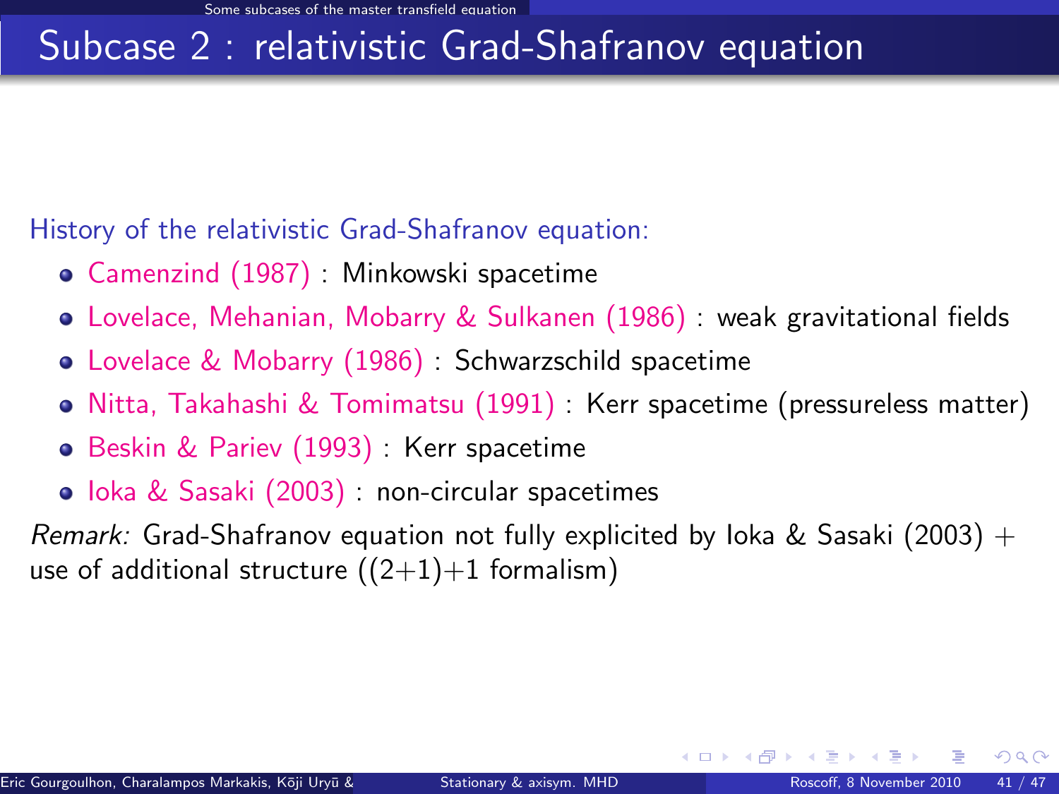# Subcase 2 : relativistic Grad-Shafranov equation

History of the relativistic Grad-Shafranov equation:

- Camenzind (1987) : Minkowski spacetime
- Lovelace, Mehanian, Mobarry & Sulkanen (1986) : weak gravitational fields
- Lovelace & Mobarry (1986) : Schwarzschild spacetime
- Nitta, Takahashi & Tomimatsu (1991) : Kerr spacetime (pressureless matter)
- Beskin & Pariev (1993) : Kerr spacetime
- Ioka & Sasaki (2003) : non-circular spacetimes

*Remark:* Grad-Shafranov equation not fully explicited by Ioka & Sasaki (2003) + use of additional structure ((2+1)+1 formalism)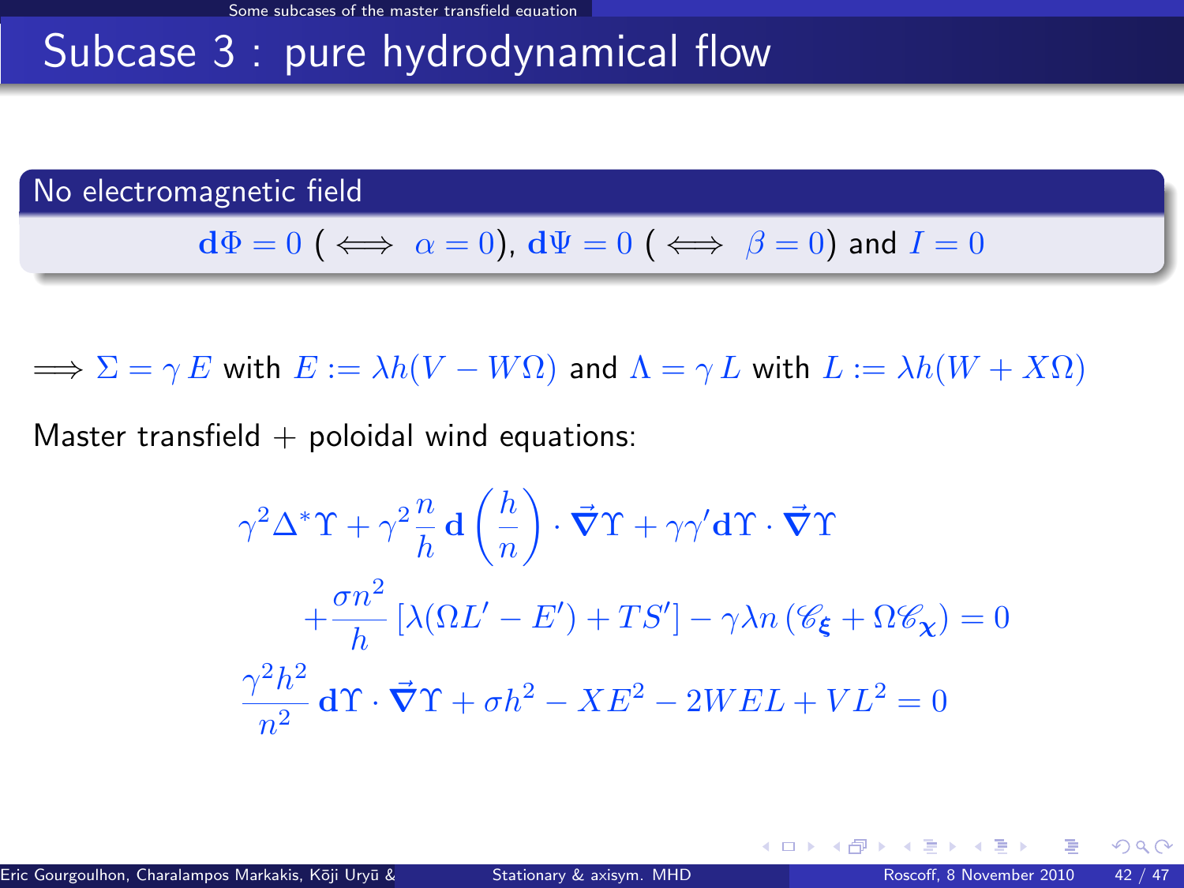# Subcase 3 : pure hydrodynamical flow

**No electromagnetic field**

$\mathbf{d}\Phi = 0$ ($\iff \alpha = 0$), $\mathbf{d}\Psi = 0$ ($\iff \beta = 0$) and $I = 0$

$\Longrightarrow \Sigma = \gamma\, E$ with $E := \lambda h(V - W\Omega)$ and $\Lambda = \gamma\, L$ with $L := \lambda h(W + X\Omega)$

Master transfield + poloidal wind equations:

$$\gamma^2 \Delta^* \Upsilon + \gamma^2 \frac{n}{h} \mathbf{d}\left(\frac{h}{n}\right) \cdot \vec{\boldsymbol{\nabla}}\Upsilon + \gamma\gamma' \mathbf{d}\Upsilon \cdot \vec{\boldsymbol{\nabla}}\Upsilon$$

$$+ \frac{\sigma n^2}{h} \left[\lambda(\Omega L' - E') + TS'\right] - \gamma\lambda n \left(\mathscr{C}_{\boldsymbol{\xi}} + \Omega \mathscr{C}_{\boldsymbol{\chi}}\right) = 0$$

$$\frac{\gamma^2 h^2}{n^2} \mathbf{d}\Upsilon \cdot \vec{\boldsymbol{\nabla}}\Upsilon + \sigma h^2 - XE^2 - 2WEL + VL^2 = 0$$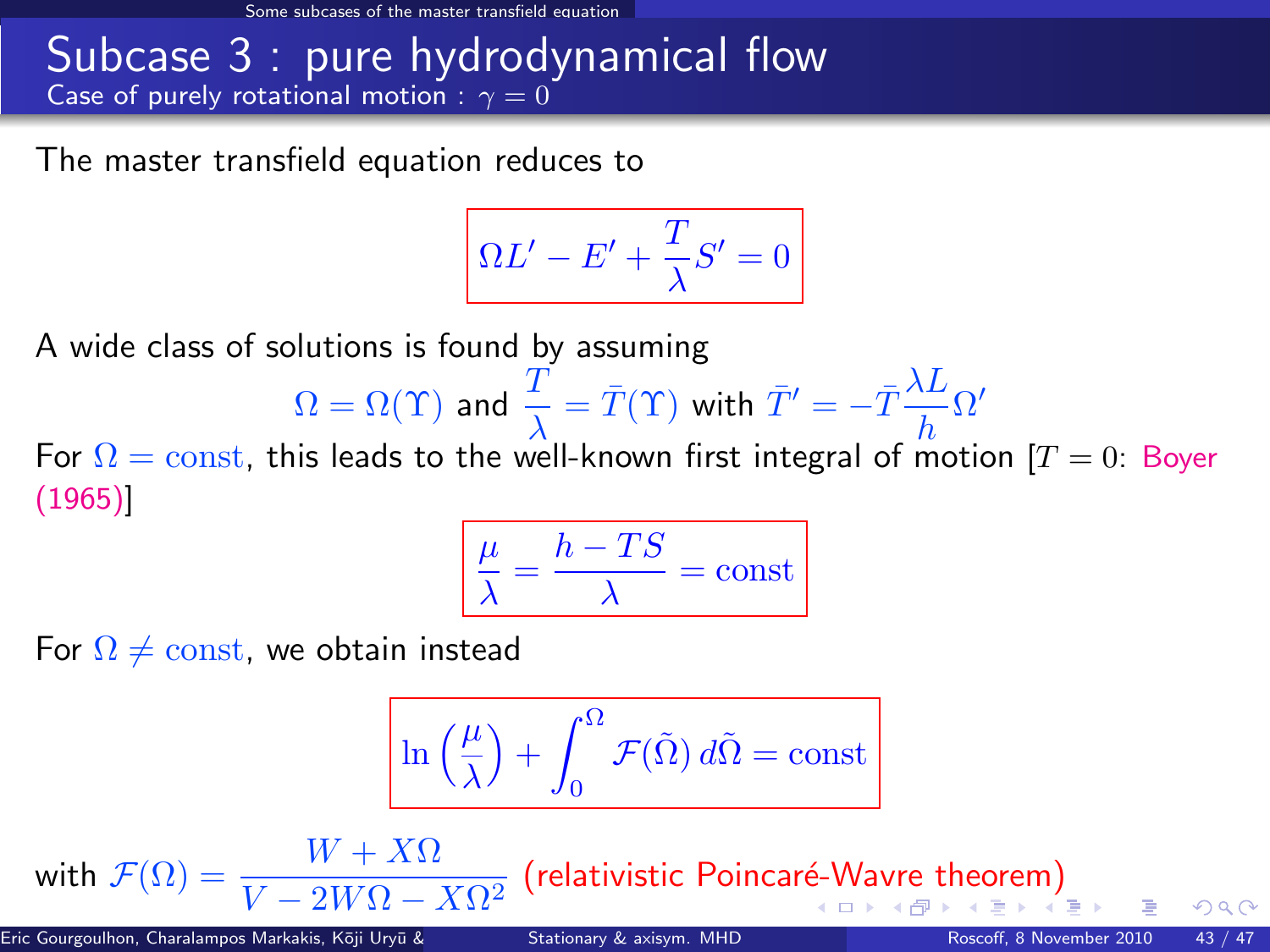# Subcase 3 : pure hydrodynamical flow

## Case of purely rotational motion : $\gamma = 0$

The master transfield equation reduces to

$$\boxed{\Omega L' - E' + \frac{T}{\lambda} S' = 0}$$

A wide class of solutions is found by assuming

$$\Omega = \Omega(\Upsilon) \text{ and } \frac{T}{\lambda} = \bar{T}(\Upsilon) \text{ with } \bar{T}' = -\bar{T}\frac{\lambda L}{h}\Omega'$$

For $\Omega = \mathrm{const}$, this leads to the well-known first integral of motion [$T = 0$: Boyer (1965)]

$$\boxed{\frac{\mu}{\lambda} = \frac{h - TS}{\lambda} = \mathrm{const}}$$

For $\Omega \neq \mathrm{const}$, we obtain instead

$$\boxed{\ln\left(\frac{\mu}{\lambda}\right) + \int_0^{\Omega} \mathcal{F}(\tilde{\Omega})\, d\tilde{\Omega} = \mathrm{const}}$$

with $\mathcal{F}(\Omega) = \dfrac{W + X\Omega}{V - 2W\Omega - X\Omega^2}$ (relativistic Poincaré-Wavre theorem)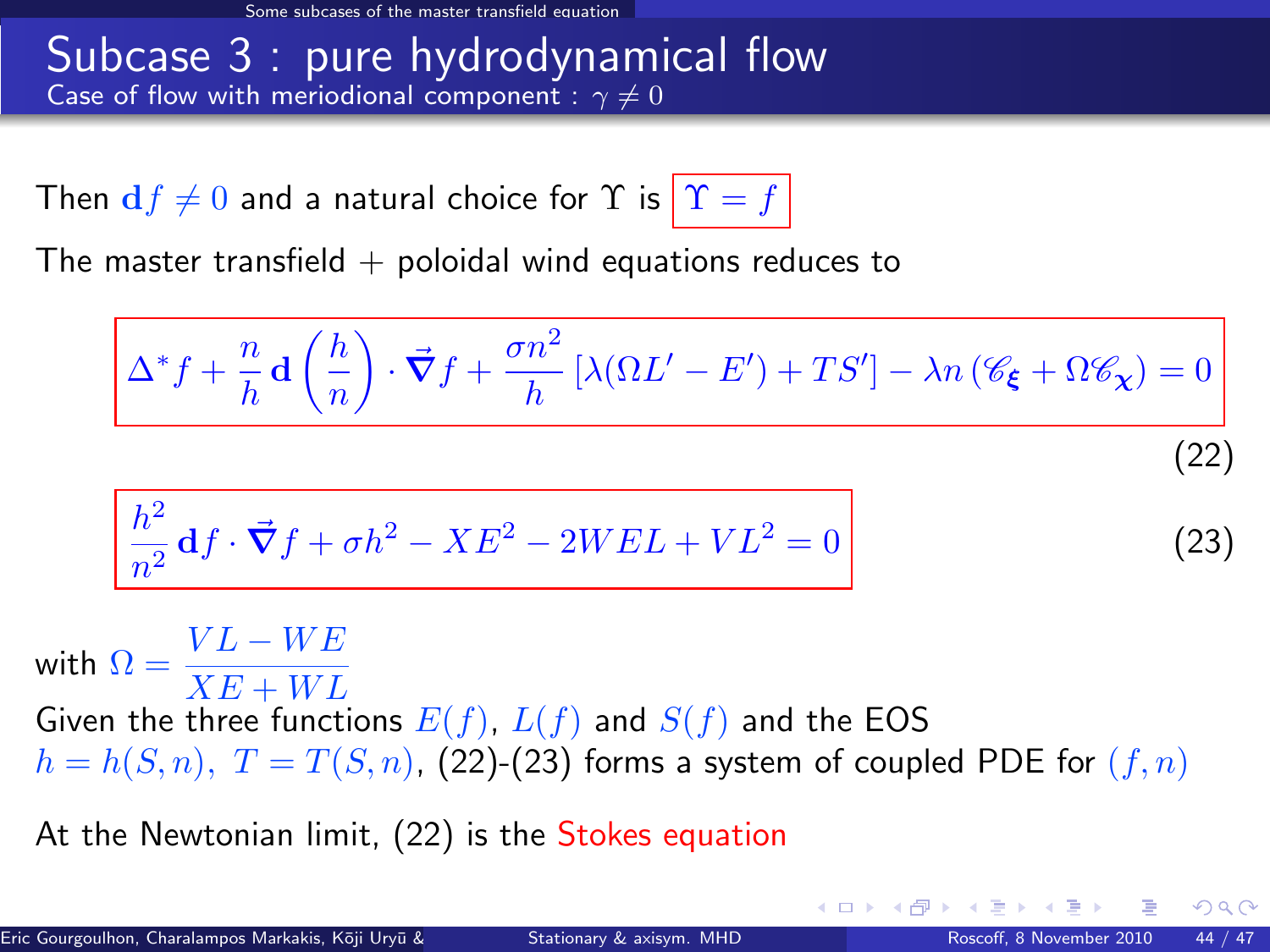# Subcase 3 : pure hydrodynamical flow

## Case of flow with meriodional component : $\gamma \neq 0$

Then $\mathbf{d}f \neq 0$ and a natural choice for $\Upsilon$ is $\boxed{\Upsilon = f}$

The master transfield + poloidal wind equations reduces to

$$\boxed{\Delta^* f + \frac{n}{h}\mathbf{d}\left(\frac{h}{n}\right)\cdot\vec{\nabla} f + \frac{\sigma n^2}{h}\left[\lambda(\Omega L' - E') + TS'\right] - \lambda n\left(\mathscr{C}_{\boldsymbol{\xi}} + \Omega\mathscr{C}_{\boldsymbol{\chi}}\right) = 0} \quad (22)$$

$$\boxed{\frac{h^2}{n^2}\mathbf{d}f\cdot\vec{\nabla} f + \sigma h^2 - XE^2 - 2WEL + VL^2 = 0} \quad (23)$$

with $\Omega = \dfrac{VL - WE}{XE + WL}$

Given the three functions $E(f)$, $L(f)$ and $S(f)$ and the EOS $h = h(S,n),\ T = T(S,n)$, (22)-(23) forms a system of coupled PDE for $(f,n)$

At the Newtonian limit, (22) is the Stokes equation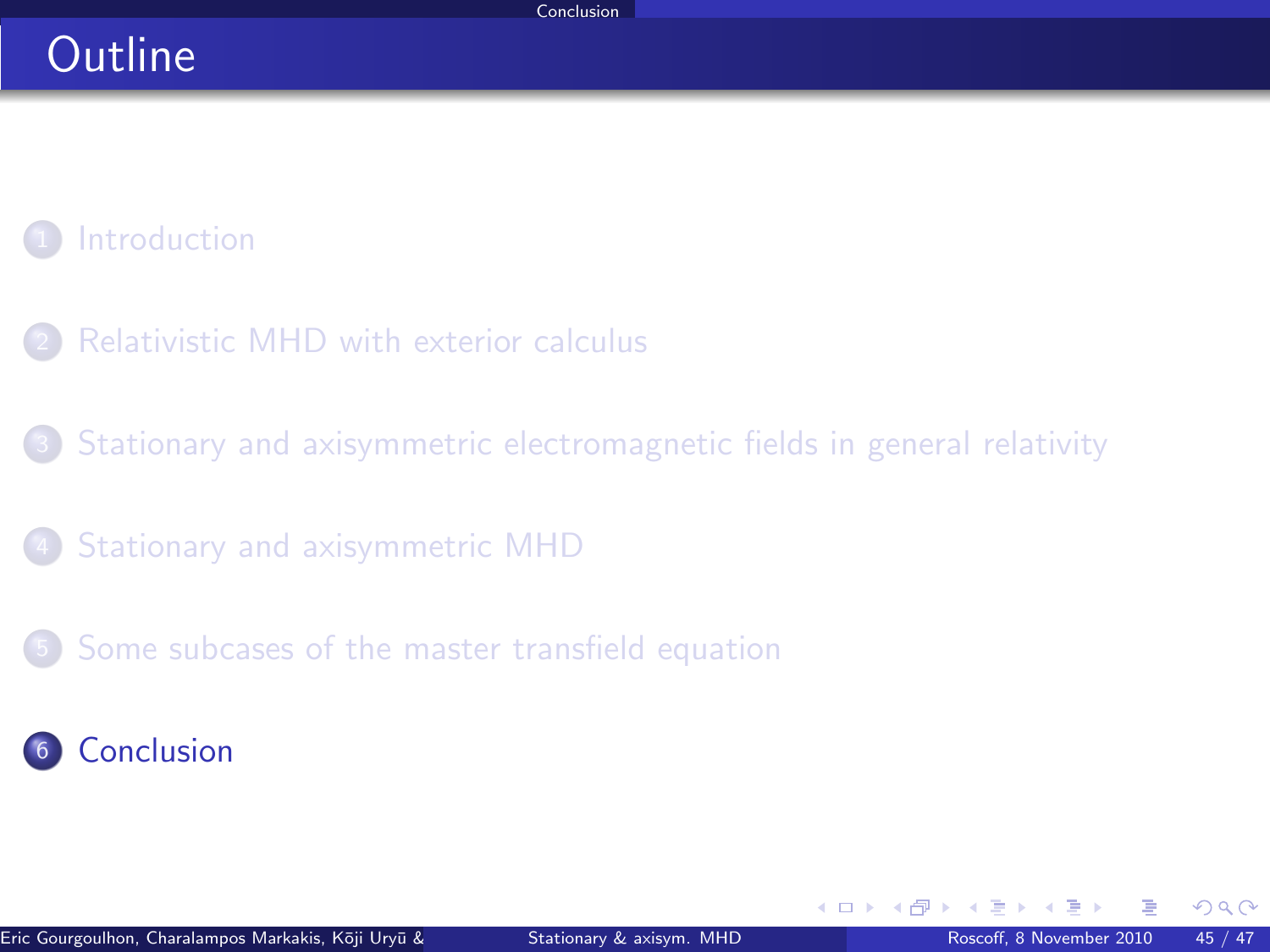# Outline

1. Introduction
2. Relativistic MHD with exterior calculus
3. Stationary and axisymmetric electromagnetic fields in general relativity
4. Stationary and axisymmetric MHD
5. Some subcases of the master transfield equation
6. **Conclusion**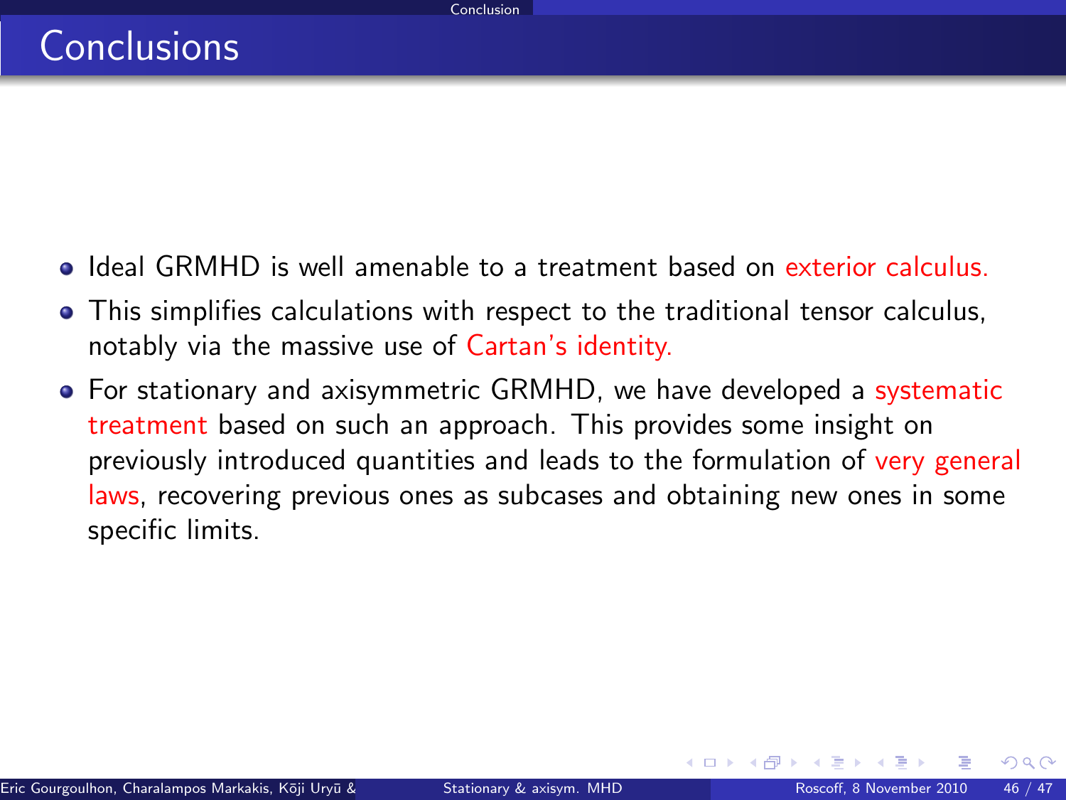# Conclusions

- Ideal GRMHD is well amenable to a treatment based on exterior calculus.
- This simplifies calculations with respect to the traditional tensor calculus, notably via the massive use of Cartan's identity.
- For stationary and axisymmetric GRMHD, we have developed a systematic treatment based on such an approach. This provides some insight on previously introduced quantities and leads to the formulation of very general laws, recovering previous ones as subcases and obtaining new ones in some specific limits.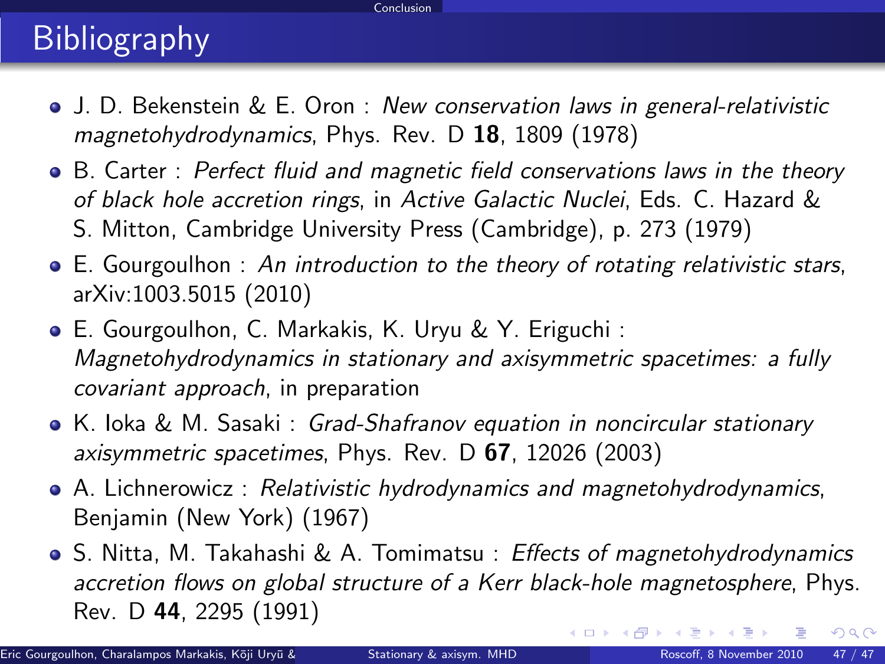# Bibliography

- J. D. Bekenstein & E. Oron : *New conservation laws in general-relativistic magnetohydrodynamics*, Phys. Rev. D **18**, 1809 (1978)
- B. Carter : *Perfect fluid and magnetic field conservations laws in the theory of black hole accretion rings*, in *Active Galactic Nuclei*, Eds. C. Hazard & S. Mitton, Cambridge University Press (Cambridge), p. 273 (1979)
- E. Gourgoulhon : *An introduction to the theory of rotating relativistic stars*, arXiv:1003.5015 (2010)
- E. Gourgoulhon, C. Markakis, K. Uryu & Y. Eriguchi : *Magnetohydrodynamics in stationary and axisymmetric spacetimes: a fully covariant approach*, in preparation
- K. Ioka & M. Sasaki : *Grad-Shafranov equation in noncircular stationary axisymmetric spacetimes*, Phys. Rev. D **67**, 12026 (2003)
- A. Lichnerowicz : *Relativistic hydrodynamics and magnetohydrodynamics*, Benjamin (New York) (1967)
- S. Nitta, M. Takahashi & A. Tomimatsu : *Effects of magnetohydrodynamics accretion flows on global structure of a Kerr black-hole magnetosphere*, Phys. Rev. D **44**, 2295 (1991)